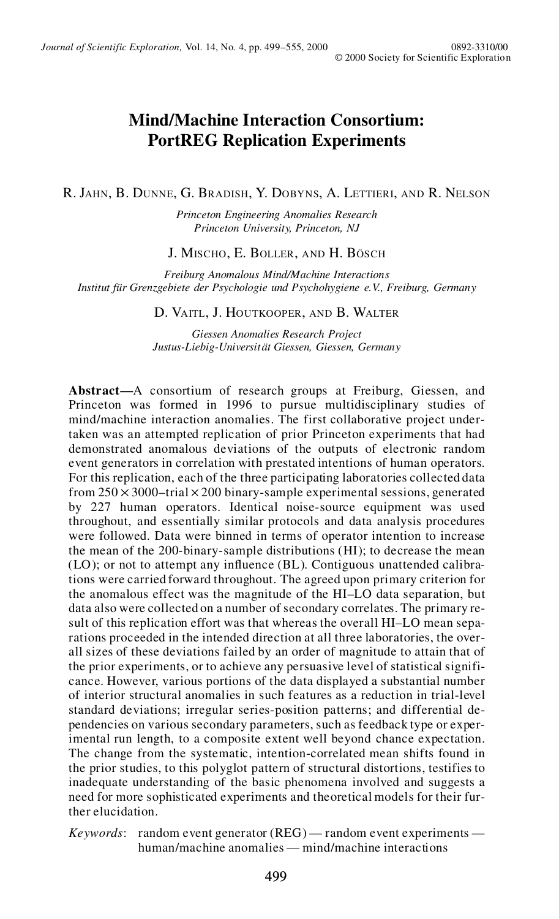# Mind/Machine Interaction Consortium: PortREG Replication Experiments

R. Jahn, B. Dunne, G. Bradish, Y. Dobyns, A. Lettieri, and R. Nelson

*Princeton Engineering Anomalies Research*
*Princeton University, Princeton, NJ*

J. Mischo, E. Boller, and H. Bösch

*Freiburg Anomalous Mind/Machine Interactions*
*Institut für Grenzgebiete der Psychologie und Psychohygiene e.V., Freiburg, Germany*

D. Vaitl, J. Houtkooper, and B. Walter

*Giessen Anomalies Research Project*
*Justus-Liebig-Universität Giessen, Giessen, Germany*

**Abstract**—A consortium of research groups at Freiburg, Giessen, and Princeton was formed in 1996 to pursue multidisciplinary studies of mind/machine interaction anomalies. The first collaborative project undertaken was an attempted replication of prior Princeton experiments that had demonstrated anomalous deviations of the outputs of electronic random event generators in correlation with prestated intentions of human operators. For this replication, each of the three participating laboratories collected data from $250 \times 3000$–trial $\times$ 200 binary-sample experimental sessions, generated by 227 human operators. Identical noise-source equipment was used throughout, and essentially similar protocols and data analysis procedures were followed. Data were binned in terms of operator intention to increase the mean of the 200-binary-sample distributions (HI); to decrease the mean (LO); or not to attempt any influence (BL). Contiguous unattended calibrations were carried forward throughout. The agreed upon primary criterion for the anomalous effect was the magnitude of the HI–LO data separation, but data also were collected on a number of secondary correlates. The primary result of this replication effort was that whereas the overall HI–LO mean separations proceeded in the intended direction at all three laboratories, the overall sizes of these deviations failed by an order of magnitude to attain that of the prior experiments, or to achieve any persuasive level of statistical significance. However, various portions of the data displayed a substantial number of interior structural anomalies in such features as a reduction in trial-level standard deviations; irregular series-position patterns; and differential dependencies on various secondary parameters, such as feedback type or experimental run length, to a composite extent well beyond chance expectation. The change from the systematic, intention-correlated mean shifts found in the prior studies, to this polyglot pattern of structural distortions, testifies to inadequate understanding of the basic phenomena involved and suggests a need for more sophisticated experiments and theoretical models for their further elucidation.

*Keywords*: random event generator (REG) — random event experiments — human/machine anomalies — mind/machine interactions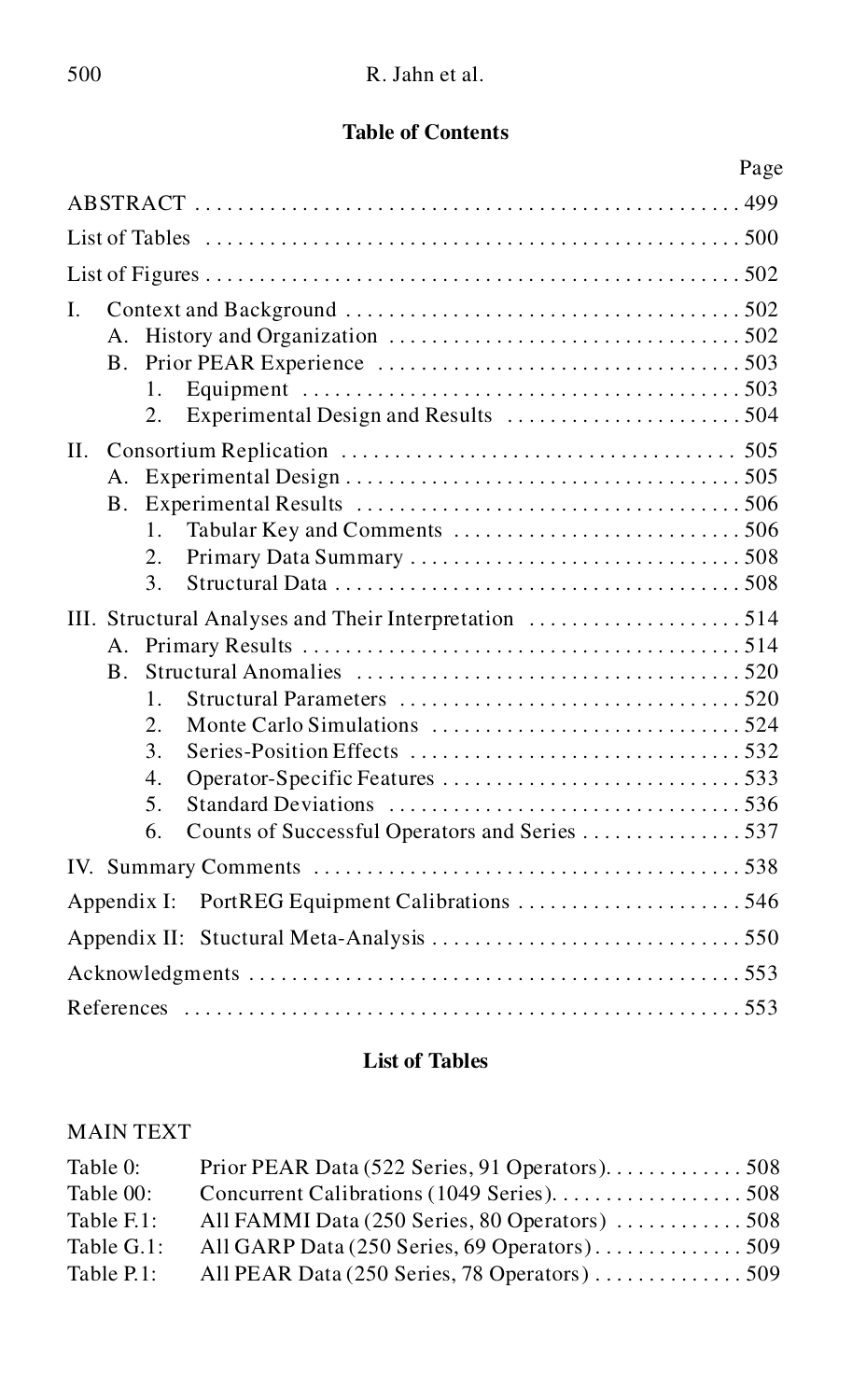## Table of Contents

| | Page |
|---|---|
| ABSTRACT | 499 |
| List of Tables | 500 |
| List of Figures | 502 |
| I. Context and Background | 502 |
| A. History and Organization | 502 |
| B. Prior PEAR Experience | 503 |
| 1. Equipment | 503 |
| 2. Experimental Design and Results | 504 |
| II. Consortium Replication | 505 |
| A. Experimental Design | 505 |
| B. Experimental Results | 506 |
| 1. Tabular Key and Comments | 506 |
| 2. Primary Data Summary | 508 |
| 3. Structural Data | 508 |
| III. Structural Analyses and Their Interpretation | 514 |
| A. Primary Results | 514 |
| B. Structural Anomalies | 520 |
| 1. Structural Parameters | 520 |
| 2. Monte Carlo Simulations | 524 |
| 3. Series-Position Effects | 532 |
| 4. Operator-Specific Features | 533 |
| 5. Standard Deviations | 536 |
| 6. Counts of Successful Operators and Series | 537 |
| IV. Summary Comments | 538 |
| Appendix I: PortREG Equipment Calibrations | 546 |
| Appendix II: Stuctural Meta-Analysis | 550 |
| Acknowledgments | 553 |
| References | 553 |

## List of Tables

MAIN TEXT

| | | |
|---|---|---|
| Table 0: | Prior PEAR Data (522 Series, 91 Operators) | 508 |
| Table 00: | Concurrent Calibrations (1049 Series) | 508 |
| Table F.1: | All FAMMI Data (250 Series, 80 Operators) | 508 |
| Table G.1: | All GARP Data (250 Series, 69 Operators) | 509 |
| Table P.1: | All PEAR Data (250 Series, 78 Operators) | 509 |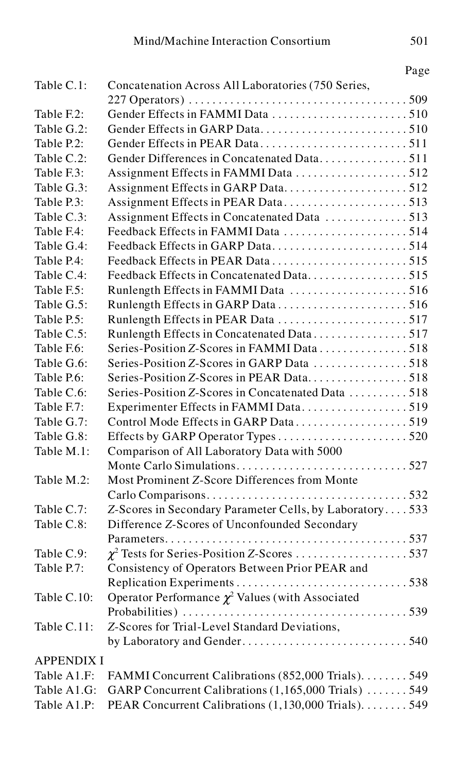| | | Page |
|---|---|---|
| Table C.1: | Concatenation Across All Laboratories (750 Series, 227 Operators) | 509 |
| Table F.2: | Gender Effects in FAMMI Data | 510 |
| Table G.2: | Gender Effects in GARP Data | 510 |
| Table P.2: | Gender Effects in PEAR Data | 511 |
| Table C.2: | Gender Differences in Concatenated Data | 511 |
| Table F.3: | Assignment Effects in FAMMI Data | 512 |
| Table G.3: | Assignment Effects in GARP Data | 512 |
| Table P.3: | Assignment Effects in PEAR Data | 513 |
| Table C.3: | Assignment Effects in Concatenated Data | 513 |
| Table F.4: | Feedback Effects in FAMMI Data | 514 |
| Table G.4: | Feedback Effects in GARP Data | 514 |
| Table P.4: | Feedback Effects in PEAR Data | 515 |
| Table C.4: | Feedback Effects in Concatenated Data | 515 |
| Table F.5: | Runlength Effects in FAMMI Data | 516 |
| Table G.5: | Runlength Effects in GARP Data | 516 |
| Table P.5: | Runlength Effects in PEAR Data | 517 |
| Table C.5: | Runlength Effects in Concatenated Data | 517 |
| Table F.6: | Series-Position *Z*-Scores in FAMMI Data | 518 |
| Table G.6: | Series-Position *Z*-Scores in GARP Data | 518 |
| Table P.6: | Series-Position *Z*-Scores in PEAR Data | 518 |
| Table C.6: | Series-Position *Z*-Scores in Concatenated Data | 518 |
| Table F.7: | Experimenter Effects in FAMMI Data | 519 |
| Table G.7: | Control Mode Effects in GARP Data | 519 |
| Table G.8: | Effects by GARP Operator Types | 520 |
| Table M.1: | Comparison of All Laboratory Data with 5000 Monte Carlo Simulations | 527 |
| Table M.2: | Most Prominent *Z*-Score Differences from Monte Carlo Comparisons | 532 |
| Table C.7: | *Z*-Scores in Secondary Parameter Cells, by Laboratory | 533 |
| Table C.8: | Difference *Z*-Scores of Unconfounded Secondary Parameters | 537 |
| Table C.9: | $\chi^2$ Tests for Series-Position *Z*-Scores | 537 |
| Table P.7: | Consistency of Operators Between Prior PEAR and Replication Experiments | 538 |
| Table C.10: | Operator Performance $\chi^2$ Values (with Associated Probabilities) | 539 |
| Table C.11: | *Z*-Scores for Trial-Level Standard Deviations, by Laboratory and Gender | 540 |
| **APPENDIX I** | | |
| Table A1.F: | FAMMI Concurrent Calibrations (852,000 Trials) | 549 |
| Table A1.G: | GARP Concurrent Calibrations (1,165,000 Trials) | 549 |
| Table A1.P: | PEAR Concurrent Calibrations (1,130,000 Trials) | 549 |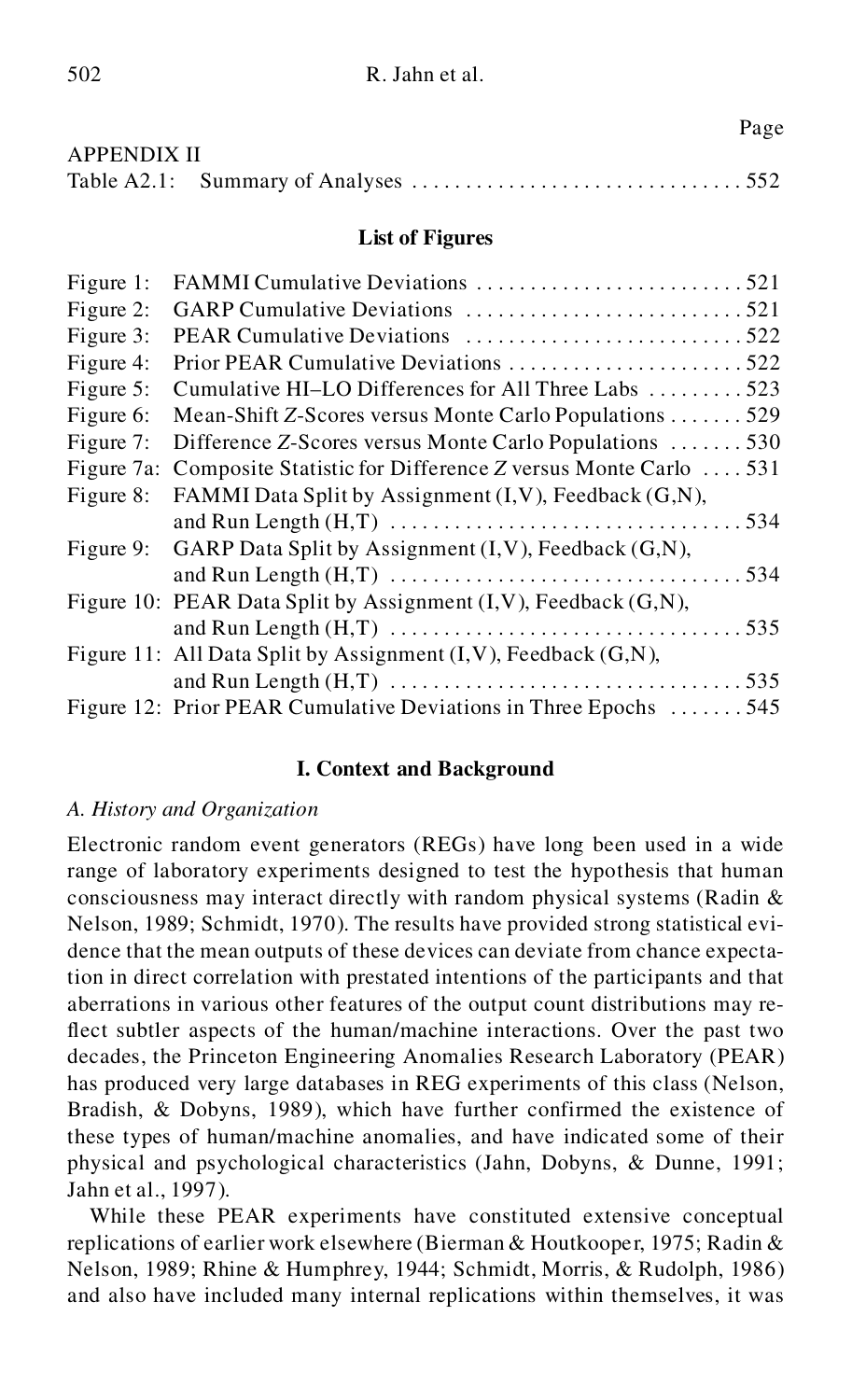| | | Page |
|---|---|---|
| APPENDIX II | | |
| Table A2.1: | Summary of Analyses | 552 |

**List of Figures**

| | | |
|---|---|---|
| Figure 1: | FAMMI Cumulative Deviations | 521 |
| Figure 2: | GARP Cumulative Deviations | 521 |
| Figure 3: | PEAR Cumulative Deviations | 522 |
| Figure 4: | Prior PEAR Cumulative Deviations | 522 |
| Figure 5: | Cumulative HI–LO Differences for All Three Labs | 523 |
| Figure 6: | Mean-Shift *Z*-Scores versus Monte Carlo Populations | 529 |
| Figure 7: | Difference *Z*-Scores versus Monte Carlo Populations | 530 |
| Figure 7a: | Composite Statistic for Difference *Z* versus Monte Carlo | 531 |
| Figure 8: | FAMMI Data Split by Assignment (I,V), Feedback (G,N), and Run Length (H,T) | 534 |
| Figure 9: | GARP Data Split by Assignment (I,V), Feedback (G,N), and Run Length (H,T) | 534 |
| Figure 10: | PEAR Data Split by Assignment (I,V), Feedback (G,N), and Run Length (H,T) | 535 |
| Figure 11: | All Data Split by Assignment (I,V), Feedback (G,N), and Run Length (H,T) | 535 |
| Figure 12: | Prior PEAR Cumulative Deviations in Three Epochs | 545 |

## I. Context and Background

### *A. History and Organization*

Electronic random event generators (REGs) have long been used in a wide range of laboratory experiments designed to test the hypothesis that human consciousness may interact directly with random physical systems (Radin & Nelson, 1989; Schmidt, 1970). The results have provided strong statistical evidence that the mean outputs of these devices can deviate from chance expectation in direct correlation with prestated intentions of the participants and that aberrations in various other features of the output count distributions may reflect subtler aspects of the human/machine interactions. Over the past two decades, the Princeton Engineering Anomalies Research Laboratory (PEAR) has produced very large databases in REG experiments of this class (Nelson, Bradish, & Dobyns, 1989), which have further confirmed the existence of these types of human/machine anomalies, and have indicated some of their physical and psychological characteristics (Jahn, Dobyns, & Dunne, 1991; Jahn et al., 1997).

While these PEAR experiments have constituted extensive conceptual replications of earlier work elsewhere (Bierman & Houtkooper, 1975; Radin & Nelson, 1989; Rhine & Humphrey, 1944; Schmidt, Morris, & Rudolph, 1986) and also have included many internal replications within themselves, it was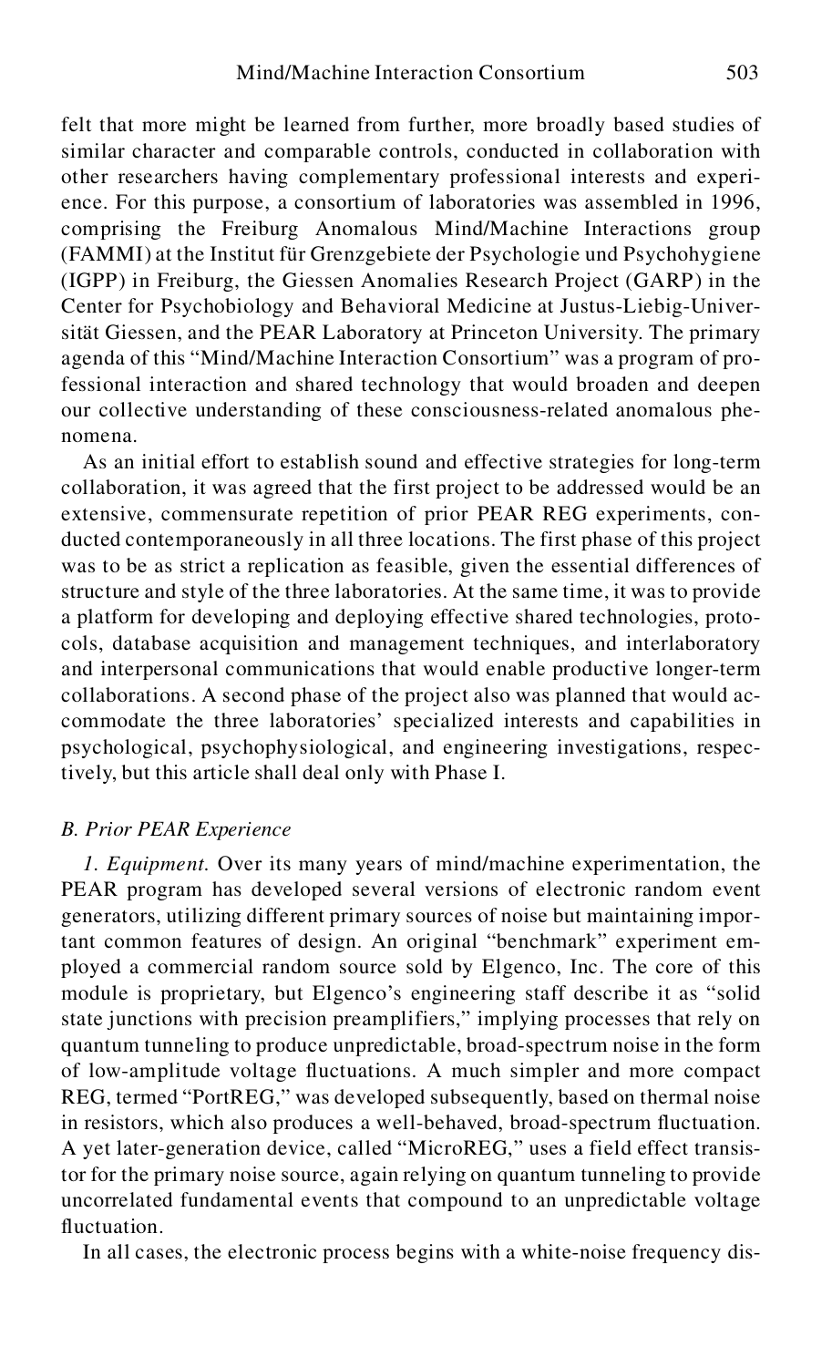felt that more might be learned from further, more broadly based studies of similar character and comparable controls, conducted in collaboration with other researchers having complementary professional interests and experience. For this purpose, a consortium of laboratories was assembled in 1996, comprising the Freiburg Anomalous Mind/Machine Interactions group (FAMMI) at the Institut für Grenzgebiete der Psychologie und Psychohygiene (IGPP) in Freiburg, the Giessen Anomalies Research Project (GARP) in the Center for Psychobiology and Behavioral Medicine at Justus-Liebig-Universität Giessen, and the PEAR Laboratory at Princeton University. The primary agenda of this "Mind/Machine Interaction Consortium" was a program of professional interaction and shared technology that would broaden and deepen our collective understanding of these consciousness-related anomalous phenomena.

As an initial effort to establish sound and effective strategies for long-term collaboration, it was agreed that the first project to be addressed would be an extensive, commensurate repetition of prior PEAR REG experiments, conducted contemporaneously in all three locations. The first phase of this project was to be as strict a replication as feasible, given the essential differences of structure and style of the three laboratories. At the same time, it was to provide a platform for developing and deploying effective shared technologies, protocols, database acquisition and management techniques, and interlaboratory and interpersonal communications that would enable productive longer-term collaborations. A second phase of the project also was planned that would accommodate the three laboratories' specialized interests and capabilities in psychological, psychophysiological, and engineering investigations, respectively, but this article shall deal only with Phase I.

### *B. Prior PEAR Experience*

*1. Equipment.* Over its many years of mind/machine experimentation, the PEAR program has developed several versions of electronic random event generators, utilizing different primary sources of noise but maintaining important common features of design. An original "benchmark" experiment employed a commercial random source sold by Elgenco, Inc. The core of this module is proprietary, but Elgenco's engineering staff describe it as "solid state junctions with precision preamplifiers," implying processes that rely on quantum tunneling to produce unpredictable, broad-spectrum noise in the form of low-amplitude voltage fluctuations. A much simpler and more compact REG, termed "PortREG," was developed subsequently, based on thermal noise in resistors, which also produces a well-behaved, broad-spectrum fluctuation. A yet later-generation device, called "MicroREG," uses a field effect transistor for the primary noise source, again relying on quantum tunneling to provide uncorrelated fundamental events that compound to an unpredictable voltage fluctuation.

In all cases, the electronic process begins with a white-noise frequency dis-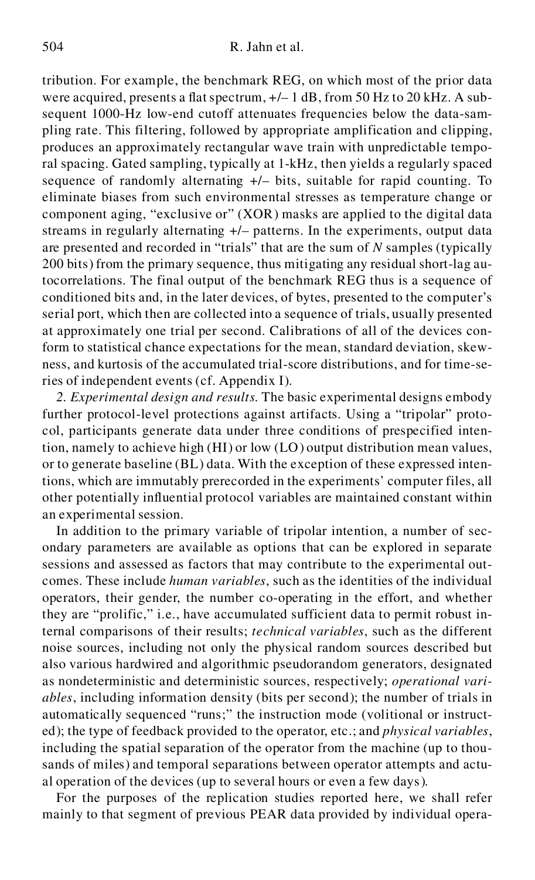tribution. For example, the benchmark REG, on which most of the prior data were acquired, presents a flat spectrum, +/– 1 dB, from 50 Hz to 20 kHz. A subsequent 1000-Hz low-end cutoff attenuates frequencies below the data-sampling rate. This filtering, followed by appropriate amplification and clipping, produces an approximately rectangular wave train with unpredictable temporal spacing. Gated sampling, typically at 1-kHz, then yields a regularly spaced sequence of randomly alternating +/– bits, suitable for rapid counting. To eliminate biases from such environmental stresses as temperature change or component aging, "exclusive or" (XOR) masks are applied to the digital data streams in regularly alternating +/– patterns. In the experiments, output data are presented and recorded in "trials" that are the sum of $N$ samples (typically 200 bits) from the primary sequence, thus mitigating any residual short-lag autocorrelations. The final output of the benchmark REG thus is a sequence of conditioned bits and, in the later devices, of bytes, presented to the computer's serial port, which then are collected into a sequence of trials, usually presented at approximately one trial per second. Calibrations of all of the devices conform to statistical chance expectations for the mean, standard deviation, skewness, and kurtosis of the accumulated trial-score distributions, and for time-series of independent events (cf. Appendix I).

*2. Experimental design and results.* The basic experimental designs embody further protocol-level protections against artifacts. Using a "tripolar" protocol, participants generate data under three conditions of prespecified intention, namely to achieve high (HI) or low (LO) output distribution mean values, or to generate baseline (BL) data. With the exception of these expressed intentions, which are immutably prerecorded in the experiments' computer files, all other potentially influential protocol variables are maintained constant within an experimental session.

In addition to the primary variable of tripolar intention, a number of secondary parameters are available as options that can be explored in separate sessions and assessed as factors that may contribute to the experimental outcomes. These include *human variables*, such as the identities of the individual operators, their gender, the number co-operating in the effort, and whether they are "prolific," i.e., have accumulated sufficient data to permit robust internal comparisons of their results; *technical variables*, such as the different noise sources, including not only the physical random sources described but also various hardwired and algorithmic pseudorandom generators, designated as nondeterministic and deterministic sources, respectively; *operational variables*, including information density (bits per second); the number of trials in automatically sequenced "runs;" the instruction mode (volitional or instructed); the type of feedback provided to the operator, etc.; and *physical variables*, including the spatial separation of the operator from the machine (up to thousands of miles) and temporal separations between operator attempts and actual operation of the devices (up to several hours or even a few days).

For the purposes of the replication studies reported here, we shall refer mainly to that segment of previous PEAR data provided by individual opera-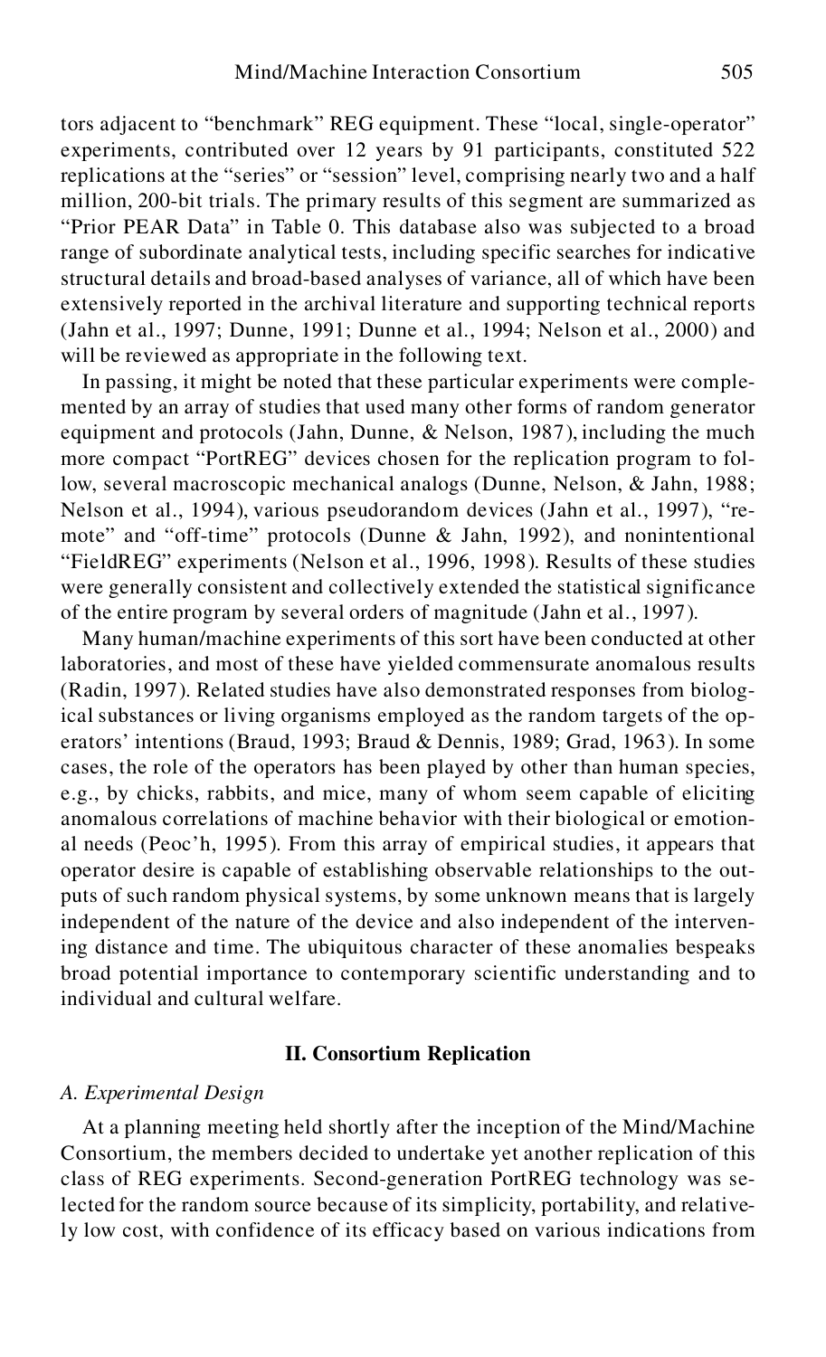tors adjacent to "benchmark" REG equipment. These "local, single-operator" experiments, contributed over 12 years by 91 participants, constituted 522 replications at the "series" or "session" level, comprising nearly two and a half million, 200-bit trials. The primary results of this segment are summarized as "Prior PEAR Data" in Table 0. This database also was subjected to a broad range of subordinate analytical tests, including specific searches for indicative structural details and broad-based analyses of variance, all of which have been extensively reported in the archival literature and supporting technical reports (Jahn et al., 1997; Dunne, 1991; Dunne et al., 1994; Nelson et al., 2000) and will be reviewed as appropriate in the following text.

In passing, it might be noted that these particular experiments were complemented by an array of studies that used many other forms of random generator equipment and protocols (Jahn, Dunne, & Nelson, 1987), including the much more compact "PortREG" devices chosen for the replication program to follow, several macroscopic mechanical analogs (Dunne, Nelson, & Jahn, 1988; Nelson et al., 1994), various pseudorandom devices (Jahn et al., 1997), "remote" and "off-time" protocols (Dunne & Jahn, 1992), and nonintentional "FieldREG" experiments (Nelson et al., 1996, 1998). Results of these studies were generally consistent and collectively extended the statistical significance of the entire program by several orders of magnitude (Jahn et al., 1997).

Many human/machine experiments of this sort have been conducted at other laboratories, and most of these have yielded commensurate anomalous results (Radin, 1997). Related studies have also demonstrated responses from biological substances or living organisms employed as the random targets of the operators' intentions (Braud, 1993; Braud & Dennis, 1989; Grad, 1963). In some cases, the role of the operators has been played by other than human species, e.g., by chicks, rabbits, and mice, many of whom seem capable of eliciting anomalous correlations of machine behavior with their biological or emotional needs (Peoc'h, 1995). From this array of empirical studies, it appears that operator desire is capable of establishing observable relationships to the outputs of such random physical systems, by some unknown means that is largely independent of the nature of the device and also independent of the intervening distance and time. The ubiquitous character of these anomalies bespeaks broad potential importance to contemporary scientific understanding and to individual and cultural welfare.

## II. Consortium Replication

### *A. Experimental Design*

At a planning meeting held shortly after the inception of the Mind/Machine Consortium, the members decided to undertake yet another replication of this class of REG experiments. Second-generation PortREG technology was selected for the random source because of its simplicity, portability, and relatively low cost, with confidence of its efficacy based on various indications from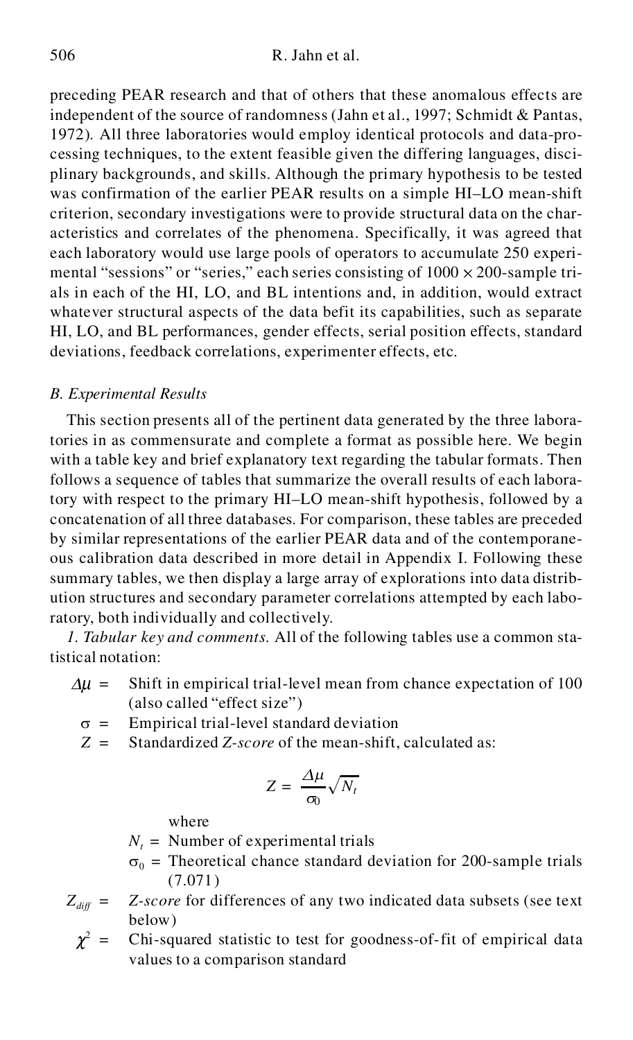preceding PEAR research and that of others that these anomalous effects are independent of the source of randomness (Jahn et al., 1997; Schmidt & Pantas, 1972). All three laboratories would employ identical protocols and data-processing techniques, to the extent feasible given the differing languages, disciplinary backgrounds, and skills. Although the primary hypothesis to be tested was confirmation of the earlier PEAR results on a simple HI–LO mean-shift criterion, secondary investigations were to provide structural data on the characteristics and correlates of the phenomena. Specifically, it was agreed that each laboratory would use large pools of operators to accumulate 250 experimental "sessions" or "series," each series consisting of $1000 \times 200$-sample trials in each of the HI, LO, and BL intentions and, in addition, would extract whatever structural aspects of the data befit its capabilities, such as separate HI, LO, and BL performances, gender effects, serial position effects, standard deviations, feedback correlations, experimenter effects, etc.

### *B. Experimental Results*

This section presents all of the pertinent data generated by the three laboratories in as commensurate and complete a format as possible here. We begin with a table key and brief explanatory text regarding the tabular formats. Then follows a sequence of tables that summarize the overall results of each laboratory with respect to the primary HI–LO mean-shift hypothesis, followed by a concatenation of all three databases. For comparison, these tables are preceded by similar representations of the earlier PEAR data and of the contemporaneous calibration data described in more detail in Appendix I. Following these summary tables, we then display a large array of explorations into data distribution structures and secondary parameter correlations attempted by each laboratory, both individually and collectively.

*1. Tabular key and comments.* All of the following tables use a common statistical notation:

- $\Delta\mu$ = Shift in empirical trial-level mean from chance expectation of 100 (also called "effect size")
- $\sigma$ = Empirical trial-level standard deviation
- $Z$ = Standardized *Z-score* of the mean-shift, calculated as:

$$Z = \frac{\Delta\mu}{\sigma_0}\sqrt{N_t}$$

  where

  $N_t$ = Number of experimental trials

  $\sigma_0$ = Theoretical chance standard deviation for 200-sample trials (7.071)

- $Z_{diff}$ = *Z-score* for differences of any two indicated data subsets (see text below)
- $\chi^2$ = Chi-squared statistic to test for goodness-of-fit of empirical data values to a comparison standard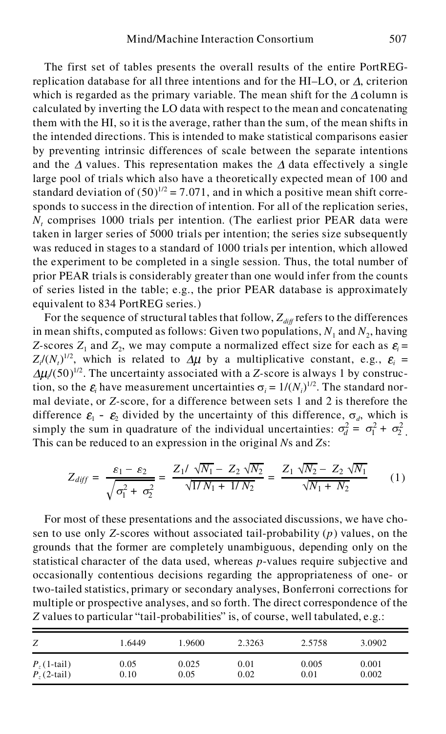The first set of tables presents the overall results of the entire PortREG-replication database for all three intentions and for the HI–LO, or $\Delta$, criterion which is regarded as the primary variable. The mean shift for the $\Delta$ column is calculated by inverting the LO data with respect to the mean and concatenating them with the HI, so it is the average, rather than the sum, of the mean shifts in the intended directions. This is intended to make statistical comparisons easier by preventing intrinsic differences of scale between the separate intentions and the $\Delta$ values. This representation makes the $\Delta$ data effectively a single large pool of trials which also have a theoretically expected mean of 100 and standard deviation of $(50)^{1/2} = 7.071$, and in which a positive mean shift corresponds to success in the direction of intention. For all of the replication series, $N_t$ comprises 1000 trials per intention. (The earliest prior PEAR data were taken in larger series of 5000 trials per intention; the series size subsequently was reduced in stages to a standard of 1000 trials per intention, which allowed the experiment to be completed in a single session. Thus, the total number of prior PEAR trials is considerably greater than one would infer from the counts of series listed in the table; e.g., the prior PEAR database is approximately equivalent to 834 PortREG series.)

For the sequence of structural tables that follow, $Z_{diff}$ refers to the differences in mean shifts, computed as follows: Given two populations, $N_1$ and $N_2$, having $Z$-scores $Z_1$ and $Z_2$, we may compute a normalized effect size for each as $\varepsilon_i = Z_i/(N_t)^{1/2}$, which is related to $\Delta\mu$ by a multiplicative constant, e.g., $\varepsilon_i = \Delta\mu_i/(50)^{1/2}$. The uncertainty associated with a $Z$-score is always 1 by construction, so the $\varepsilon_i$ have measurement uncertainties $\sigma_i = 1/(N_i)^{1/2}$. The standard normal deviate, or $Z$-score, for a difference between sets 1 and 2 is therefore the difference $\varepsilon_1 - \varepsilon_2$ divided by the uncertainty of this difference, $\sigma_d$, which is simply the sum in quadrature of the individual uncertainties: $\sigma_d^2 = \sigma_1^2 + \sigma_2^2$. This can be reduced to an expression in the original $N$s and $Z$s:

$$Z_{diff} = \frac{\varepsilon_1 - \varepsilon_2}{\sqrt{\sigma_1^2 + \sigma_2^2}} = \frac{Z_1/\sqrt{N_1} - Z_2\sqrt{N_2}}{\sqrt{1/N_1 + 1/N_2}} = \frac{Z_1\sqrt{N_2} - Z_2\sqrt{N_1}}{\sqrt{N_1 + N_2}} \qquad (1)$$

For most of these presentations and the associated discussions, we have chosen to use only $Z$-scores without associated tail-probability ($p$) values, on the grounds that the former are completely unambiguous, depending only on the statistical character of the data used, whereas $p$-values require subjective and occasionally contentious decisions regarding the appropriateness of one- or two-tailed statistics, primary or secondary analyses, Bonferroni corrections for multiple or prospective analyses, and so forth. The direct correspondence of the $Z$ values to particular "tail-probabilities" is, of course, well tabulated, e.g.:

| $Z$ | 1.6449 | 1.9600 | 2.3263 | 2.5758 | 3.0902 |
|---|---|---|---|---|---|
| $P_z$ (1-tail) | 0.05 | 0.025 | 0.01 | 0.005 | 0.001 |
| $P_z$ (2-tail) | 0.10 | 0.05 | 0.02 | 0.01 | 0.002 |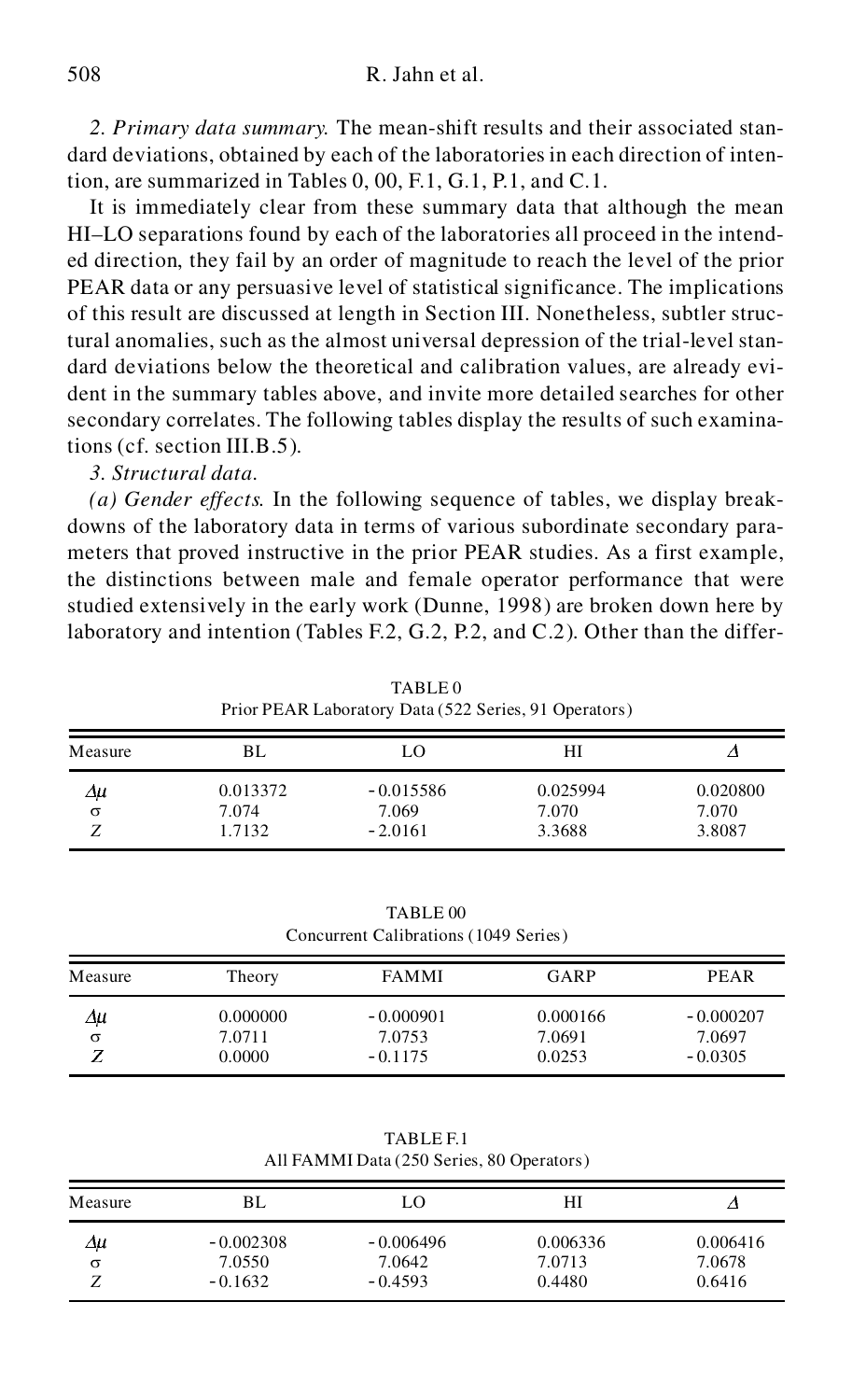*2. Primary data summary.* The mean-shift results and their associated standard deviations, obtained by each of the laboratories in each direction of intention, are summarized in Tables 0, 00, F.1, G.1, P.1, and C.1.

It is immediately clear from these summary data that although the mean HI–LO separations found by each of the laboratories all proceed in the intended direction, they fail by an order of magnitude to reach the level of the prior PEAR data or any persuasive level of statistical significance. The implications of this result are discussed at length in Section III. Nonetheless, subtler structural anomalies, such as the almost universal depression of the trial-level standard deviations below the theoretical and calibration values, are already evident in the summary tables above, and invite more detailed searches for other secondary correlates. The following tables display the results of such examinations (cf. section III.B.5).

*3. Structural data.*

*(a) Gender effects.* In the following sequence of tables, we display breakdowns of the laboratory data in terms of various subordinate secondary parameters that proved instructive in the prior PEAR studies. As a first example, the distinctions between male and female operator performance that were studied extensively in the early work (Dunne, 1998) are broken down here by laboratory and intention (Tables F.2, G.2, P.2, and C.2). Other than the differ-

TABLE 0
Prior PEAR Laboratory Data (522 Series, 91 Operators)

| Measure | BL | LO | HI | $\Delta$ |
|---|---|---|---|---|
| $\Delta\mu$ | 0.013372 | -0.015586 | 0.025994 | 0.020800 |
| $\sigma$ | 7.074 | 7.069 | 7.070 | 7.070 |
| $Z$ | 1.7132 | -2.0161 | 3.3688 | 3.8087 |

TABLE 00
Concurrent Calibrations (1049 Series)

| Measure | Theory | FAMMI | GARP | PEAR |
|---|---|---|---|---|
| $\Delta\mu$ | 0.000000 | -0.000901 | 0.000166 | -0.000207 |
| $\sigma$ | 7.0711 | 7.0753 | 7.0691 | 7.0697 |
| $Z$ | 0.0000 | -0.1175 | 0.0253 | -0.0305 |

TABLE F.1
All FAMMI Data (250 Series, 80 Operators)

| Measure | BL | LO | HI | $\Delta$ |
|---|---|---|---|---|
| $\Delta\mu$ | -0.002308 | -0.006496 | 0.006336 | 0.006416 |
| $\sigma$ | 7.0550 | 7.0642 | 7.0713 | 7.0678 |
| $Z$ | -0.1632 | -0.4593 | 0.4480 | 0.6416 |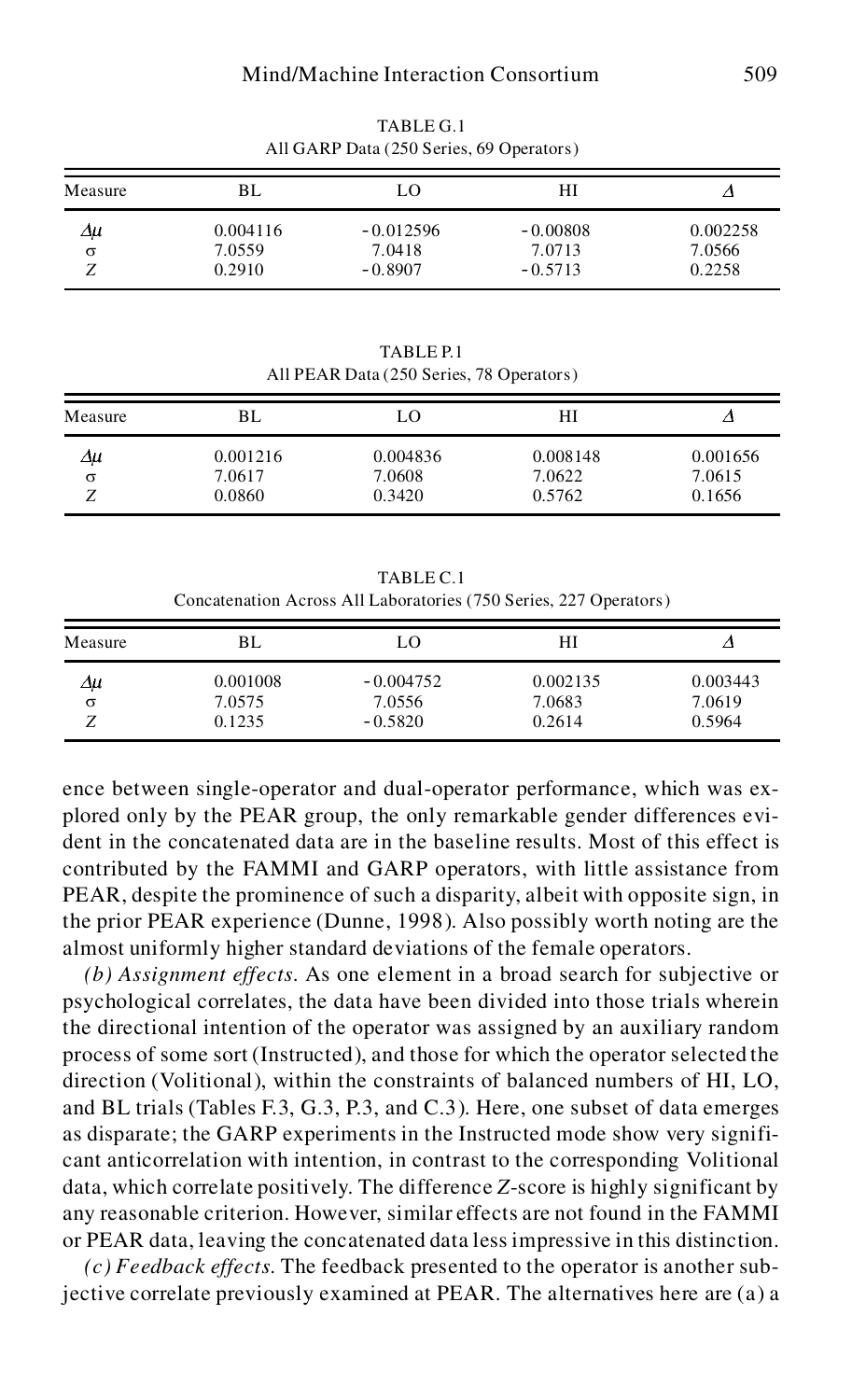TABLE G.1
All GARP Data (250 Series, 69 Operators)

| Measure | BL | LO | HI | $\Delta$ |
|---|---|---|---|---|
| $\Delta\mu$ | 0.004116 | −0.012596 | −0.00808 | 0.002258 |
| $\sigma$ | 7.0559 | 7.0418 | 7.0713 | 7.0566 |
| $Z$ | 0.2910 | −0.8907 | −0.5713 | 0.2258 |

TABLE P.1
All PEAR Data (250 Series, 78 Operators)

| Measure | BL | LO | HI | $\Delta$ |
|---|---|---|---|---|
| $\Delta\mu$ | 0.001216 | 0.004836 | 0.008148 | 0.001656 |
| $\sigma$ | 7.0617 | 7.0608 | 7.0622 | 7.0615 |
| $Z$ | 0.0860 | 0.3420 | 0.5762 | 0.1656 |

TABLE C.1
Concatenation Across All Laboratories (750 Series, 227 Operators)

| Measure | BL | LO | HI | $\Delta$ |
|---|---|---|---|---|
| $\Delta\mu$ | 0.001008 | −0.004752 | 0.002135 | 0.003443 |
| $\sigma$ | 7.0575 | 7.0556 | 7.0683 | 7.0619 |
| $Z$ | 0.1235 | −0.5820 | 0.2614 | 0.5964 |

ence between single-operator and dual-operator performance, which was explored only by the PEAR group, the only remarkable gender differences evident in the concatenated data are in the baseline results. Most of this effect is contributed by the FAMMI and GARP operators, with little assistance from PEAR, despite the prominence of such a disparity, albeit with opposite sign, in the prior PEAR experience (Dunne, 1998). Also possibly worth noting are the almost uniformly higher standard deviations of the female operators.

*(b) Assignment effects.* As one element in a broad search for subjective or psychological correlates, the data have been divided into those trials wherein the directional intention of the operator was assigned by an auxiliary random process of some sort (Instructed), and those for which the operator selected the direction (Volitional), within the constraints of balanced numbers of HI, LO, and BL trials (Tables F.3, G.3, P.3, and C.3). Here, one subset of data emerges as disparate; the GARP experiments in the Instructed mode show very significant anticorrelation with intention, in contrast to the corresponding Volitional data, which correlate positively. The difference $Z$-score is highly significant by any reasonable criterion. However, similar effects are not found in the FAMMI or PEAR data, leaving the concatenated data less impressive in this distinction.

*(c) Feedback effects.* The feedback presented to the operator is another subjective correlate previously examined at PEAR. The alternatives here are (a) a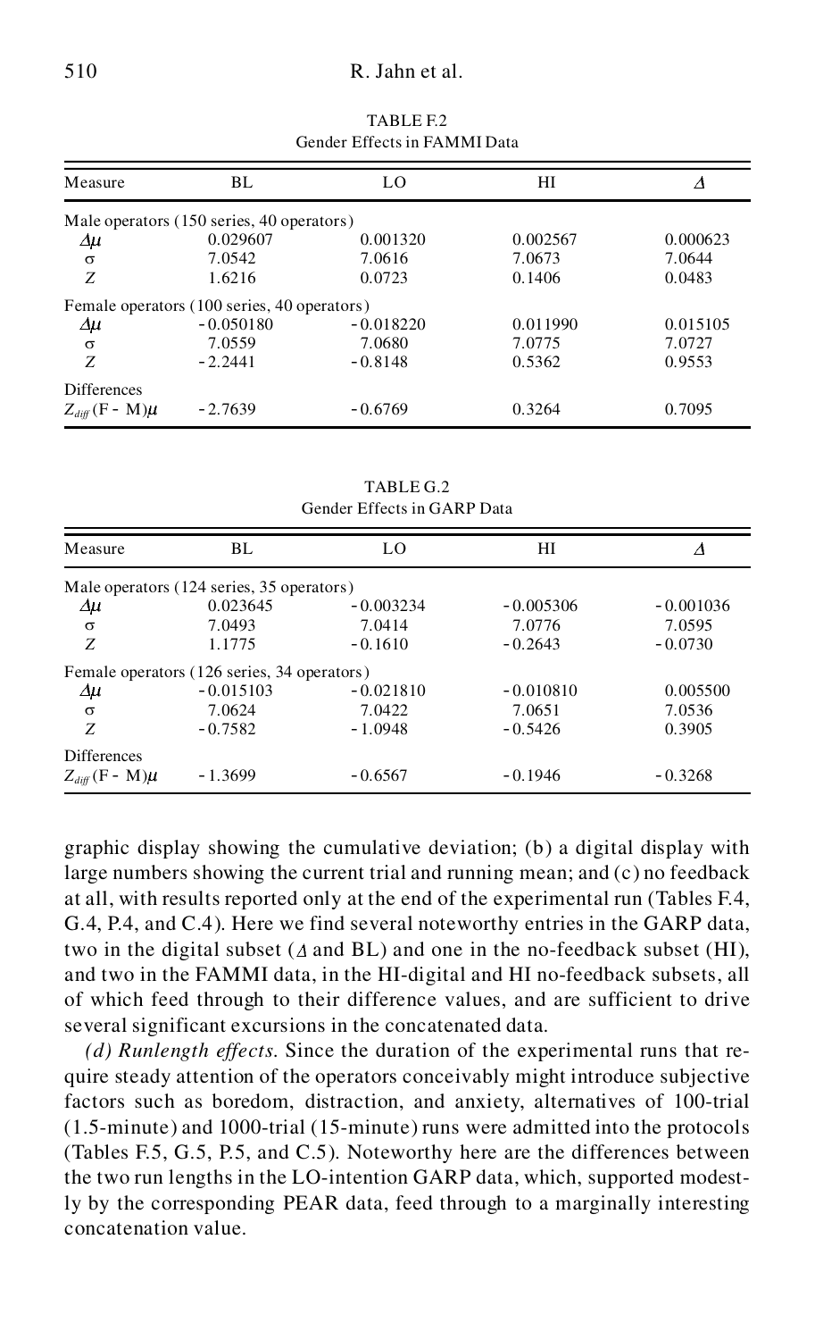TABLE F.2
Gender Effects in FAMMI Data

| Measure | BL | LO | HI | $\Delta$ |
|---|---|---|---|---|
| Male operators (150 series, 40 operators) | | | | |
| $\Delta\mu$ | 0.029607 | 0.001320 | 0.002567 | 0.000623 |
| $\sigma$ | 7.0542 | 7.0616 | 7.0673 | 7.0644 |
| $Z$ | 1.6216 | 0.0723 | 0.1406 | 0.0483 |
| Female operators (100 series, 40 operators) | | | | |
| $\Delta\mu$ | −0.050180 | −0.018220 | 0.011990 | 0.015105 |
| $\sigma$ | 7.0559 | 7.0680 | 7.0775 | 7.0727 |
| $Z$ | −2.2441 | −0.8148 | 0.5362 | 0.9553 |
| Differences | | | | |
| $Z_{diff}(\text{F} - \text{M})\mu$ | −2.7639 | −0.6769 | 0.3264 | 0.7095 |

TABLE G.2
Gender Effects in GARP Data

| Measure | BL | LO | HI | $\Delta$ |
|---|---|---|---|---|
| Male operators (124 series, 35 operators) | | | | |
| $\Delta\mu$ | 0.023645 | −0.003234 | −0.005306 | −0.001036 |
| $\sigma$ | 7.0493 | 7.0414 | 7.0776 | 7.0595 |
| $Z$ | 1.1775 | −0.1610 | −0.2643 | −0.0730 |
| Female operators (126 series, 34 operators) | | | | |
| $\Delta\mu$ | −0.015103 | −0.021810 | −0.010810 | 0.005500 |
| $\sigma$ | 7.0624 | 7.0422 | 7.0651 | 7.0536 |
| $Z$ | −0.7582 | −1.0948 | −0.5426 | 0.3905 |
| Differences | | | | |
| $Z_{diff}(\text{F} - \text{M})\mu$ | −1.3699 | −0.6567 | −0.1946 | −0.3268 |

graphic display showing the cumulative deviation; (b) a digital display with large numbers showing the current trial and running mean; and (c) no feedback at all, with results reported only at the end of the experimental run (Tables F.4, G.4, P.4, and C.4). Here we find several noteworthy entries in the GARP data, two in the digital subset ($\Delta$ and BL) and one in the no-feedback subset (HI), and two in the FAMMI data, in the HI-digital and HI no-feedback subsets, all of which feed through to their difference values, and are sufficient to drive several significant excursions in the concatenated data.

*(d) Runlength effects.* Since the duration of the experimental runs that require steady attention of the operators conceivably might introduce subjective factors such as boredom, distraction, and anxiety, alternatives of 100-trial (1.5-minute) and 1000-trial (15-minute) runs were admitted into the protocols (Tables F.5, G.5, P.5, and C.5). Noteworthy here are the differences between the two run lengths in the LO-intention GARP data, which, supported modestly by the corresponding PEAR data, feed through to a marginally interesting concatenation value.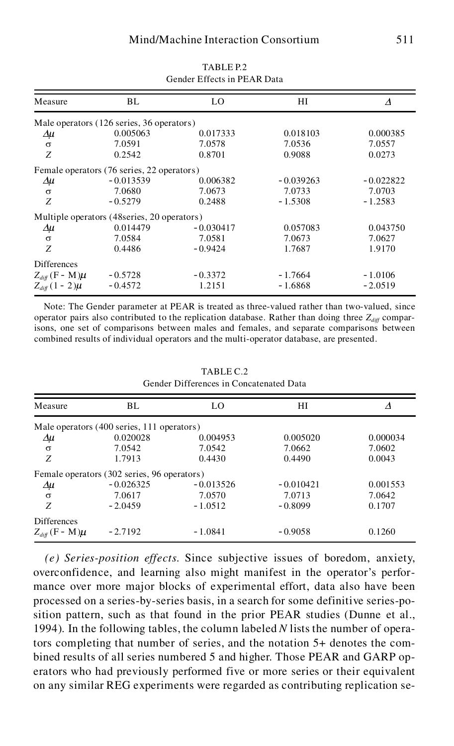TABLE P.2
Gender Effects in PEAR Data

| Measure | BL | LO | HI | $\Delta$ |
|---|---|---|---|---|
| Male operators (126 series, 36 operators) | | | | |
| $\Delta\mu$ | 0.005063 | 0.017333 | 0.018103 | 0.000385 |
| $\sigma$ | 7.0591 | 7.0578 | 7.0536 | 7.0557 |
| $Z$ | 0.2542 | 0.8701 | 0.9088 | 0.0273 |
| Female operators (76 series, 22 operators) | | | | |
| $\Delta\mu$ | -0.013539 | 0.006382 | -0.039263 | -0.022822 |
| $\sigma$ | 7.0680 | 7.0673 | 7.0733 | 7.0703 |
| $Z$ | -0.5279 | 0.2488 | -1.5308 | -1.2583 |
| Multiple operators (48series, 20 operators) | | | | |
| $\Delta\mu$ | 0.014479 | -0.030417 | 0.057083 | 0.043750 |
| $\sigma$ | 7.0584 | 7.0581 | 7.0673 | 7.0627 |
| $Z$ | 0.4486 | -0.9424 | 1.7687 | 1.9170 |
| Differences | | | | |
| $Z_{diff}$ (F - M)$\mu$ | -0.5728 | -0.3372 | -1.7664 | -1.0106 |
| $Z_{diff}$ (1 - 2)$\mu$ | -0.4572 | 1.2151 | -1.6868 | -2.0519 |

Note: The Gender parameter at PEAR is treated as three-valued rather than two-valued, since operator pairs also contributed to the replication database. Rather than doing three $Z_{diff}$ comparisons, one set of comparisons between males and females, and separate comparisons between combined results of individual operators and the multi-operator database, are presented.

TABLE C.2
Gender Differences in Concatenated Data

| Measure | BL | LO | HI | $\Delta$ |
|---|---|---|---|---|
| Male operators (400 series, 111 operators) | | | | |
| $\Delta\mu$ | 0.020028 | 0.004953 | 0.005020 | 0.000034 |
| $\sigma$ | 7.0542 | 7.0542 | 7.0662 | 7.0602 |
| $Z$ | 1.7913 | 0.4430 | 0.4490 | 0.0043 |
| Female operators (302 series, 96 operators) | | | | |
| $\Delta\mu$ | -0.026325 | -0.013526 | -0.010421 | 0.001553 |
| $\sigma$ | 7.0617 | 7.0570 | 7.0713 | 7.0642 |
| $Z$ | -2.0459 | -1.0512 | -0.8099 | 0.1707 |
| Differences | | | | |
| $Z_{diff}$ (F - M)$\mu$ | -2.7192 | -1.0841 | -0.9058 | 0.1260 |

*(e) Series-position effects.* Since subjective issues of boredom, anxiety, overconfidence, and learning also might manifest in the operator's performance over more major blocks of experimental effort, data also have been processed on a series-by-series basis, in a search for some definitive series-position pattern, such as that found in the prior PEAR studies (Dunne et al., 1994). In the following tables, the column labeled *N* lists the number of operators completing that number of series, and the notation 5+ denotes the combined results of all series numbered 5 and higher. Those PEAR and GARP operators who had previously performed five or more series or their equivalent on any similar REG experiments were regarded as contributing replication se-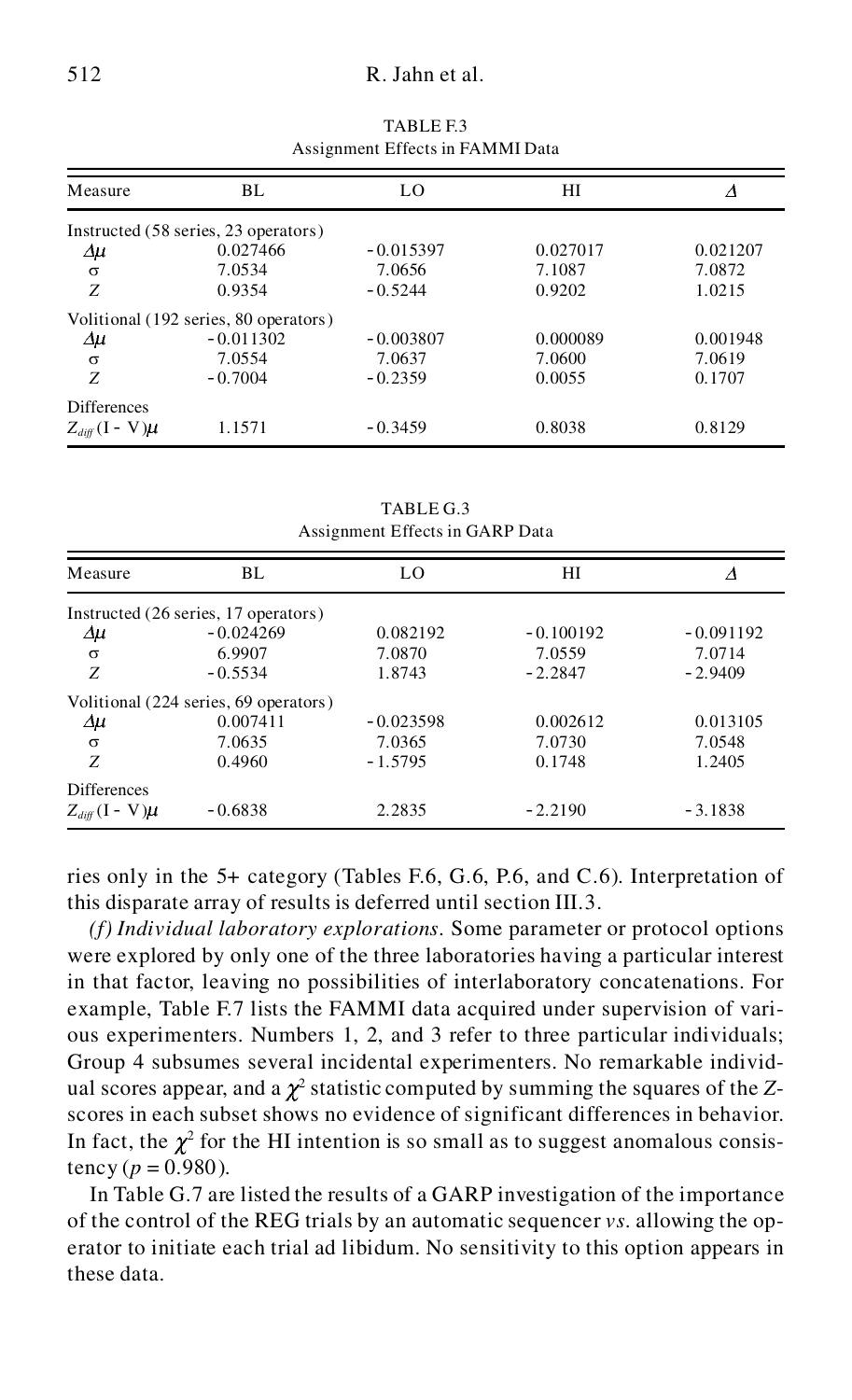TABLE F.3
Assignment Effects in FAMMI Data

| Measure | BL | LO | HI | $\Delta$ |
|---|---|---|---|---|
| Instructed (58 series, 23 operators) | | | | |
| $\Delta\mu$ | 0.027466 | −0.015397 | 0.027017 | 0.021207 |
| $\sigma$ | 7.0534 | 7.0656 | 7.1087 | 7.0872 |
| $Z$ | 0.9354 | −0.5244 | 0.9202 | 1.0215 |
| Volitional (192 series, 80 operators) | | | | |
| $\Delta\mu$ | −0.011302 | −0.003807 | 0.000089 | 0.001948 |
| $\sigma$ | 7.0554 | 7.0637 | 7.0600 | 7.0619 |
| $Z$ | −0.7004 | −0.2359 | 0.0055 | 0.1707 |
| Differences | | | | |
| $Z_{diff}(\mathrm{I}-\mathrm{V})\mu$ | 1.1571 | −0.3459 | 0.8038 | 0.8129 |

TABLE G.3
Assignment Effects in GARP Data

| Measure | BL | LO | HI | $\Delta$ |
|---|---|---|---|---|
| Instructed (26 series, 17 operators) | | | | |
| $\Delta\mu$ | −0.024269 | 0.082192 | −0.100192 | −0.091192 |
| $\sigma$ | 6.9907 | 7.0870 | 7.0559 | 7.0714 |
| $Z$ | −0.5534 | 1.8743 | −2.2847 | −2.9409 |
| Volitional (224 series, 69 operators) | | | | |
| $\Delta\mu$ | 0.007411 | −0.023598 | 0.002612 | 0.013105 |
| $\sigma$ | 7.0635 | 7.0365 | 7.0730 | 7.0548 |
| $Z$ | 0.4960 | −1.5795 | 0.1748 | 1.2405 |
| Differences | | | | |
| $Z_{diff}(\mathrm{I}-\mathrm{V})\mu$ | −0.6838 | 2.2835 | −2.2190 | −3.1838 |

ries only in the 5+ category (Tables F.6, G.6, P.6, and C.6). Interpretation of this disparate array of results is deferred until section III.3.

*(f) Individual laboratory explorations*. Some parameter or protocol options were explored by only one of the three laboratories having a particular interest in that factor, leaving no possibilities of interlaboratory concatenations. For example, Table F.7 lists the FAMMI data acquired under supervision of various experimenters. Numbers 1, 2, and 3 refer to three particular individuals; Group 4 subsumes several incidental experimenters. No remarkable individual scores appear, and a $\chi^2$ statistic computed by summing the squares of the $Z$-scores in each subset shows no evidence of significant differences in behavior. In fact, the $\chi^2$ for the HI intention is so small as to suggest anomalous consistency ($p = 0.980$).

In Table G.7 are listed the results of a GARP investigation of the importance of the control of the REG trials by an automatic sequencer *vs.* allowing the operator to initiate each trial ad libidum. No sensitivity to this option appears in these data.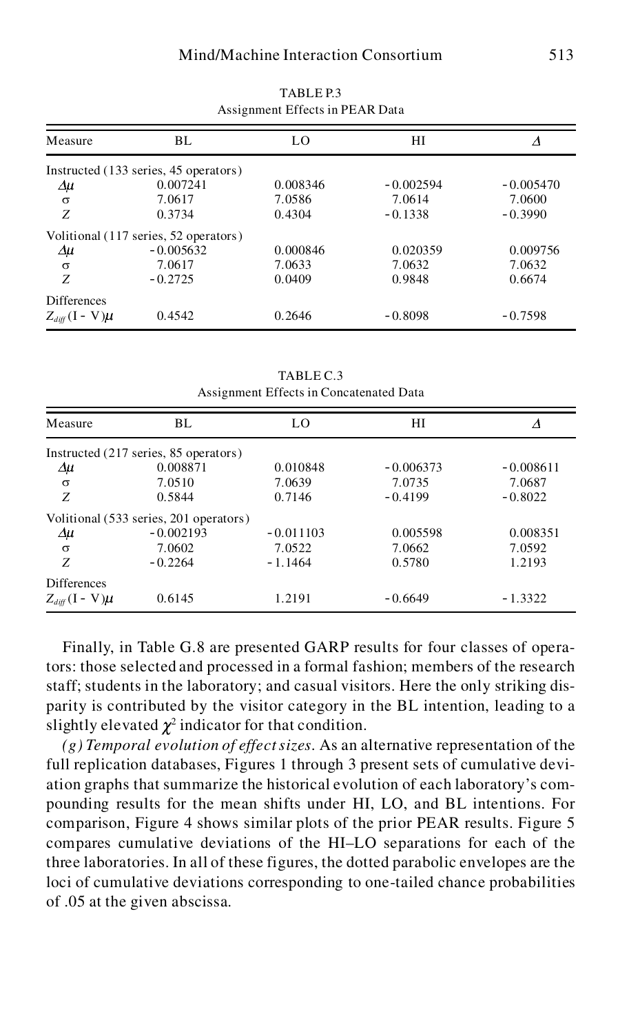TABLE P.3
Assignment Effects in PEAR Data

| Measure | BL | LO | HI | $\Delta$ |
|---|---|---|---|---|
| Instructed (133 series, 45 operators) | | | | |
| $\Delta\mu$ | 0.007241 | 0.008346 | −0.002594 | −0.005470 |
| $\sigma$ | 7.0617 | 7.0586 | 7.0614 | 7.0600 |
| $Z$ | 0.3734 | 0.4304 | −0.1338 | −0.3990 |
| Volitional (117 series, 52 operators) | | | | |
| $\Delta\mu$ | −0.005632 | 0.000846 | 0.020359 | 0.009756 |
| $\sigma$ | 7.0617 | 7.0633 | 7.0632 | 7.0632 |
| $Z$ | −0.2725 | 0.0409 | 0.9848 | 0.6674 |
| Differences | | | | |
| $Z_{diff}(\mathrm{I} - \mathrm{V})\mu$ | 0.4542 | 0.2646 | −0.8098 | −0.7598 |

TABLE C.3
Assignment Effects in Concatenated Data

| Measure | BL | LO | HI | $\Delta$ |
|---|---|---|---|---|
| Instructed (217 series, 85 operators) | | | | |
| $\Delta\mu$ | 0.008871 | 0.010848 | −0.006373 | −0.008611 |
| $\sigma$ | 7.0510 | 7.0639 | 7.0735 | 7.0687 |
| $Z$ | 0.5844 | 0.7146 | −0.4199 | −0.8022 |
| Volitional (533 series, 201 operators) | | | | |
| $\Delta\mu$ | −0.002193 | −0.011103 | 0.005598 | 0.008351 |
| $\sigma$ | 7.0602 | 7.0522 | 7.0662 | 7.0592 |
| $Z$ | −0.2264 | −1.1464 | 0.5780 | 1.2193 |
| Differences | | | | |
| $Z_{diff}(\mathrm{I} - \mathrm{V})\mu$ | 0.6145 | 1.2191 | −0.6649 | −1.3322 |

Finally, in Table G.8 are presented GARP results for four classes of operators: those selected and processed in a formal fashion; members of the research staff; students in the laboratory; and casual visitors. Here the only striking disparity is contributed by the visitor category in the BL intention, leading to a slightly elevated $\chi^2$ indicator for that condition.

*(g) Temporal evolution of effect sizes.* As an alternative representation of the full replication databases, Figures 1 through 3 present sets of cumulative deviation graphs that summarize the historical evolution of each laboratory's compounding results for the mean shifts under HI, LO, and BL intentions. For comparison, Figure 4 shows similar plots of the prior PEAR results. Figure 5 compares cumulative deviations of the HI–LO separations for each of the three laboratories. In all of these figures, the dotted parabolic envelopes are the loci of cumulative deviations corresponding to one-tailed chance probabilities of .05 at the given abscissa.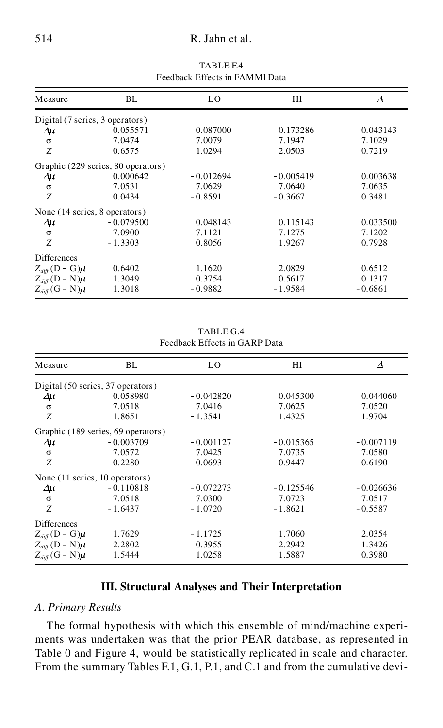TABLE F.4
Feedback Effects in FAMMI Data

| Measure | BL | LO | HI | $\Delta$ |
|---|---|---|---|---|
| Digital (7 series, 3 operators) | | | | |
| $\Delta\mu$ | 0.055571 | 0.087000 | 0.173286 | 0.043143 |
| $\sigma$ | 7.0474 | 7.0079 | 7.1947 | 7.1029 |
| $Z$ | 0.6575 | 1.0294 | 2.0503 | 0.7219 |
| Graphic (229 series, 80 operators) | | | | |
| $\Delta\mu$ | 0.000642 | −0.012694 | −0.005419 | 0.003638 |
| $\sigma$ | 7.0531 | 7.0629 | 7.0640 | 7.0635 |
| $Z$ | 0.0434 | −0.8591 | −0.3667 | 0.3481 |
| None (14 series, 8 operators) | | | | |
| $\Delta\mu$ | −0.079500 | 0.048143 | 0.115143 | 0.033500 |
| $\sigma$ | 7.0900 | 7.1121 | 7.1275 | 7.1202 |
| $Z$ | −1.3303 | 0.8056 | 1.9267 | 0.7928 |
| Differences | | | | |
| $Z_{diff}(\text{D - G})\mu$ | 0.6402 | 1.1620 | 2.0829 | 0.6512 |
| $Z_{diff}(\text{D - N})\mu$ | 1.3049 | 0.3754 | 0.5617 | 0.1317 |
| $Z_{diff}(\text{G - N})\mu$ | 1.3018 | −0.9882 | −1.9584 | −0.6861 |

TABLE G.4
Feedback Effects in GARP Data

| Measure | BL | LO | HI | $\Delta$ |
|---|---|---|---|---|
| Digital (50 series, 37 operators) | | | | |
| $\Delta\mu$ | 0.058980 | −0.042820 | 0.045300 | 0.044060 |
| $\sigma$ | 7.0518 | 7.0416 | 7.0625 | 7.0520 |
| $Z$ | 1.8651 | −1.3541 | 1.4325 | 1.9704 |
| Graphic (189 series, 69 operators) | | | | |
| $\Delta\mu$ | −0.003709 | −0.001127 | −0.015365 | −0.007119 |
| $\sigma$ | 7.0572 | 7.0425 | 7.0735 | 7.0580 |
| $Z$ | −0.2280 | −0.0693 | −0.9447 | −0.6190 |
| None (11 series, 10 operators) | | | | |
| $\Delta\mu$ | −0.110818 | −0.072273 | −0.125546 | −0.026636 |
| $\sigma$ | 7.0518 | 7.0300 | 7.0723 | 7.0517 |
| $Z$ | −1.6437 | −1.0720 | −1.8621 | −0.5587 |
| Differences | | | | |
| $Z_{diff}(\text{D - G})\mu$ | 1.7629 | −1.1725 | 1.7060 | 2.0354 |
| $Z_{diff}(\text{D - N})\mu$ | 2.2802 | 0.3955 | 2.2942 | 1.3426 |
| $Z_{diff}(\text{G - N})\mu$ | 1.5444 | 1.0258 | 1.5887 | 0.3980 |

## III. Structural Analyses and Their Interpretation

### *A. Primary Results*

The formal hypothesis with which this ensemble of mind/machine experiments was undertaken was that the prior PEAR database, as represented in Table 0 and Figure 4, would be statistically replicated in scale and character. From the summary Tables F.1, G.1, P.1, and C.1 and from the cumulative devi-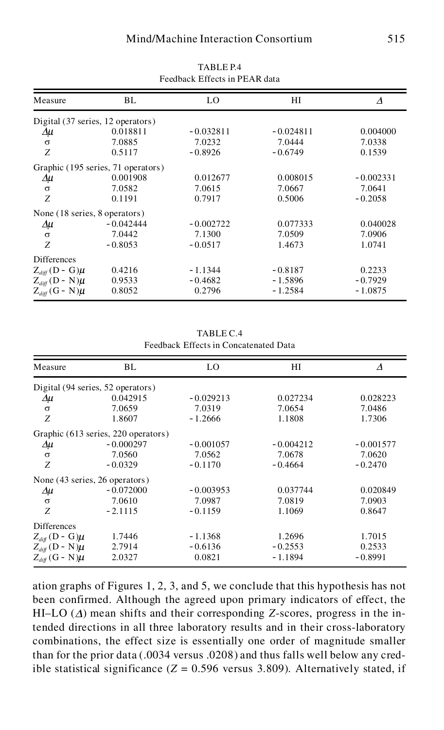TABLE P.4
Feedback Effects in PEAR data

| Measure | BL | LO | HI | $\Delta$ |
|---|---|---|---|---|
| Digital (37 series, 12 operators) | | | | |
| $\Delta\mu$ | 0.018811 | −0.032811 | −0.024811 | 0.004000 |
| $\sigma$ | 7.0885 | 7.0232 | 7.0444 | 7.0338 |
| $Z$ | 0.5117 | −0.8926 | −0.6749 | 0.1539 |
| Graphic (195 series, 71 operators) | | | | |
| $\Delta\mu$ | 0.001908 | 0.012677 | 0.008015 | −0.002331 |
| $\sigma$ | 7.0582 | 7.0615 | 7.0667 | 7.0641 |
| $Z$ | 0.1191 | 0.7917 | 0.5006 | −0.2058 |
| None (18 series, 8 operators) | | | | |
| $\Delta\mu$ | −0.042444 | −0.002722 | 0.077333 | 0.040028 |
| $\sigma$ | 7.0442 | 7.1300 | 7.0509 | 7.0906 |
| $Z$ | −0.8053 | −0.0517 | 1.4673 | 1.0741 |
| Differences | | | | |
| $Z_{diff}(D - G)\mu$ | 0.4216 | −1.1344 | −0.8187 | 0.2233 |
| $Z_{diff}(D - N)\mu$ | 0.9533 | −0.4682 | −1.5896 | −0.7929 |
| $Z_{diff}(G - N)\mu$ | 0.8052 | 0.2796 | −1.2584 | −1.0875 |

TABLE C.4
Feedback Effects in Concatenated Data

| Measure | BL | LO | HI | $\Delta$ |
|---|---|---|---|---|
| Digital (94 series, 52 operators) | | | | |
| $\Delta\mu$ | 0.042915 | −0.029213 | 0.027234 | 0.028223 |
| $\sigma$ | 7.0659 | 7.0319 | 7.0654 | 7.0486 |
| $Z$ | 1.8607 | −1.2666 | 1.1808 | 1.7306 |
| Graphic (613 series, 220 operators) | | | | |
| $\Delta\mu$ | −0.000297 | −0.001057 | −0.004212 | −0.001577 |
| $\sigma$ | 7.0560 | 7.0562 | 7.0678 | 7.0620 |
| $Z$ | −0.0329 | −0.1170 | −0.4664 | −0.2470 |
| None (43 series, 26 operators) | | | | |
| $\Delta\mu$ | −0.072000 | −0.003953 | 0.037744 | 0.020849 |
| $\sigma$ | 7.0610 | 7.0987 | 7.0819 | 7.0903 |
| $Z$ | −2.1115 | −0.1159 | 1.1069 | 0.8647 |
| Differences | | | | |
| $Z_{diff}(D - G)\mu$ | 1.7446 | −1.1368 | 1.2696 | 1.7015 |
| $Z_{diff}(D - N)\mu$ | 2.7914 | −0.6136 | −0.2553 | 0.2533 |
| $Z_{diff}(G - N)\mu$ | 2.0327 | 0.0821 | −1.1894 | −0.8991 |

ation graphs of Figures 1, 2, 3, and 5, we conclude that this hypothesis has not been confirmed. Although the agreed upon primary indicators of effect, the HI–LO ($\Delta$) mean shifts and their corresponding $Z$-scores, progress in the intended directions in all three laboratory results and in their cross-laboratory combinations, the effect size is essentially one order of magnitude smaller than for the prior data (.0034 versus .0208) and thus falls well below any credible statistical significance ($Z = 0.596$ versus 3.809). Alternatively stated, if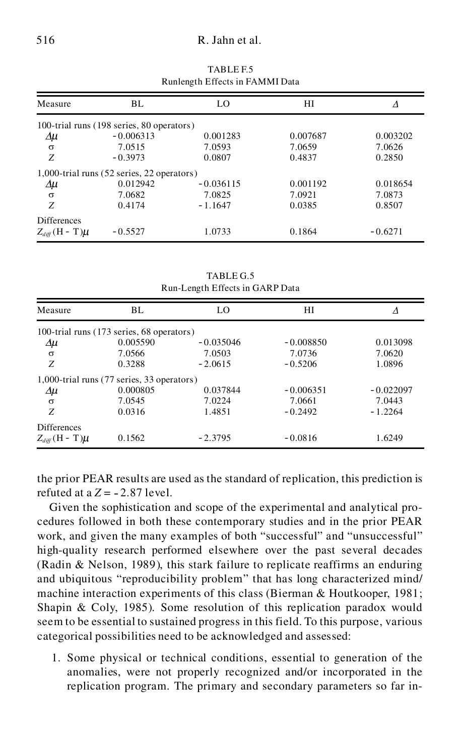TABLE F.5
Runlength Effects in FAMMI Data

| Measure | BL | LO | HI | $\Delta$ |
|---|---|---|---|---|
| 100-trial runs (198 series, 80 operators) | | | | |
| $\Delta\mu$ | -0.006313 | 0.001283 | 0.007687 | 0.003202 |
| $\sigma$ | 7.0515 | 7.0593 | 7.0659 | 7.0626 |
| $Z$ | -0.3973 | 0.0807 | 0.4837 | 0.2850 |
| 1,000-trial runs (52 series, 22 operators) | | | | |
| $\Delta\mu$ | 0.012942 | -0.036115 | 0.001192 | 0.018654 |
| $\sigma$ | 7.0682 | 7.0825 | 7.0921 | 7.0873 |
| $Z$ | 0.4174 | -1.1647 | 0.0385 | 0.8507 |
| Differences | | | | |
| $Z_{diff}(\mathrm{H} - \mathrm{T})\mu$ | -0.5527 | 1.0733 | 0.1864 | -0.6271 |

TABLE G.5
Run-Length Effects in GARP Data

| Measure | BL | LO | HI | $\Delta$ |
|---|---|---|---|---|
| 100-trial runs (173 series, 68 operators) | | | | |
| $\Delta\mu$ | 0.005590 | -0.035046 | -0.008850 | 0.013098 |
| $\sigma$ | 7.0566 | 7.0503 | 7.0736 | 7.0620 |
| $Z$ | 0.3288 | -2.0615 | -0.5206 | 1.0896 |
| 1,000-trial runs (77 series, 33 operators) | | | | |
| $\Delta\mu$ | 0.000805 | 0.037844 | -0.006351 | -0.022097 |
| $\sigma$ | 7.0545 | 7.0224 | 7.0661 | 7.0443 |
| $Z$ | 0.0316 | 1.4851 | -0.2492 | -1.2264 |
| Differences | | | | |
| $Z_{diff}(\mathrm{H} - \mathrm{T})\mu$ | 0.1562 | -2.3795 | -0.0816 | 1.6249 |

the prior PEAR results are used as the standard of replication, this prediction is refuted at a $Z = -2.87$ level.

Given the sophistication and scope of the experimental and analytical procedures followed in both these contemporary studies and in the prior PEAR work, and given the many examples of both "successful" and "unsuccessful" high-quality research performed elsewhere over the past several decades (Radin & Nelson, 1989), this stark failure to replicate reaffirms an enduring and ubiquitous "reproducibility problem" that has long characterized mind/machine interaction experiments of this class (Bierman & Houtkooper, 1981; Shapin & Coly, 1985). Some resolution of this replication paradox would seem to be essential to sustained progress in this field. To this purpose, various categorical possibilities need to be acknowledged and assessed:

1. Some physical or technical conditions, essential to generation of the anomalies, were not properly recognized and/or incorporated in the replication program. The primary and secondary parameters so far in-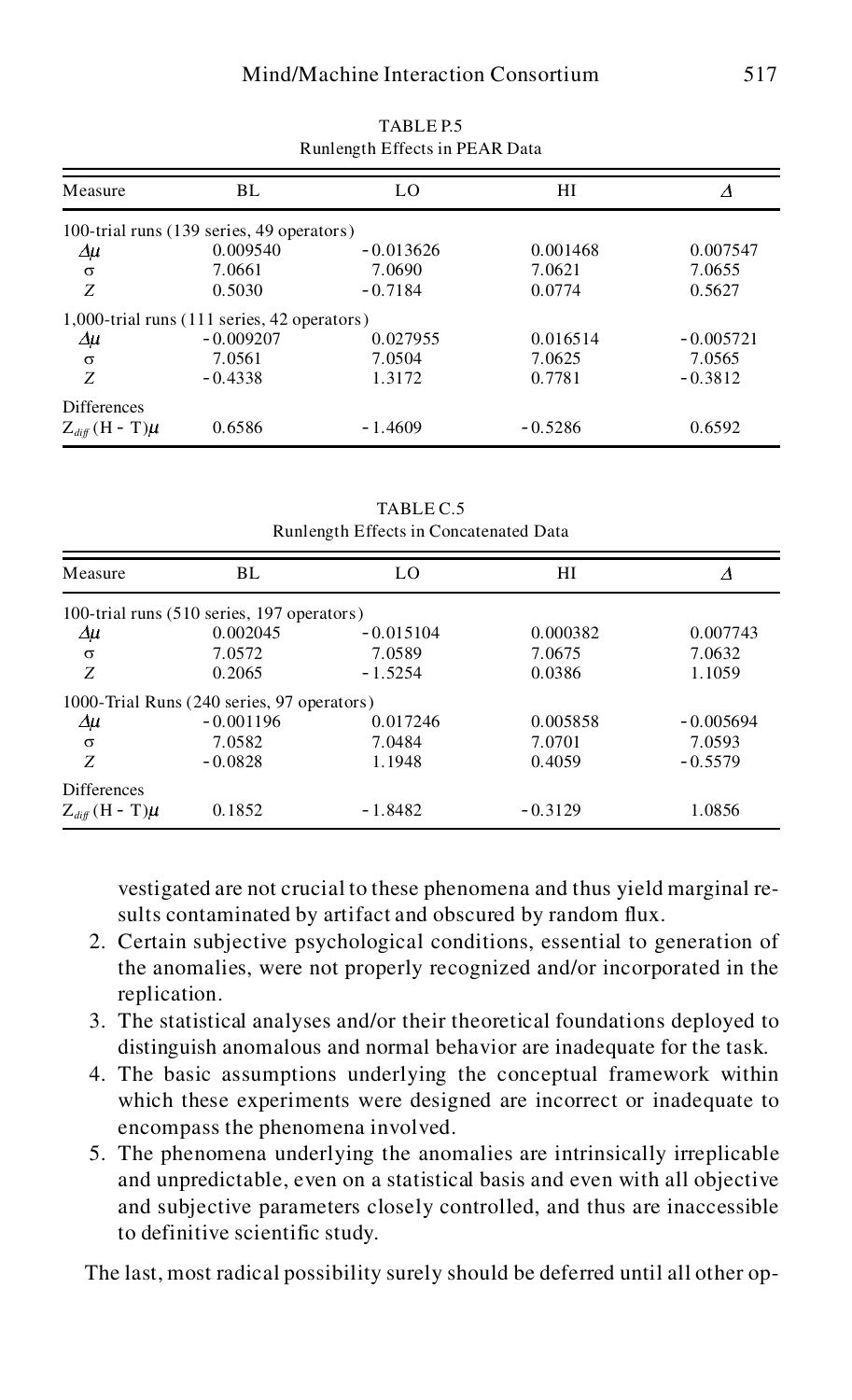TABLE P.5
Runlength Effects in PEAR Data

| Measure | BL | LO | HI | $\Delta$ |
|---|---|---|---|---|
| 100-trial runs (139 series, 49 operators) | | | | |
| $\Delta\mu$ | 0.009540 | −0.013626 | 0.001468 | 0.007547 |
| $\sigma$ | 7.0661 | 7.0690 | 7.0621 | 7.0655 |
| $Z$ | 0.5030 | −0.7184 | 0.0774 | 0.5627 |
| 1,000-trial runs (111 series, 42 operators) | | | | |
| $\Delta\mu$ | −0.009207 | 0.027955 | 0.016514 | −0.005721 |
| $\sigma$ | 7.0561 | 7.0504 | 7.0625 | 7.0565 |
| $Z$ | −0.4338 | 1.3172 | 0.7781 | −0.3812 |
| Differences | | | | |
| $Z_{diff}\,(\text{H} - \text{T})\mu$ | 0.6586 | −1.4609 | −0.5286 | 0.6592 |

TABLE C.5
Runlength Effects in Concatenated Data

| Measure | BL | LO | HI | $\Delta$ |
|---|---|---|---|---|
| 100-trial runs (510 series, 197 operators) | | | | |
| $\Delta\mu$ | 0.002045 | −0.015104 | 0.000382 | 0.007743 |
| $\sigma$ | 7.0572 | 7.0589 | 7.0675 | 7.0632 |
| $Z$ | 0.2065 | −1.5254 | 0.0386 | 1.1059 |
| 1000-Trial Runs (240 series, 97 operators) | | | | |
| $\Delta\mu$ | −0.001196 | 0.017246 | 0.005858 | −0.005694 |
| $\sigma$ | 7.0582 | 7.0484 | 7.0701 | 7.0593 |
| $Z$ | −0.0828 | 1.1948 | 0.4059 | −0.5579 |
| Differences | | | | |
| $Z_{diff}\,(\text{H} - \text{T})\mu$ | 0.1852 | −1.8482 | −0.3129 | 1.0856 |

vestigated are not crucial to these phenomena and thus yield marginal results contaminated by artifact and obscured by random flux.

2. Certain subjective psychological conditions, essential to generation of the anomalies, were not properly recognized and/or incorporated in the replication.
3. The statistical analyses and/or their theoretical foundations deployed to distinguish anomalous and normal behavior are inadequate for the task.
4. The basic assumptions underlying the conceptual framework within which these experiments were designed are incorrect or inadequate to encompass the phenomena involved.
5. The phenomena underlying the anomalies are intrinsically irreplicable and unpredictable, even on a statistical basis and even with all objective and subjective parameters closely controlled, and thus are inaccessible to definitive scientific study.

The last, most radical possibility surely should be deferred until all other op-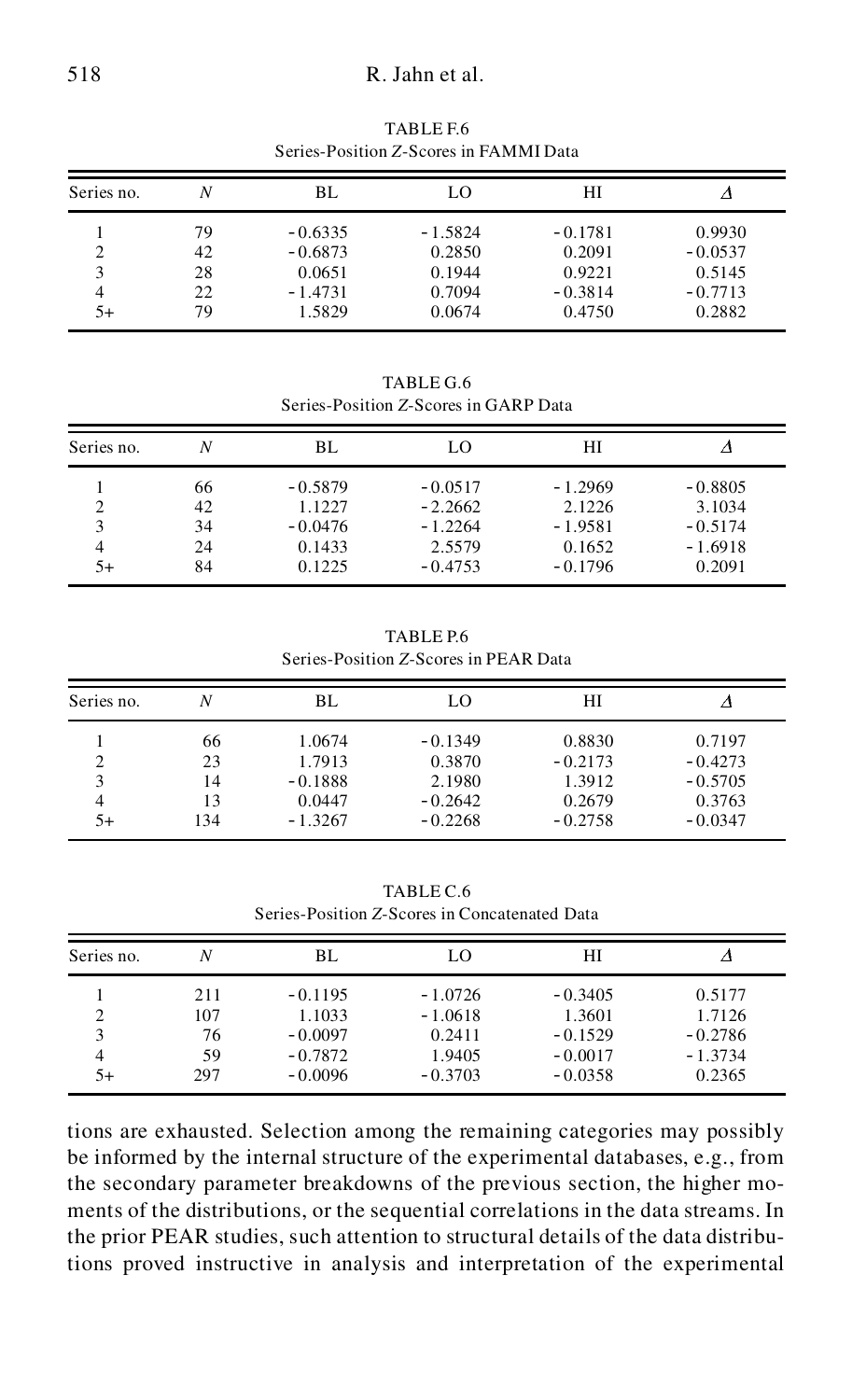TABLE F.6
Series-Position *Z*-Scores in FAMMI Data

| Series no. | $N$ | BL | LO | HI | $\Delta$ |
|---|---|---|---|---|---|
| 1 | 79 | -0.6335 | -1.5824 | -0.1781 | 0.9930 |
| 2 | 42 | -0.6873 | 0.2850 | 0.2091 | -0.0537 |
| 3 | 28 | 0.0651 | 0.1944 | 0.9221 | 0.5145 |
| 4 | 22 | -1.4731 | 0.7094 | -0.3814 | -0.7713 |
| 5+ | 79 | 1.5829 | 0.0674 | 0.4750 | 0.2882 |

TABLE G.6
Series-Position *Z*-Scores in GARP Data

| Series no. | $N$ | BL | LO | HI | $\Delta$ |
|---|---|---|---|---|---|
| 1 | 66 | -0.5879 | -0.0517 | -1.2969 | -0.8805 |
| 2 | 42 | 1.1227 | -2.2662 | 2.1226 | 3.1034 |
| 3 | 34 | -0.0476 | -1.2264 | -1.9581 | -0.5174 |
| 4 | 24 | 0.1433 | 2.5579 | 0.1652 | -1.6918 |
| 5+ | 84 | 0.1225 | -0.4753 | -0.1796 | 0.2091 |

TABLE P.6
Series-Position *Z*-Scores in PEAR Data

| Series no. | $N$ | BL | LO | HI | $\Delta$ |
|---|---|---|---|---|---|
| 1 | 66 | 1.0674 | -0.1349 | 0.8830 | 0.7197 |
| 2 | 23 | 1.7913 | 0.3870 | -0.2173 | -0.4273 |
| 3 | 14 | -0.1888 | 2.1980 | 1.3912 | -0.5705 |
| 4 | 13 | 0.0447 | -0.2642 | 0.2679 | 0.3763 |
| 5+ | 134 | -1.3267 | -0.2268 | -0.2758 | -0.0347 |

TABLE C.6
Series-Position *Z*-Scores in Concatenated Data

| Series no. | $N$ | BL | LO | HI | $\Delta$ |
|---|---|---|---|---|---|
| 1 | 211 | -0.1195 | -1.0726 | -0.3405 | 0.5177 |
| 2 | 107 | 1.1033 | -1.0618 | 1.3601 | 1.7126 |
| 3 | 76 | -0.0097 | 0.2411 | -0.1529 | -0.2786 |
| 4 | 59 | -0.7872 | 1.9405 | -0.0017 | -1.3734 |
| 5+ | 297 | -0.0096 | -0.3703 | -0.0358 | 0.2365 |

tions are exhausted. Selection among the remaining categories may possibly be informed by the internal structure of the experimental databases, e.g., from the secondary parameter breakdowns of the previous section, the higher moments of the distributions, or the sequential correlations in the data streams. In the prior PEAR studies, such attention to structural details of the data distributions proved instructive in analysis and interpretation of the experimental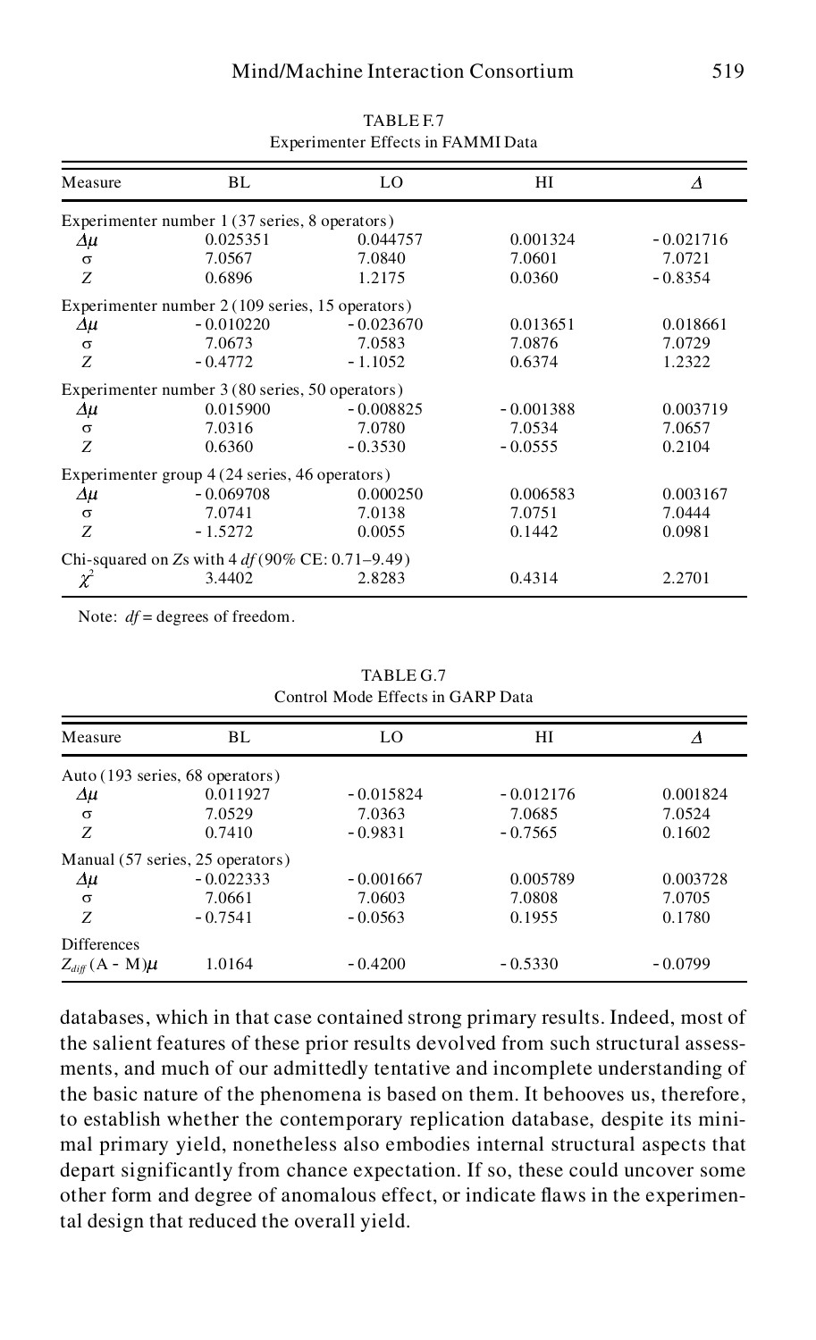TABLE F.7
Experimenter Effects in FAMMI Data

| Measure | BL | LO | HI | $\Delta$ |
|---|---|---|---|---|
| Experimenter number 1 (37 series, 8 operators) | | | | |
| $\Delta\mu$ | 0.025351 | 0.044757 | 0.001324 | −0.021716 |
| $\sigma$ | 7.0567 | 7.0840 | 7.0601 | 7.0721 |
| $Z$ | 0.6896 | 1.2175 | 0.0360 | −0.8354 |
| Experimenter number 2 (109 series, 15 operators) | | | | |
| $\Delta\mu$ | −0.010220 | −0.023670 | 0.013651 | 0.018661 |
| $\sigma$ | 7.0673 | 7.0583 | 7.0876 | 7.0729 |
| $Z$ | −0.4772 | −1.1052 | 0.6374 | 1.2322 |
| Experimenter number 3 (80 series, 50 operators) | | | | |
| $\Delta\mu$ | 0.015900 | −0.008825 | −0.001388 | 0.003719 |
| $\sigma$ | 7.0316 | 7.0780 | 7.0534 | 7.0657 |
| $Z$ | 0.6360 | −0.3530 | −0.0555 | 0.2104 |
| Experimenter group 4 (24 series, 46 operators) | | | | |
| $\Delta\mu$ | −0.069708 | 0.000250 | 0.006583 | 0.003167 |
| $\sigma$ | 7.0741 | 7.0138 | 7.0751 | 7.0444 |
| $Z$ | −1.5272 | 0.0055 | 0.1442 | 0.0981 |
| Chi-squared on $Z$s with 4 $df$ (90% CE: 0.71–9.49) | | | | |
| $\chi^2$ | 3.4402 | 2.8283 | 0.4314 | 2.2701 |

Note: $df$ = degrees of freedom.

TABLE G.7
Control Mode Effects in GARP Data

| Measure | BL | LO | HI | $\Delta$ |
|---|---|---|---|---|
| Auto (193 series, 68 operators) | | | | |
| $\Delta\mu$ | 0.011927 | −0.015824 | −0.012176 | 0.001824 |
| $\sigma$ | 7.0529 | 7.0363 | 7.0685 | 7.0524 |
| $Z$ | 0.7410 | −0.9831 | −0.7565 | 0.1602 |
| Manual (57 series, 25 operators) | | | | |
| $\Delta\mu$ | −0.022333 | −0.001667 | 0.005789 | 0.003728 |
| $\sigma$ | 7.0661 | 7.0603 | 7.0808 | 7.0705 |
| $Z$ | −0.7541 | −0.0563 | 0.1955 | 0.1780 |
| Differences | | | | |
| $Z_{diff}\,(A - M)\mu$ | 1.0164 | −0.4200 | −0.5330 | −0.0799 |

databases, which in that case contained strong primary results. Indeed, most of the salient features of these prior results devolved from such structural assessments, and much of our admittedly tentative and incomplete understanding of the basic nature of the phenomena is based on them. It behooves us, therefore, to establish whether the contemporary replication database, despite its minimal primary yield, nonetheless also embodies internal structural aspects that depart significantly from chance expectation. If so, these could uncover some other form and degree of anomalous effect, or indicate flaws in the experimental design that reduced the overall yield.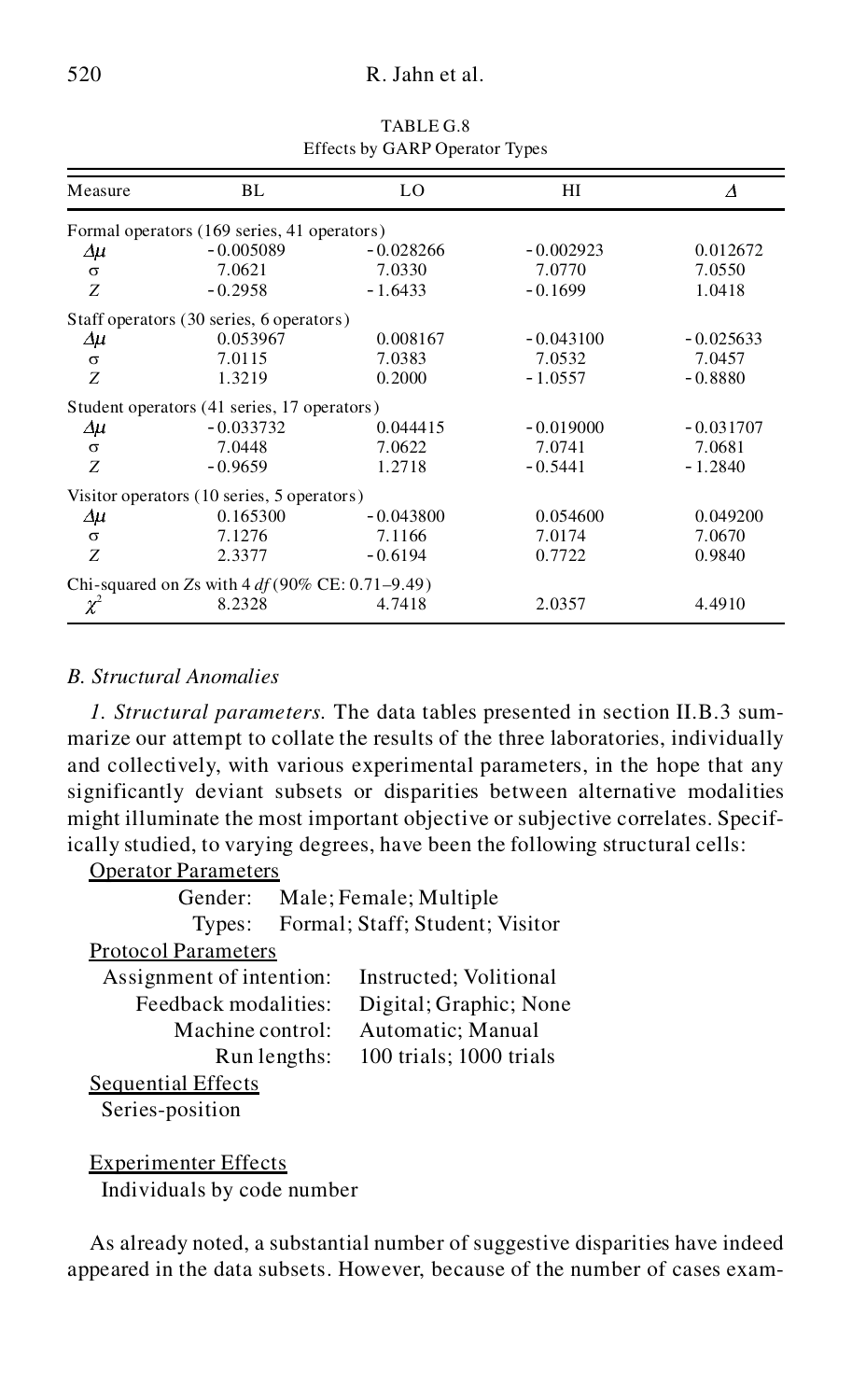TABLE G.8
Effects by GARP Operator Types

| Measure | BL | LO | HI | $\Delta$ |
|---|---|---|---|---|
| Formal operators (169 series, 41 operators) | | | | |
| $\Delta\mu$ | -0.005089 | -0.028266 | -0.002923 | 0.012672 |
| $\sigma$ | 7.0621 | 7.0330 | 7.0770 | 7.0550 |
| $Z$ | -0.2958 | -1.6433 | -0.1699 | 1.0418 |
| Staff operators (30 series, 6 operators) | | | | |
| $\Delta\mu$ | 0.053967 | 0.008167 | -0.043100 | -0.025633 |
| $\sigma$ | 7.0115 | 7.0383 | 7.0532 | 7.0457 |
| $Z$ | 1.3219 | 0.2000 | -1.0557 | -0.8880 |
| Student operators (41 series, 17 operators) | | | | |
| $\Delta\mu$ | -0.033732 | 0.044415 | -0.019000 | -0.031707 |
| $\sigma$ | 7.0448 | 7.0622 | 7.0741 | 7.0681 |
| $Z$ | -0.9659 | 1.2718 | -0.5441 | -1.2840 |
| Visitor operators (10 series, 5 operators) | | | | |
| $\Delta\mu$ | 0.165300 | -0.043800 | 0.054600 | 0.049200 |
| $\sigma$ | 7.1276 | 7.1166 | 7.0174 | 7.0670 |
| $Z$ | 2.3377 | -0.6194 | 0.7722 | 0.9840 |
| Chi-squared on $Z$s with 4 $df$ (90% CE: 0.71–9.49) | | | | |
| $\chi^2$ | 8.2328 | 4.7418 | 2.0357 | 4.4910 |

### *B. Structural Anomalies*

*1. Structural parameters.* The data tables presented in section II.B.3 summarize our attempt to collate the results of the three laboratories, individually and collectively, with various experimental parameters, in the hope that any significantly deviant subsets or disparities between alternative modalities might illuminate the most important objective or subjective correlates. Specifically studied, to varying degrees, have been the following structural cells:

Operator Parameters

- Gender: Male; Female; Multiple
- Types: Formal; Staff; Student; Visitor

Protocol Parameters

- Assignment of intention: Instructed; Volitional
- Feedback modalities: Digital; Graphic; None
- Machine control: Automatic; Manual
- Run lengths: 100 trials; 1000 trials

Sequential Effects

- Series-position

Experimenter Effects

- Individuals by code number

As already noted, a substantial number of suggestive disparities have indeed appeared in the data subsets. However, because of the number of cases exam-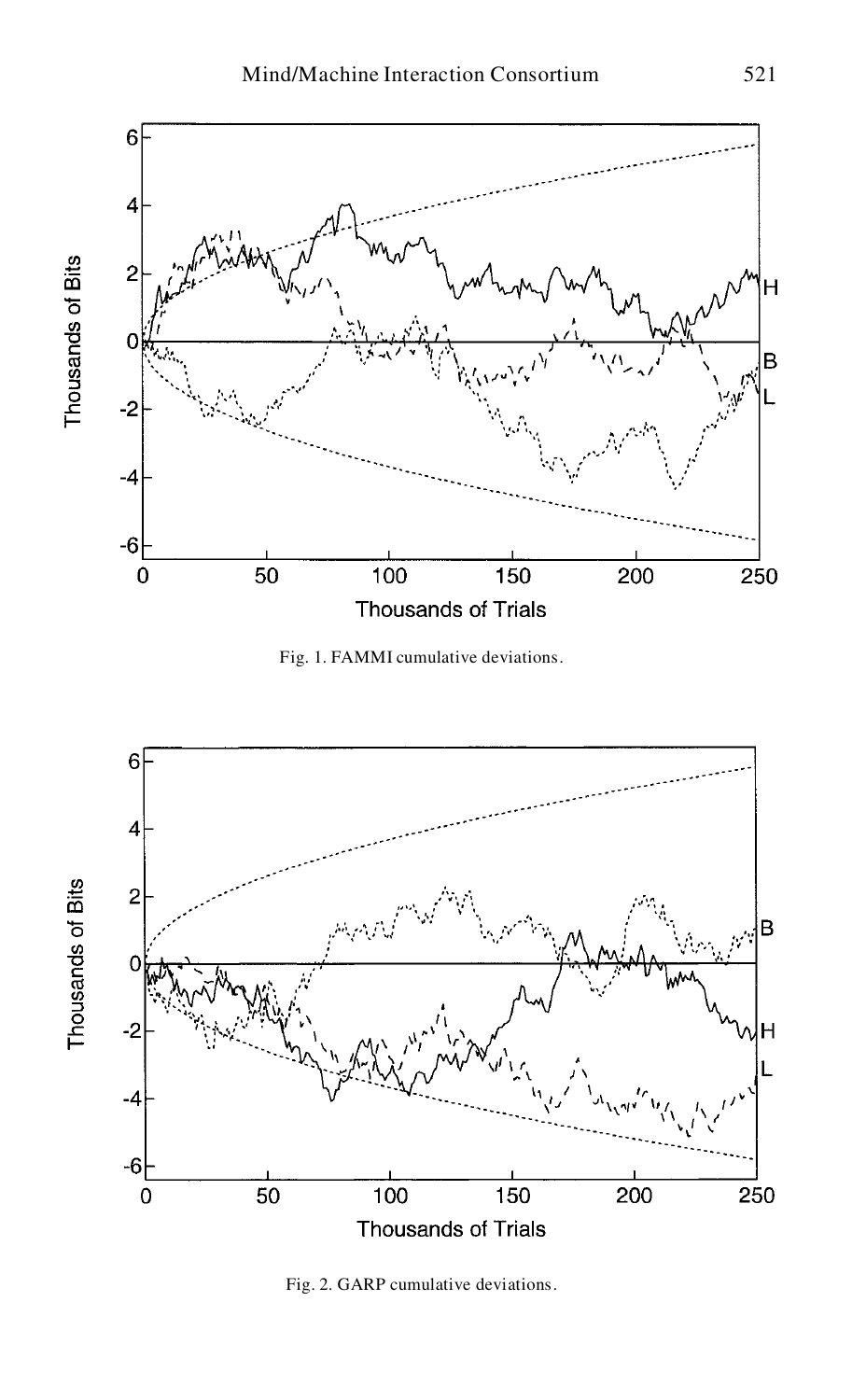Fig. 1. FAMMI cumulative deviations.

Fig. 2. GARP cumulative deviations.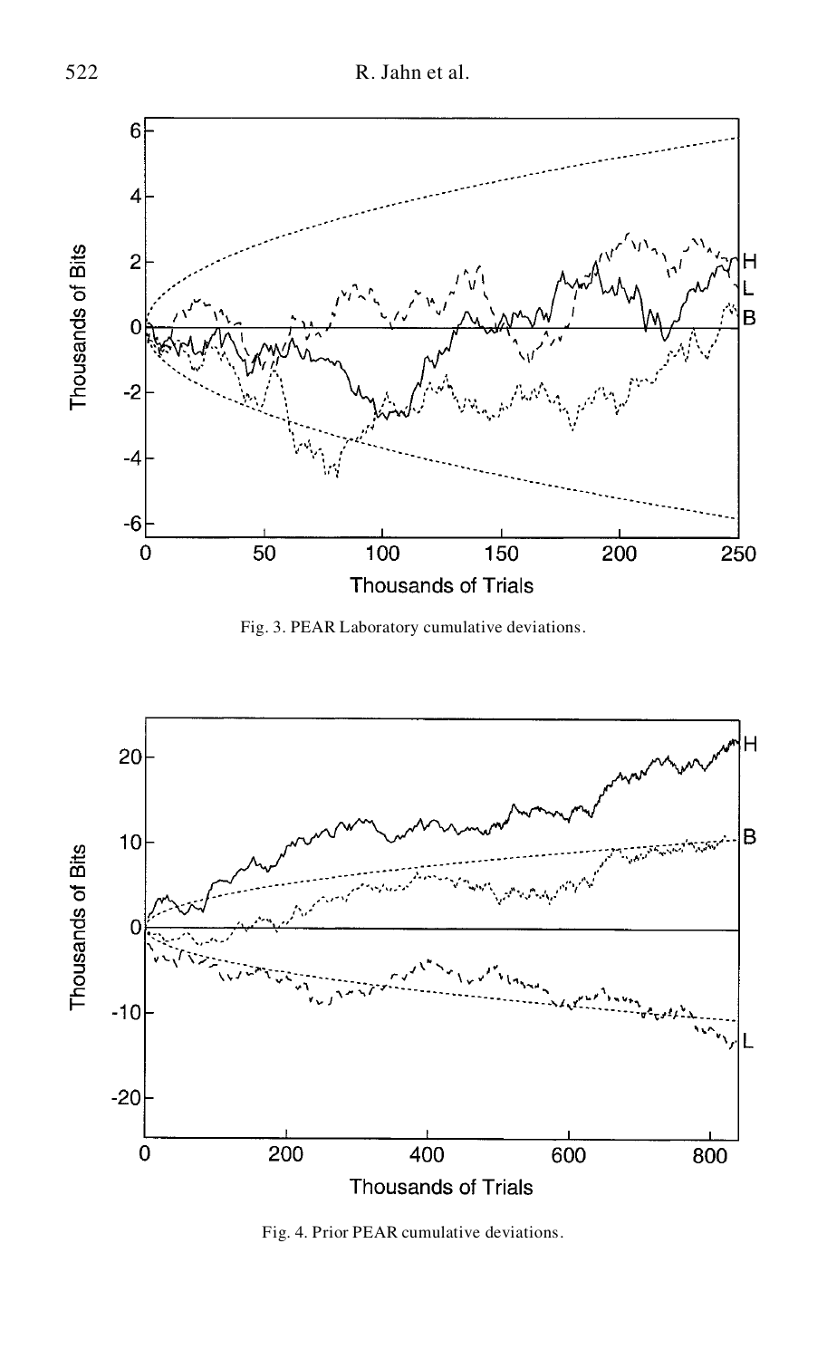Fig. 3. PEAR Laboratory cumulative deviations.

Fig. 4. Prior PEAR cumulative deviations.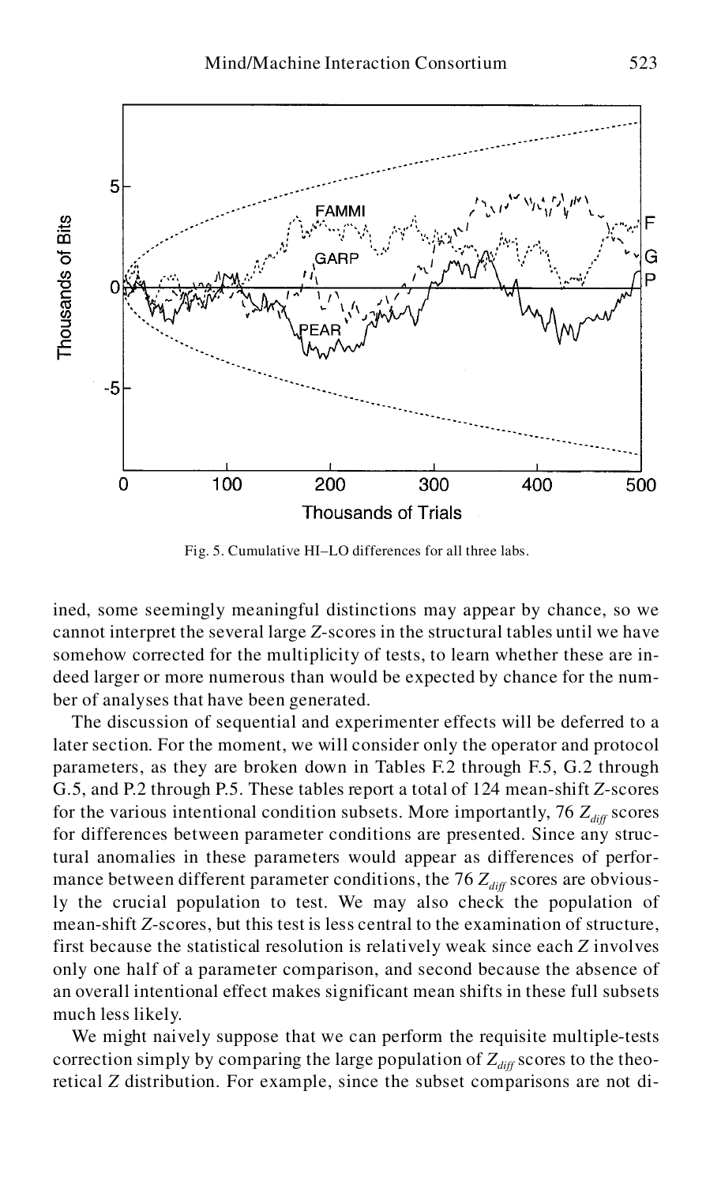Fig. 5. Cumulative HI–LO differences for all three labs.

ined, some seemingly meaningful distinctions may appear by chance, so we cannot interpret the several large $Z$-scores in the structural tables until we have somehow corrected for the multiplicity of tests, to learn whether these are indeed larger or more numerous than would be expected by chance for the number of analyses that have been generated.

The discussion of sequential and experimenter effects will be deferred to a later section. For the moment, we will consider only the operator and protocol parameters, as they are broken down in Tables F.2 through F.5, G.2 through G.5, and P.2 through P.5. These tables report a total of 124 mean-shift $Z$-scores for the various intentional condition subsets. More importantly, 76 $Z_{diff}$ scores for differences between parameter conditions are presented. Since any structural anomalies in these parameters would appear as differences of performance between different parameter conditions, the 76 $Z_{diff}$ scores are obviously the crucial population to test. We may also check the population of mean-shift $Z$-scores, but this test is less central to the examination of structure, first because the statistical resolution is relatively weak since each $Z$ involves only one half of a parameter comparison, and second because the absence of an overall intentional effect makes significant mean shifts in these full subsets much less likely.

We might naively suppose that we can perform the requisite multiple-tests correction simply by comparing the large population of $Z_{diff}$ scores to the theoretical $Z$ distribution. For example, since the subset comparisons are not di-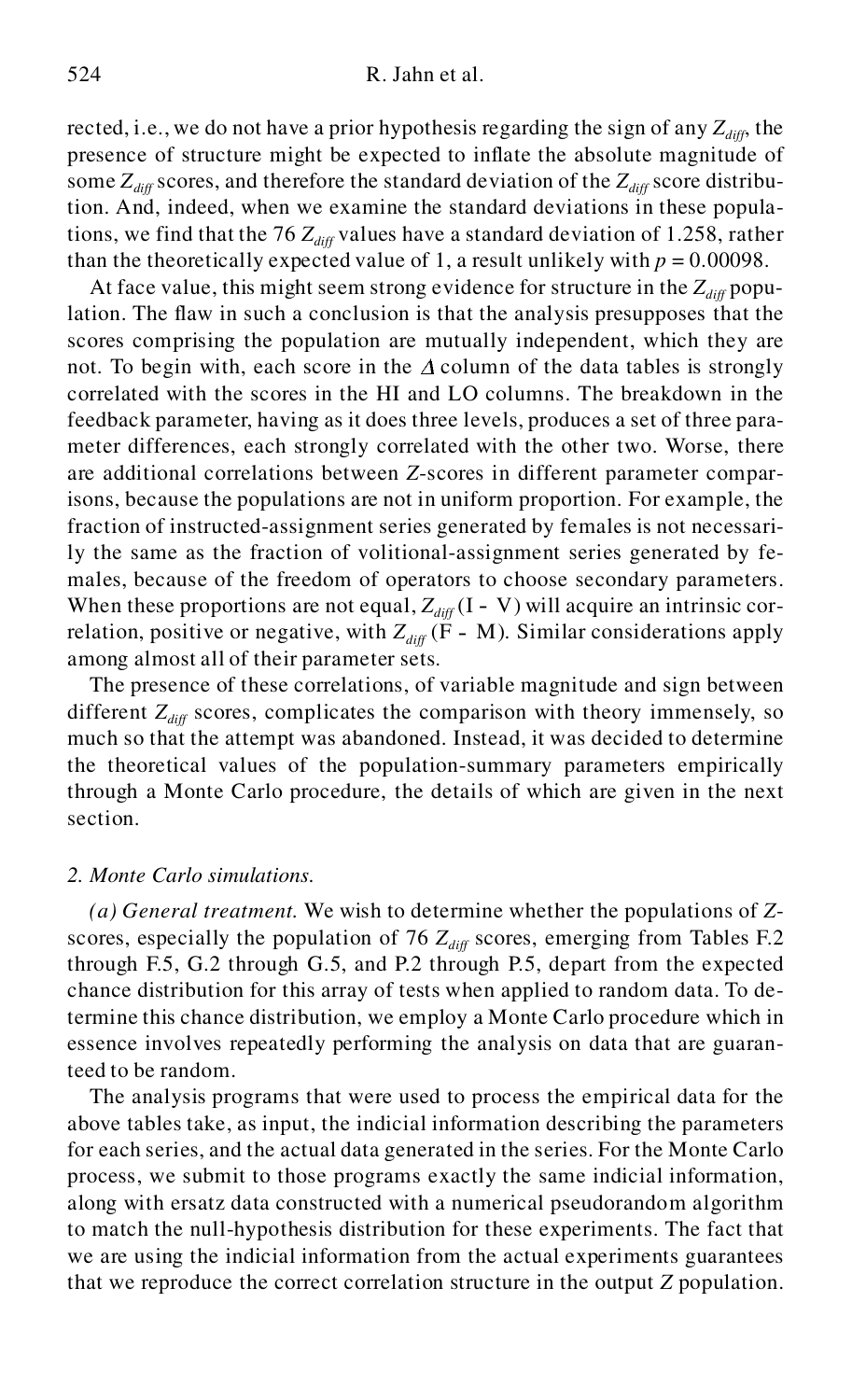rected, i.e., we do not have a prior hypothesis regarding the sign of any $Z_{diff}$, the presence of structure might be expected to inflate the absolute magnitude of some $Z_{diff}$ scores, and therefore the standard deviation of the $Z_{diff}$ score distribution. And, indeed, when we examine the standard deviations in these populations, we find that the 76 $Z_{diff}$ values have a standard deviation of 1.258, rather than the theoretically expected value of 1, a result unlikely with $p = 0.00098$.

At face value, this might seem strong evidence for structure in the $Z_{diff}$ population. The flaw in such a conclusion is that the analysis presupposes that the scores comprising the population are mutually independent, which they are not. To begin with, each score in the $\Delta$ column of the data tables is strongly correlated with the scores in the HI and LO columns. The breakdown in the feedback parameter, having as it does three levels, produces a set of three parameter differences, each strongly correlated with the other two. Worse, there are additional correlations between $Z$-scores in different parameter comparisons, because the populations are not in uniform proportion. For example, the fraction of instructed-assignment series generated by females is not necessarily the same as the fraction of volitional-assignment series generated by females, because of the freedom of operators to choose secondary parameters. When these proportions are not equal, $Z_{diff}$ (I - V) will acquire an intrinsic correlation, positive or negative, with $Z_{diff}$ (F - M). Similar considerations apply among almost all of their parameter sets.

The presence of these correlations, of variable magnitude and sign between different $Z_{diff}$ scores, complicates the comparison with theory immensely, so much so that the attempt was abandoned. Instead, it was decided to determine the theoretical values of the population-summary parameters empirically through a Monte Carlo procedure, the details of which are given in the next section.

### *2. Monte Carlo simulations.*

*(a) General treatment.* We wish to determine whether the populations of $Z$-scores, especially the population of 76 $Z_{diff}$ scores, emerging from Tables F.2 through F.5, G.2 through G.5, and P.2 through P.5, depart from the expected chance distribution for this array of tests when applied to random data. To determine this chance distribution, we employ a Monte Carlo procedure which in essence involves repeatedly performing the analysis on data that are guaranteed to be random.

The analysis programs that were used to process the empirical data for the above tables take, as input, the indicial information describing the parameters for each series, and the actual data generated in the series. For the Monte Carlo process, we submit to those programs exactly the same indicial information, along with ersatz data constructed with a numerical pseudorandom algorithm to match the null-hypothesis distribution for these experiments. The fact that we are using the indicial information from the actual experiments guarantees that we reproduce the correct correlation structure in the output $Z$ population.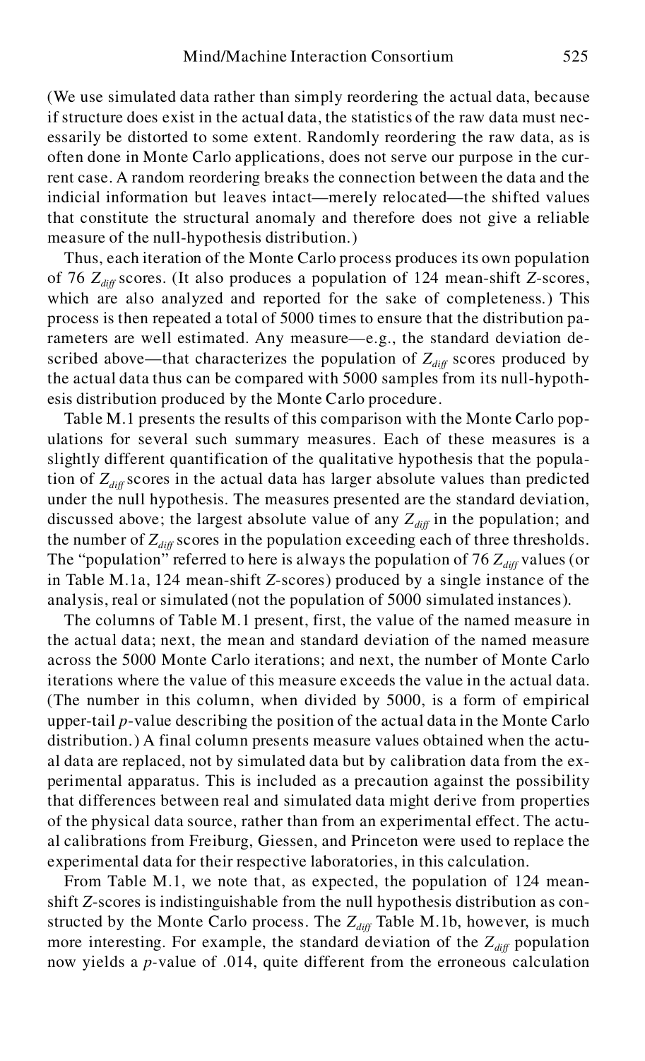(We use simulated data rather than simply reordering the actual data, because if structure does exist in the actual data, the statistics of the raw data must necessarily be distorted to some extent. Randomly reordering the raw data, as is often done in Monte Carlo applications, does not serve our purpose in the current case. A random reordering breaks the connection between the data and the indicial information but leaves intact—merely relocated—the shifted values that constitute the structural anomaly and therefore does not give a reliable measure of the null-hypothesis distribution.)

Thus, each iteration of the Monte Carlo process produces its own population of 76 $Z_{diff}$ scores. (It also produces a population of 124 mean-shift $Z$-scores, which are also analyzed and reported for the sake of completeness.) This process is then repeated a total of 5000 times to ensure that the distribution parameters are well estimated. Any measure—e.g., the standard deviation described above—that characterizes the population of $Z_{diff}$ scores produced by the actual data thus can be compared with 5000 samples from its null-hypothesis distribution produced by the Monte Carlo procedure.

Table M.1 presents the results of this comparison with the Monte Carlo populations for several such summary measures. Each of these measures is a slightly different quantification of the qualitative hypothesis that the population of $Z_{diff}$ scores in the actual data has larger absolute values than predicted under the null hypothesis. The measures presented are the standard deviation, discussed above; the largest absolute value of any $Z_{diff}$ in the population; and the number of $Z_{diff}$ scores in the population exceeding each of three thresholds. The "population" referred to here is always the population of 76 $Z_{diff}$ values (or in Table M.1a, 124 mean-shift $Z$-scores) produced by a single instance of the analysis, real or simulated (not the population of 5000 simulated instances).

The columns of Table M.1 present, first, the value of the named measure in the actual data; next, the mean and standard deviation of the named measure across the 5000 Monte Carlo iterations; and next, the number of Monte Carlo iterations where the value of this measure exceeds the value in the actual data. (The number in this column, when divided by 5000, is a form of empirical upper-tail $p$-value describing the position of the actual data in the Monte Carlo distribution.) A final column presents measure values obtained when the actual data are replaced, not by simulated data but by calibration data from the experimental apparatus. This is included as a precaution against the possibility that differences between real and simulated data might derive from properties of the physical data source, rather than from an experimental effect. The actual calibrations from Freiburg, Giessen, and Princeton were used to replace the experimental data for their respective laboratories, in this calculation.

From Table M.1, we note that, as expected, the population of 124 mean-shift $Z$-scores is indistinguishable from the null hypothesis distribution as constructed by the Monte Carlo process. The $Z_{diff}$ Table M.1b, however, is much more interesting. For example, the standard deviation of the $Z_{diff}$ population now yields a $p$-value of .014, quite different from the erroneous calculation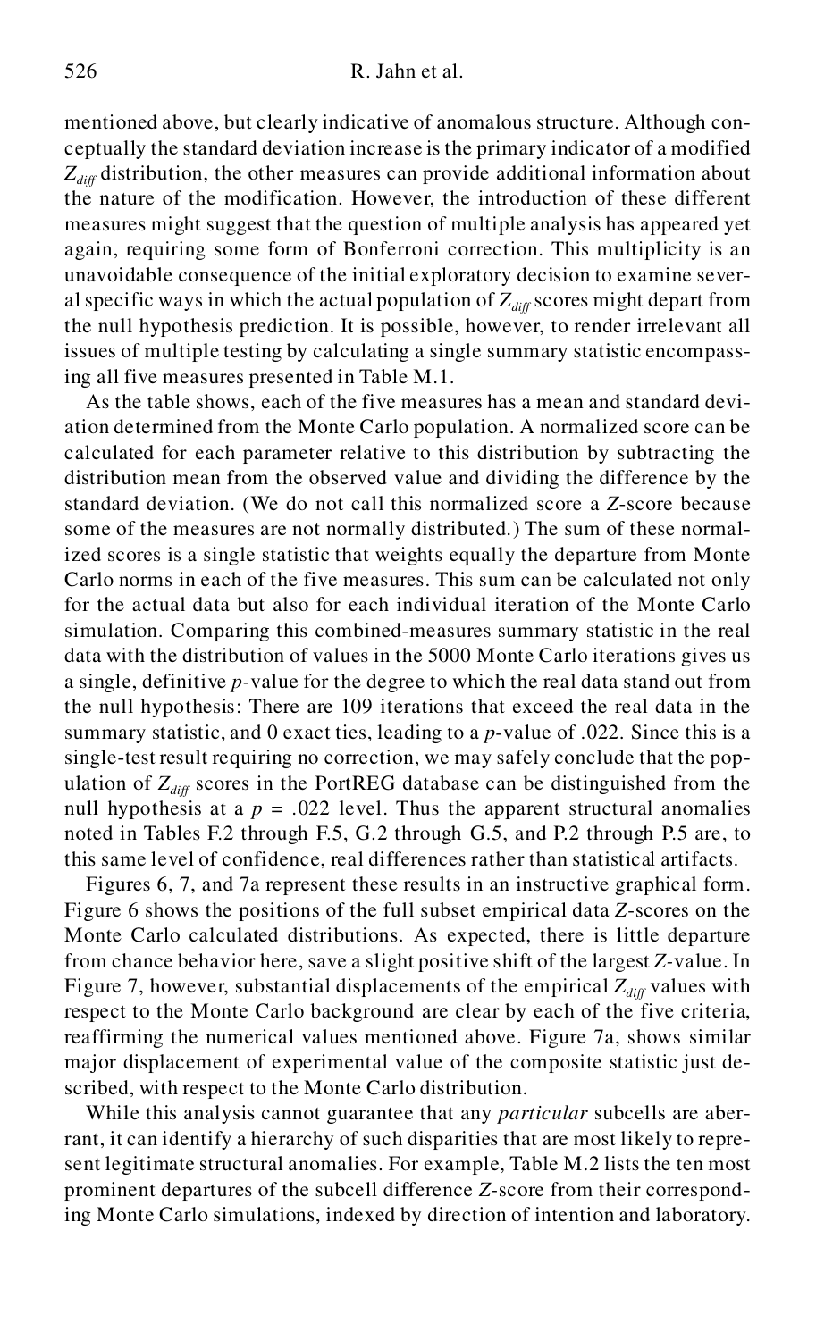mentioned above, but clearly indicative of anomalous structure. Although conceptually the standard deviation increase is the primary indicator of a modified $Z_{diff}$ distribution, the other measures can provide additional information about the nature of the modification. However, the introduction of these different measures might suggest that the question of multiple analysis has appeared yet again, requiring some form of Bonferroni correction. This multiplicity is an unavoidable consequence of the initial exploratory decision to examine several specific ways in which the actual population of $Z_{diff}$ scores might depart from the null hypothesis prediction. It is possible, however, to render irrelevant all issues of multiple testing by calculating a single summary statistic encompassing all five measures presented in Table M.1.

As the table shows, each of the five measures has a mean and standard deviation determined from the Monte Carlo population. A normalized score can be calculated for each parameter relative to this distribution by subtracting the distribution mean from the observed value and dividing the difference by the standard deviation. (We do not call this normalized score a $Z$-score because some of the measures are not normally distributed.) The sum of these normalized scores is a single statistic that weights equally the departure from Monte Carlo norms in each of the five measures. This sum can be calculated not only for the actual data but also for each individual iteration of the Monte Carlo simulation. Comparing this combined-measures summary statistic in the real data with the distribution of values in the 5000 Monte Carlo iterations gives us a single, definitive $p$-value for the degree to which the real data stand out from the null hypothesis: There are 109 iterations that exceed the real data in the summary statistic, and 0 exact ties, leading to a $p$-value of .022. Since this is a single-test result requiring no correction, we may safely conclude that the population of $Z_{diff}$ scores in the PortREG database can be distinguished from the null hypothesis at a $p = .022$ level. Thus the apparent structural anomalies noted in Tables F.2 through F.5, G.2 through G.5, and P.2 through P.5 are, to this same level of confidence, real differences rather than statistical artifacts.

Figures 6, 7, and 7a represent these results in an instructive graphical form. Figure 6 shows the positions of the full subset empirical data $Z$-scores on the Monte Carlo calculated distributions. As expected, there is little departure from chance behavior here, save a slight positive shift of the largest $Z$-value. In Figure 7, however, substantial displacements of the empirical $Z_{diff}$ values with respect to the Monte Carlo background are clear by each of the five criteria, reaffirming the numerical values mentioned above. Figure 7a, shows similar major displacement of experimental value of the composite statistic just described, with respect to the Monte Carlo distribution.

While this analysis cannot guarantee that any *particular* subcells are aberrant, it can identify a hierarchy of such disparities that are most likely to represent legitimate structural anomalies. For example, Table M.2 lists the ten most prominent departures of the subcell difference $Z$-score from their corresponding Monte Carlo simulations, indexed by direction of intention and laboratory.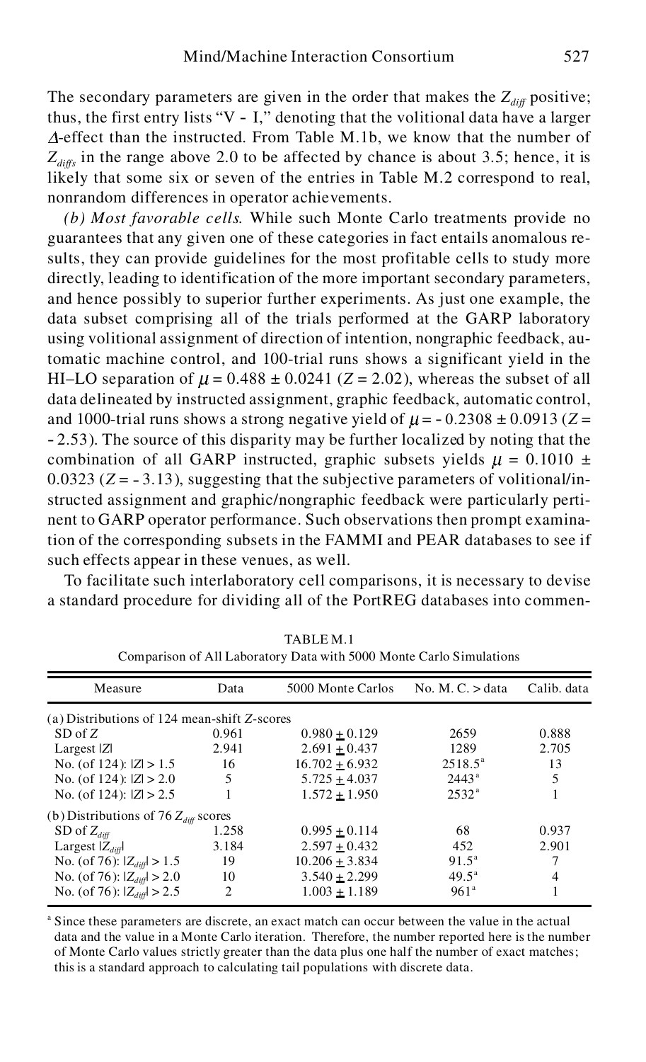The secondary parameters are given in the order that makes the $Z_{diff}$ positive; thus, the first entry lists "V - I," denoting that the volitional data have a larger $\Delta$-effect than the instructed. From Table M.1b, we know that the number of $Z_{diffs}$ in the range above 2.0 to be affected by chance is about 3.5; hence, it is likely that some six or seven of the entries in Table M.2 correspond to real, nonrandom differences in operator achievements.

*(b) Most favorable cells.* While such Monte Carlo treatments provide no guarantees that any given one of these categories in fact entails anomalous results, they can provide guidelines for the most profitable cells to study more directly, leading to identification of the more important secondary parameters, and hence possibly to superior further experiments. As just one example, the data subset comprising all of the trials performed at the GARP laboratory using volitional assignment of direction of intention, nongraphic feedback, automatic machine control, and 100-trial runs shows a significant yield in the HI–LO separation of $\mu = 0.488 \pm 0.0241$ ($Z = 2.02$), whereas the subset of all data delineated by instructed assignment, graphic feedback, automatic control, and 1000-trial runs shows a strong negative yield of $\mu = -0.2308 \pm 0.0913$ ($Z = -2.53$). The source of this disparity may be further localized by noting that the combination of all GARP instructed, graphic subsets yields $\mu = 0.1010 \pm 0.0323$ ($Z = -3.13$), suggesting that the subjective parameters of volitional/instructed assignment and graphic/nongraphic feedback were particularly pertinent to GARP operator performance. Such observations then prompt examination of the corresponding subsets in the FAMMI and PEAR databases to see if such effects appear in these venues, as well.

To facilitate such interlaboratory cell comparisons, it is necessary to devise a standard procedure for dividing all of the PortREG databases into commen-

TABLE M.1
Comparison of All Laboratory Data with 5000 Monte Carlo Simulations

| Measure | Data | 5000 Monte Carlos | No. M. C. > data | Calib. data |
|---|---|---|---|---|
| (a) Distributions of 124 mean-shift Z-scores | | | | |
| SD of $Z$ | 0.961 | $0.980 \pm 0.129$ | 2659 | 0.888 |
| Largest $\|Z\|$ | 2.941 | $2.691 \pm 0.437$ | 1289 | 2.705 |
| No. (of 124): $\|Z\| > 1.5$ | 16 | $16.702 \pm 6.932$ | 2518.5[a] | 13 |
| No. (of 124): $\|Z\| > 2.0$ | 5 | $5.725 \pm 4.037$ | 2443[a] | 5 |
| No. (of 124): $\|Z\| > 2.5$ | 1 | $1.572 \pm 1.950$ | 2532[a] | 1 |
| (b) Distributions of 76 $Z_{diff}$ scores | | | | |
| SD of $Z_{diff}$ | 1.258 | $0.995 \pm 0.114$ | 68 | 0.937 |
| Largest $\|Z_{diff}\|$ | 3.184 | $2.597 \pm 0.432$ | 452 | 2.901 |
| No. (of 76): $\|Z_{diff}\| > 1.5$ | 19 | $10.206 \pm 3.834$ | 91.5[a] | 7 |
| No. (of 76): $\|Z_{diff}\| > 2.0$ | 10 | $3.540 \pm 2.299$ | 49.5[a] | 4 |
| No. (of 76): $\|Z_{diff}\| > 2.5$ | 2 | $1.003 \pm 1.189$ | 961[a] | 1 |

[a] Since these parameters are discrete, an exact match can occur between the value in the actual data and the value in a Monte Carlo iteration. Therefore, the number reported here is the number of Monte Carlo values strictly greater than the data plus one half the number of exact matches; this is a standard approach to calculating tail populations with discrete data.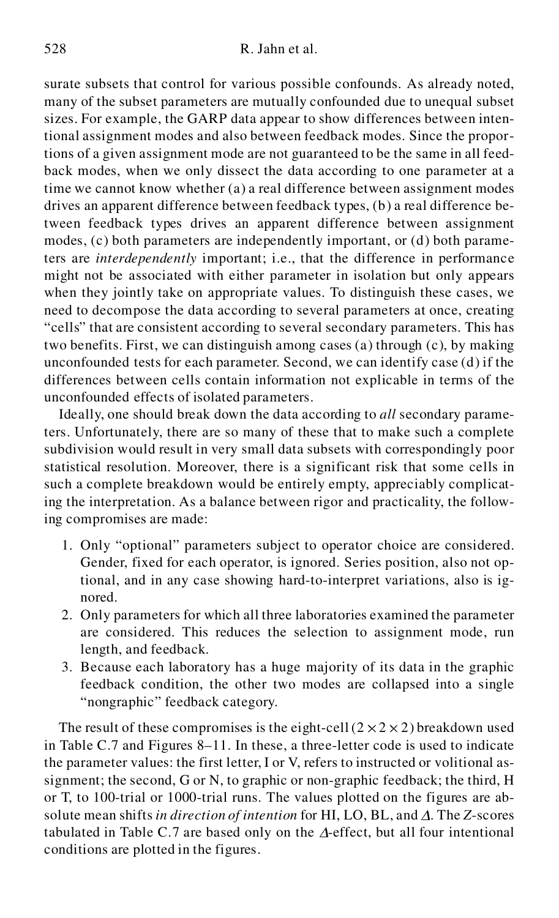surate subsets that control for various possible confounds. As already noted, many of the subset parameters are mutually confounded due to unequal subset sizes. For example, the GARP data appear to show differences between intentional assignment modes and also between feedback modes. Since the proportions of a given assignment mode are not guaranteed to be the same in all feedback modes, when we only dissect the data according to one parameter at a time we cannot know whether (a) a real difference between assignment modes drives an apparent difference between feedback types, (b) a real difference between feedback types drives an apparent difference between assignment modes, (c) both parameters are independently important, or (d) both parameters are *interdependently* important; i.e., that the difference in performance might not be associated with either parameter in isolation but only appears when they jointly take on appropriate values. To distinguish these cases, we need to decompose the data according to several parameters at once, creating "cells" that are consistent according to several secondary parameters. This has two benefits. First, we can distinguish among cases (a) through (c), by making unconfounded tests for each parameter. Second, we can identify case (d) if the differences between cells contain information not explicable in terms of the unconfounded effects of isolated parameters.

Ideally, one should break down the data according to *all* secondary parameters. Unfortunately, there are so many of these that to make such a complete subdivision would result in very small data subsets with correspondingly poor statistical resolution. Moreover, there is a significant risk that some cells in such a complete breakdown would be entirely empty, appreciably complicating the interpretation. As a balance between rigor and practicality, the following compromises are made:

1. Only "optional" parameters subject to operator choice are considered. Gender, fixed for each operator, is ignored. Series position, also not optional, and in any case showing hard-to-interpret variations, also is ignored.
2. Only parameters for which all three laboratories examined the parameter are considered. This reduces the selection to assignment mode, run length, and feedback.
3. Because each laboratory has a huge majority of its data in the graphic feedback condition, the other two modes are collapsed into a single "nongraphic" feedback category.

The result of these compromises is the eight-cell ($2 \times 2 \times 2$) breakdown used in Table C.7 and Figures 8–11. In these, a three-letter code is used to indicate the parameter values: the first letter, I or V, refers to instructed or volitional assignment; the second, G or N, to graphic or non-graphic feedback; the third, H or T, to 100-trial or 1000-trial runs. The values plotted on the figures are absolute mean shifts *in direction of intention* for HI, LO, BL, and $\Delta$. The $Z$-scores tabulated in Table C.7 are based only on the $\Delta$-effect, but all four intentional conditions are plotted in the figures.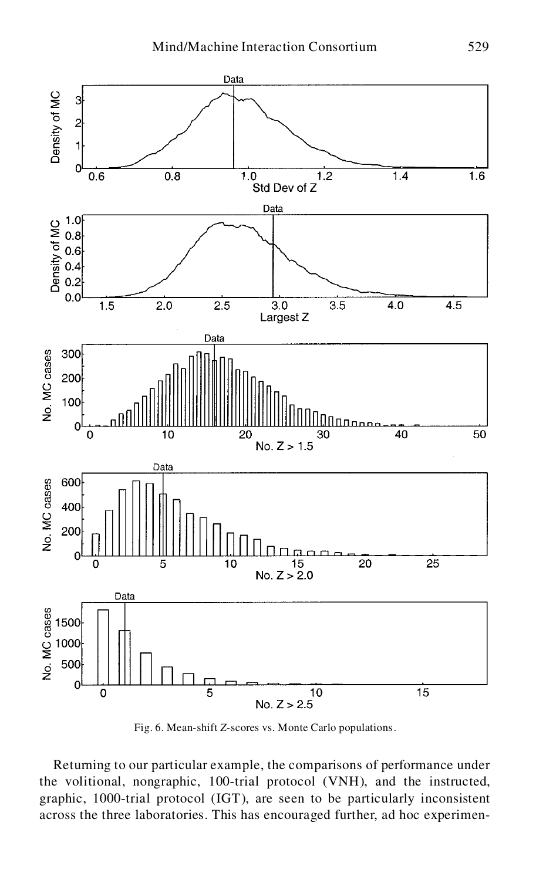Fig. 6. Mean-shift Z-scores vs. Monte Carlo populations.

Returning to our particular example, the comparisons of performance under the volitional, nongraphic, 100-trial protocol (VNH), and the instructed, graphic, 1000-trial protocol (IGT), are seen to be particularly inconsistent across the three laboratories. This has encouraged further, ad hoc experimen-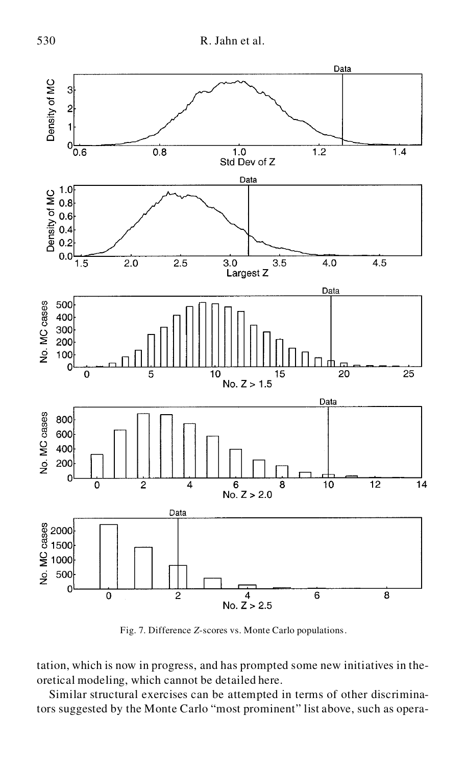Fig. 7. Difference *Z*-scores vs. Monte Carlo populations.

tation, which is now in progress, and has prompted some new initiatives in theoretical modeling, which cannot be detailed here.

Similar structural exercises can be attempted in terms of other discriminators suggested by the Monte Carlo "most prominent" list above, such as opera-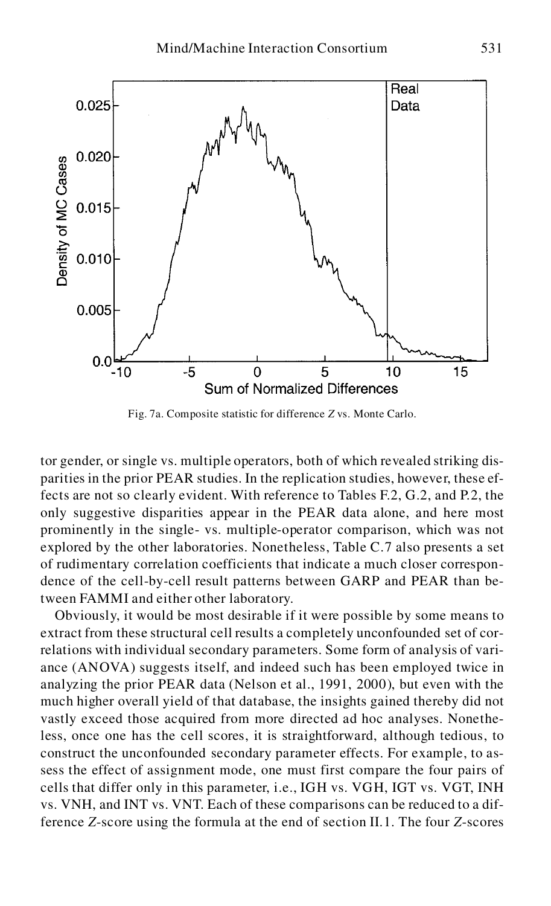Fig. 7a. Composite statistic for difference $Z$ vs. Monte Carlo.

tor gender, or single vs. multiple operators, both of which revealed striking disparities in the prior PEAR studies. In the replication studies, however, these effects are not so clearly evident. With reference to Tables F.2, G.2, and P.2, the only suggestive disparities appear in the PEAR data alone, and here most prominently in the single- vs. multiple-operator comparison, which was not explored by the other laboratories. Nonetheless, Table C.7 also presents a set of rudimentary correlation coefficients that indicate a much closer correspondence of the cell-by-cell result patterns between GARP and PEAR than between FAMMI and either other laboratory.

Obviously, it would be most desirable if it were possible by some means to extract from these structural cell results a completely unconfounded set of correlations with individual secondary parameters. Some form of analysis of variance (ANOVA) suggests itself, and indeed such has been employed twice in analyzing the prior PEAR data (Nelson et al., 1991, 2000), but even with the much higher overall yield of that database, the insights gained thereby did not vastly exceed those acquired from more directed ad hoc analyses. Nonetheless, once one has the cell scores, it is straightforward, although tedious, to construct the unconfounded secondary parameter effects. For example, to assess the effect of assignment mode, one must first compare the four pairs of cells that differ only in this parameter, i.e., IGH vs. VGH, IGT vs. VGT, INH vs. VNH, and INT vs. VNT. Each of these comparisons can be reduced to a difference $Z$-score using the formula at the end of section II.1. The four $Z$-scores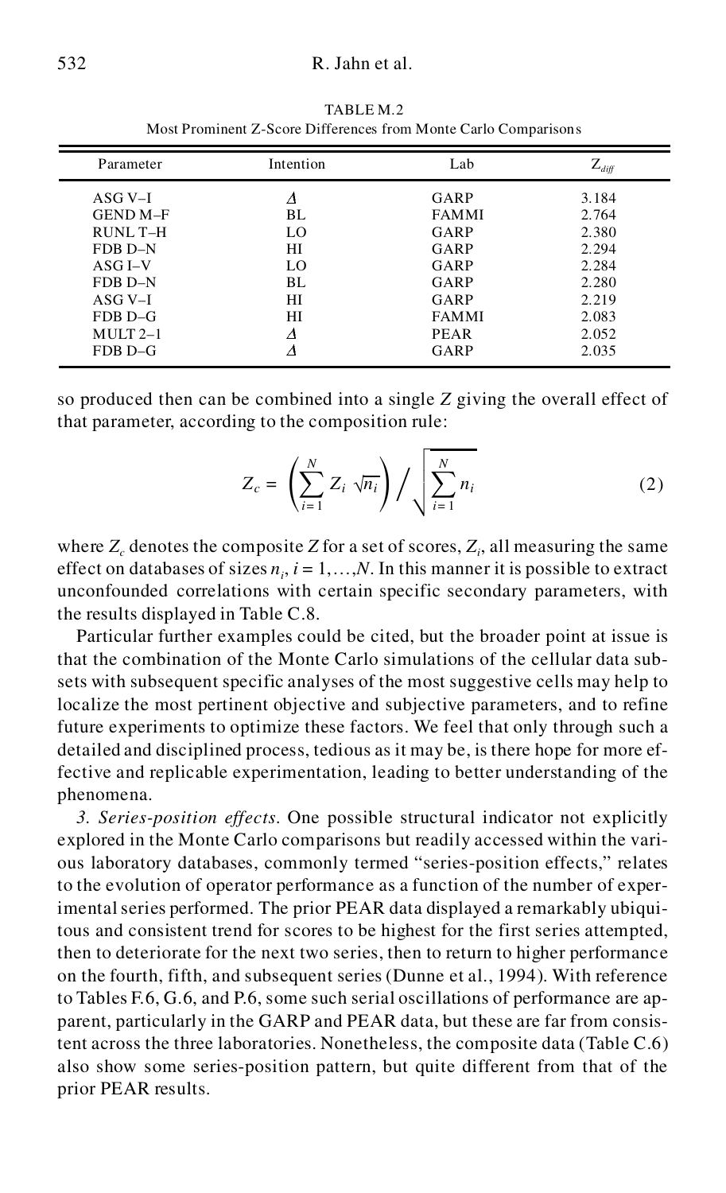TABLE M.2
Most Prominent Z-Score Differences from Monte Carlo Comparisons

| Parameter | Intention | Lab | $Z_{diff}$ |
|---|---|---|---|
| ASG V–I | Δ | GARP | 3.184 |
| GEND M–F | BL | FAMMI | 2.764 |
| RUNL T–H | LO | GARP | 2.380 |
| FDB D–N | HI | GARP | 2.294 |
| ASG I–V | LO | GARP | 2.284 |
| FDB D–N | BL | GARP | 2.280 |
| ASG V–I | HI | GARP | 2.219 |
| FDB D–G | HI | FAMMI | 2.083 |
| MULT 2–1 | Δ | PEAR | 2.052 |
| FDB D–G | Δ | GARP | 2.035 |

so produced then can be combined into a single $Z$ giving the overall effect of that parameter, according to the composition rule:

$$Z_c = \left( \sum_{i=1}^{N} Z_i \sqrt{n_i} \right) \Bigg/ \sqrt{\sum_{i=1}^{N} n_i} \tag{2}$$

where $Z_c$ denotes the composite $Z$ for a set of scores, $Z_i$, all measuring the same effect on databases of sizes $n_i$, $i = 1,\ldots,N$. In this manner it is possible to extract unconfounded correlations with certain specific secondary parameters, with the results displayed in Table C.8.

Particular further examples could be cited, but the broader point at issue is that the combination of the Monte Carlo simulations of the cellular data subsets with subsequent specific analyses of the most suggestive cells may help to localize the most pertinent objective and subjective parameters, and to refine future experiments to optimize these factors. We feel that only through such a detailed and disciplined process, tedious as it may be, is there hope for more effective and replicable experimentation, leading to better understanding of the phenomena.

*3. Series-position effects*. One possible structural indicator not explicitly explored in the Monte Carlo comparisons but readily accessed within the various laboratory databases, commonly termed "series-position effects," relates to the evolution of operator performance as a function of the number of experimental series performed. The prior PEAR data displayed a remarkably ubiquitous and consistent trend for scores to be highest for the first series attempted, then to deteriorate for the next two series, then to return to higher performance on the fourth, fifth, and subsequent series (Dunne et al., 1994). With reference to Tables F.6, G.6, and P.6, some such serial oscillations of performance are apparent, particularly in the GARP and PEAR data, but these are far from consistent across the three laboratories. Nonetheless, the composite data (Table C.6) also show some series-position pattern, but quite different from that of the prior PEAR results.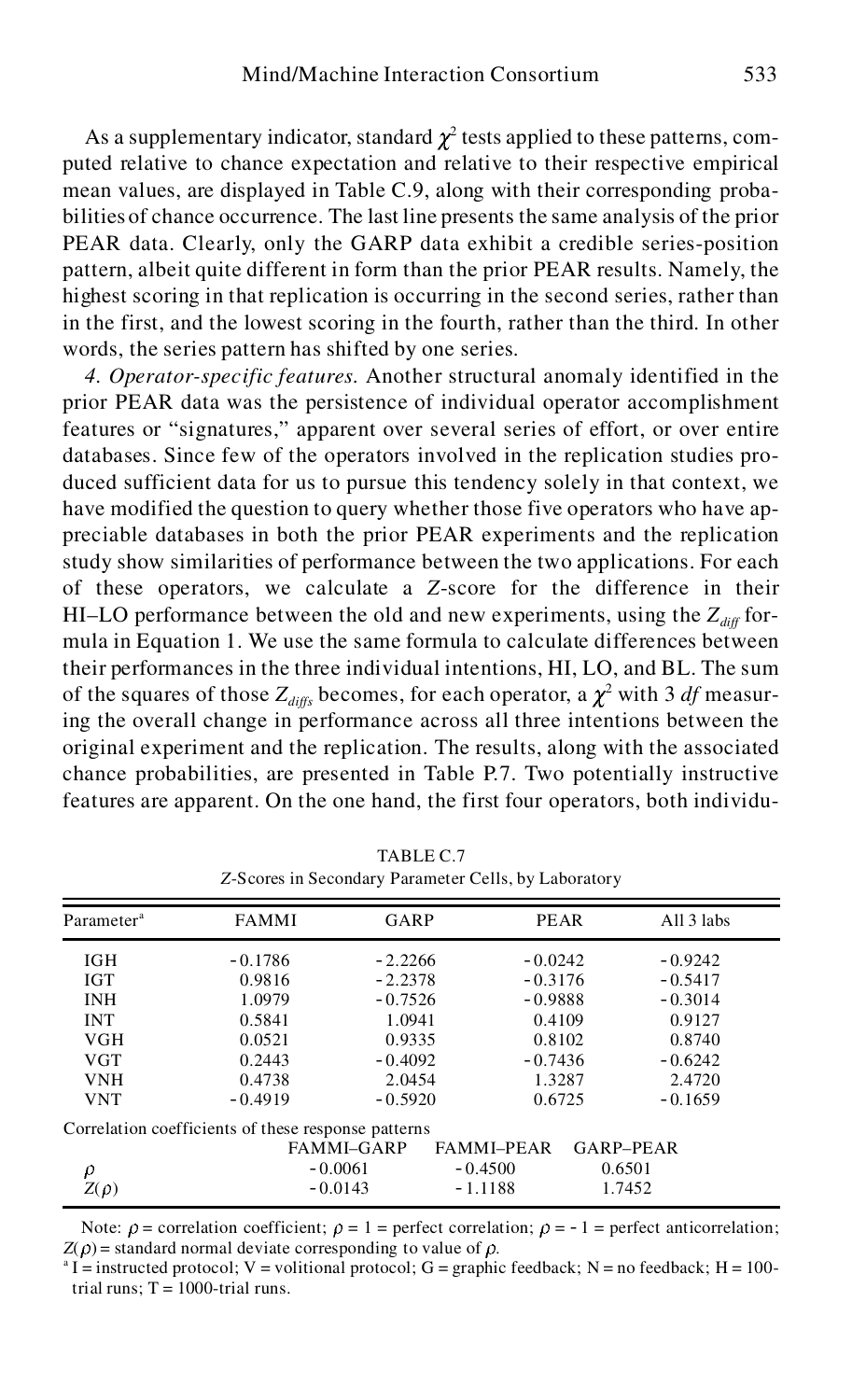As a supplementary indicator, standard $\chi^2$ tests applied to these patterns, computed relative to chance expectation and relative to their respective empirical mean values, are displayed in Table C.9, along with their corresponding probabilities of chance occurrence. The last line presents the same analysis of the prior PEAR data. Clearly, only the GARP data exhibit a credible series-position pattern, albeit quite different in form than the prior PEAR results. Namely, the highest scoring in that replication is occurring in the second series, rather than in the first, and the lowest scoring in the fourth, rather than the third. In other words, the series pattern has shifted by one series.

*4. Operator-specific features.* Another structural anomaly identified in the prior PEAR data was the persistence of individual operator accomplishment features or "signatures," apparent over several series of effort, or over entire databases. Since few of the operators involved in the replication studies produced sufficient data for us to pursue this tendency solely in that context, we have modified the question to query whether those five operators who have appreciable databases in both the prior PEAR experiments and the replication study show similarities of performance between the two applications. For each of these operators, we calculate a *Z*-score for the difference in their HI–LO performance between the old and new experiments, using the $Z_{diff}$ formula in Equation 1. We use the same formula to calculate differences between their performances in the three individual intentions, HI, LO, and BL. The sum of the squares of those $Z_{diffs}$ becomes, for each operator, a $\chi^2$ with 3 *df* measuring the overall change in performance across all three intentions between the original experiment and the replication. The results, along with the associated chance probabilities, are presented in Table P.7. Two potentially instructive features are apparent. On the one hand, the first four operators, both individu-

TABLE C.7
*Z*-Scores in Secondary Parameter Cells, by Laboratory

| Parameter[a] | FAMMI | GARP | PEAR | All 3 labs |
|---|---|---|---|---|
| IGH | -0.1786 | -2.2266 | -0.0242 | -0.9242 |
| IGT | 0.9816 | -2.2378 | -0.3176 | -0.5417 |
| INH | 1.0979 | -0.7526 | -0.9888 | -0.3014 |
| INT | 0.5841 | 1.0941 | 0.4109 | 0.9127 |
| VGH | 0.0521 | 0.9335 | 0.8102 | 0.8740 |
| VGT | 0.2443 | -0.4092 | -0.7436 | -0.6242 |
| VNH | 0.4738 | 2.0454 | 1.3287 | 2.4720 |
| VNT | -0.4919 | -0.5920 | 0.6725 | -0.1659 |

Correlation coefficients of these response patterns

| | FAMMI–GARP | FAMMI–PEAR | GARP–PEAR |
|---|---|---|---|
| $\rho$ | -0.0061 | -0.4500 | 0.6501 |
| $Z(\rho)$ | -0.0143 | -1.1188 | 1.7452 |

Note: $\rho$ = correlation coefficient; $\rho = 1$ = perfect correlation; $\rho = -1$ = perfect anticorrelation; $Z(\rho)$ = standard normal deviate corresponding to value of $\rho$.

[a] I = instructed protocol; V = volitional protocol; G = graphic feedback; N = no feedback; H = 100-trial runs; T = 1000-trial runs.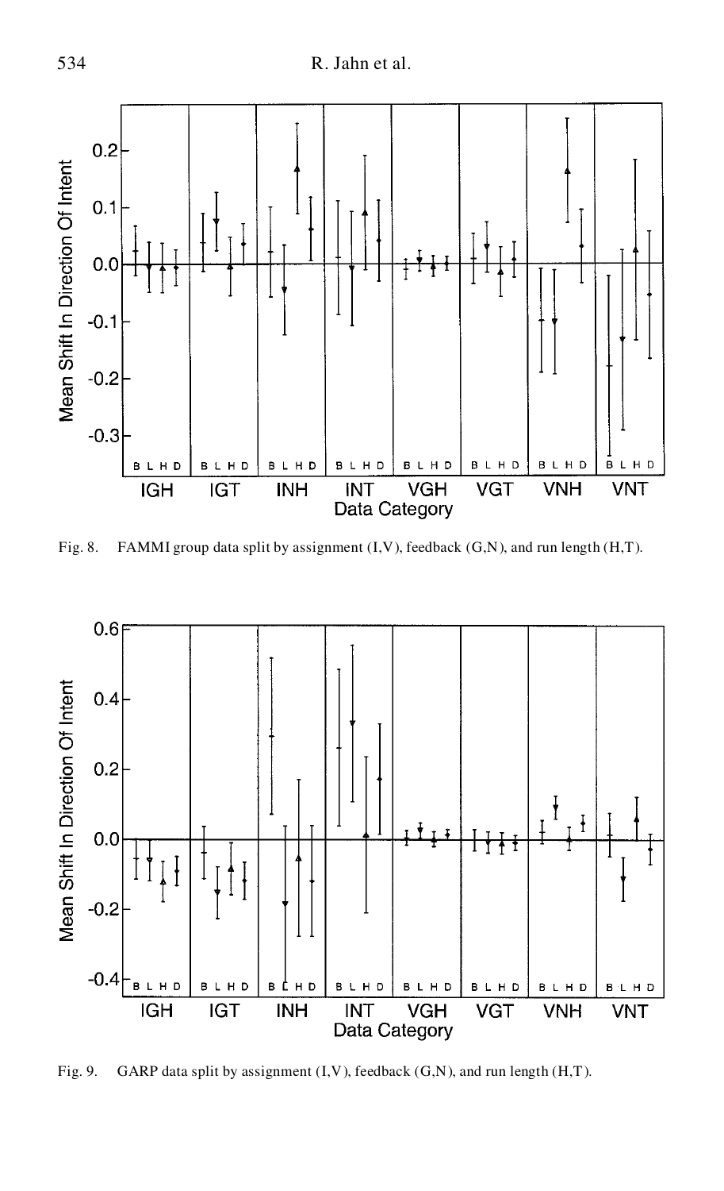Fig. 8. FAMMI group data split by assignment (I,V), feedback (G,N), and run length (H,T).

Fig. 9. GARP data split by assignment (I,V), feedback (G,N), and run length (H,T).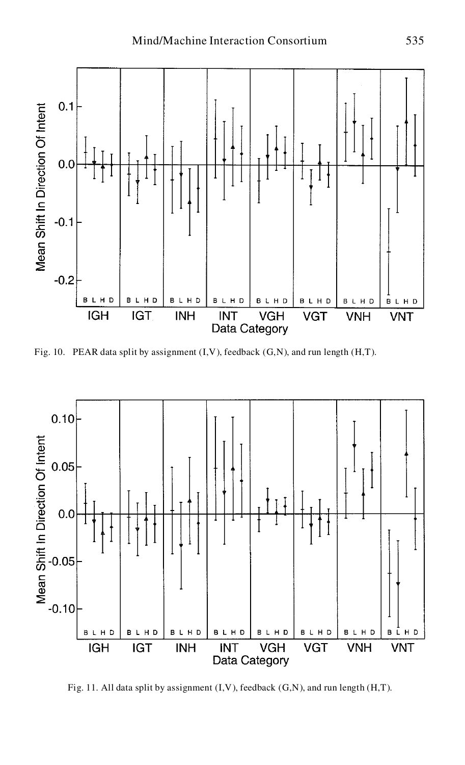Fig. 10. PEAR data split by assignment (I,V), feedback (G,N), and run length (H,T).

Fig. 11. All data split by assignment (I,V), feedback (G,N), and run length (H,T).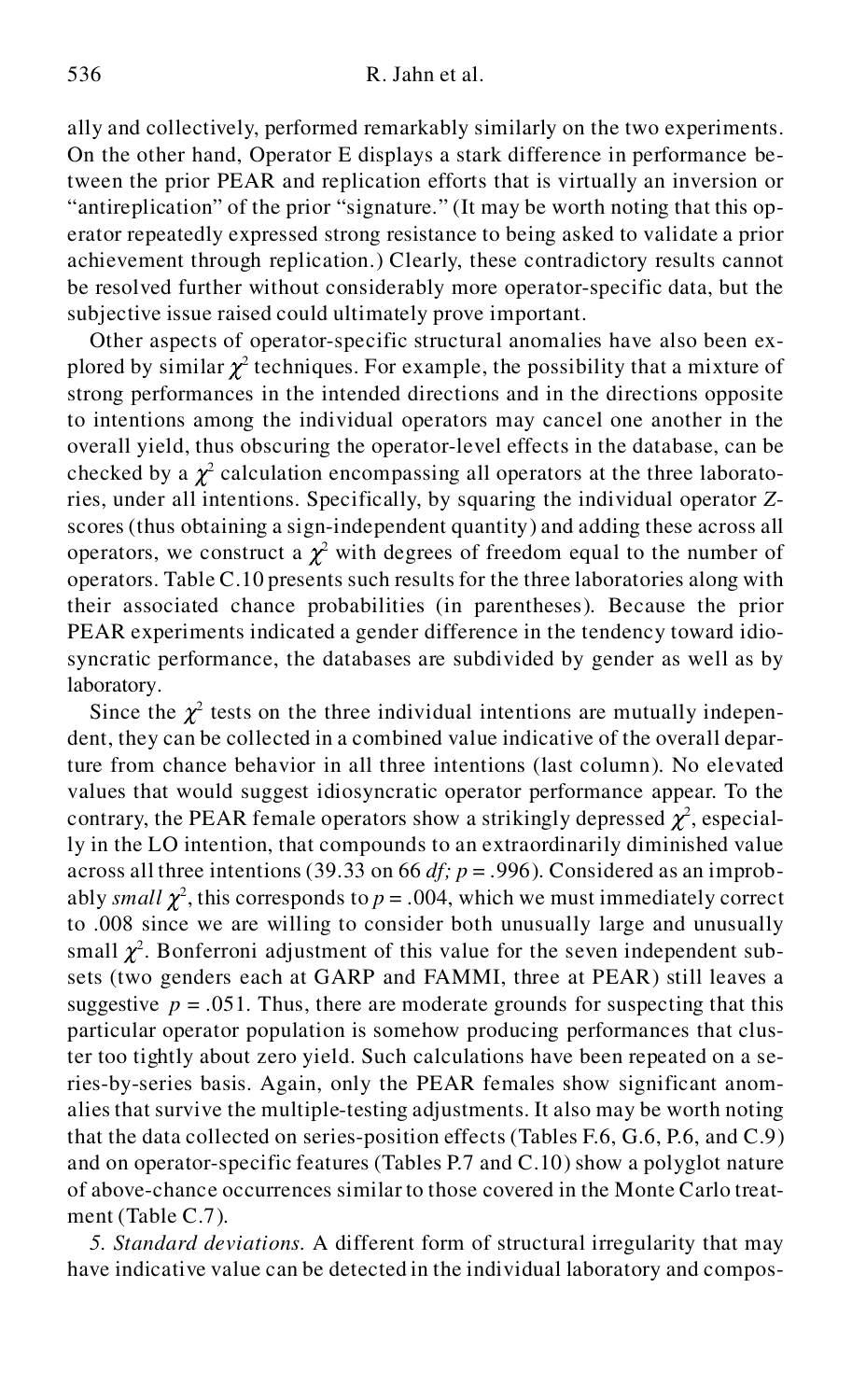ally and collectively, performed remarkably similarly on the two experiments. On the other hand, Operator E displays a stark difference in performance between the prior PEAR and replication efforts that is virtually an inversion or "antireplication" of the prior "signature." (It may be worth noting that this operator repeatedly expressed strong resistance to being asked to validate a prior achievement through replication.) Clearly, these contradictory results cannot be resolved further without considerably more operator-specific data, but the subjective issue raised could ultimately prove important.

Other aspects of operator-specific structural anomalies have also been explored by similar $\chi^2$ techniques. For example, the possibility that a mixture of strong performances in the intended directions and in the directions opposite to intentions among the individual operators may cancel one another in the overall yield, thus obscuring the operator-level effects in the database, can be checked by a $\chi^2$ calculation encompassing all operators at the three laboratories, under all intentions. Specifically, by squaring the individual operator *Z*-scores (thus obtaining a sign-independent quantity) and adding these across all operators, we construct a $\chi^2$ with degrees of freedom equal to the number of operators. Table C.10 presents such results for the three laboratories along with their associated chance probabilities (in parentheses). Because the prior PEAR experiments indicated a gender difference in the tendency toward idiosyncratic performance, the databases are subdivided by gender as well as by laboratory.

Since the $\chi^2$ tests on the three individual intentions are mutually independent, they can be collected in a combined value indicative of the overall departure from chance behavior in all three intentions (last column). No elevated values that would suggest idiosyncratic operator performance appear. To the contrary, the PEAR female operators show a strikingly depressed $\chi^2$, especially in the LO intention, that compounds to an extraordinarily diminished value across all three intentions (39.33 on 66 *df*; $p = .996$). Considered as an improbably *small* $\chi^2$, this corresponds to $p = .004$, which we must immediately correct to .008 since we are willing to consider both unusually large and unusually small $\chi^2$. Bonferroni adjustment of this value for the seven independent subsets (two genders each at GARP and FAMMI, three at PEAR) still leaves a suggestive $p = .051$. Thus, there are moderate grounds for suspecting that this particular operator population is somehow producing performances that cluster too tightly about zero yield. Such calculations have been repeated on a series-by-series basis. Again, only the PEAR females show significant anomalies that survive the multiple-testing adjustments. It also may be worth noting that the data collected on series-position effects (Tables F.6, G.6, P.6, and C.9) and on operator-specific features (Tables P.7 and C.10) show a polyglot nature of above-chance occurrences similar to those covered in the Monte Carlo treatment (Table C.7).

*5. Standard deviations.* A different form of structural irregularity that may have indicative value can be detected in the individual laboratory and compos-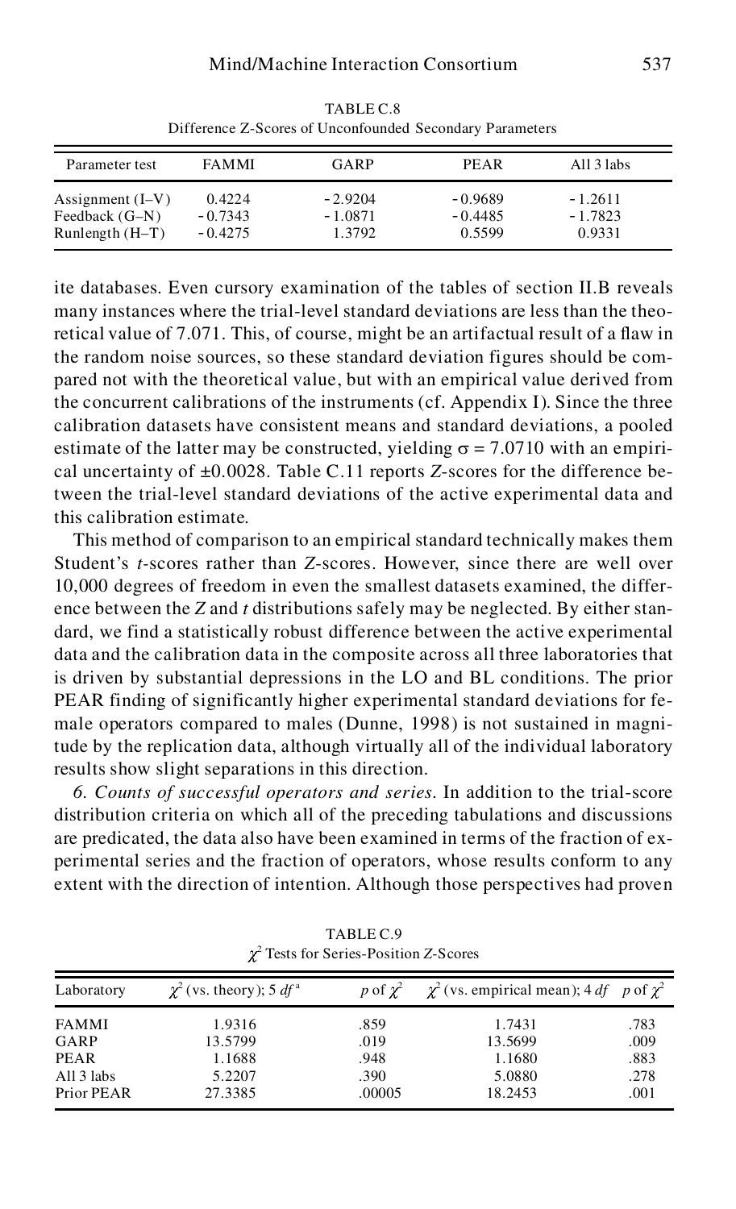TABLE C.8
Difference Z-Scores of Unconfounded Secondary Parameters

| Parameter test | FAMMI | GARP | PEAR | All 3 labs |
|---|---|---|---|---|
| Assignment (I–V) | 0.4224 | −2.9204 | −0.9689 | −1.2611 |
| Feedback (G–N) | −0.7343 | −1.0871 | −0.4485 | −1.7823 |
| Runlength (H–T) | −0.4275 | 1.3792 | 0.5599 | 0.9331 |

ite databases. Even cursory examination of the tables of section II.B reveals many instances where the trial-level standard deviations are less than the theoretical value of 7.071. This, of course, might be an artifactual result of a flaw in the random noise sources, so these standard deviation figures should be compared not with the theoretical value, but with an empirical value derived from the concurrent calibrations of the instruments (cf. Appendix I). Since the three calibration datasets have consistent means and standard deviations, a pooled estimate of the latter may be constructed, yielding $\sigma = 7.0710$ with an empirical uncertainty of $\pm 0.0028$. Table C.11 reports *Z*-scores for the difference between the trial-level standard deviations of the active experimental data and this calibration estimate.

This method of comparison to an empirical standard technically makes them Student's *t*-scores rather than *Z*-scores. However, since there are well over 10,000 degrees of freedom in even the smallest datasets examined, the difference between the *Z* and *t* distributions safely may be neglected. By either standard, we find a statistically robust difference between the active experimental data and the calibration data in the composite across all three laboratories that is driven by substantial depressions in the LO and BL conditions. The prior PEAR finding of significantly higher experimental standard deviations for female operators compared to males (Dunne, 1998) is not sustained in magnitude by the replication data, although virtually all of the individual laboratory results show slight separations in this direction.

*6. Counts of successful operators and series.* In addition to the trial-score distribution criteria on which all of the preceding tabulations and discussions are predicated, the data also have been examined in terms of the fraction of experimental series and the fraction of operators, whose results conform to any extent with the direction of intention. Although those perspectives had proven

TABLE C.9
$\chi^2$ Tests for Series-Position *Z*-Scores

| Laboratory | $\chi^2$ (vs. theory); 5 $df$ [a] | $p$ of $\chi^2$ | $\chi^2$ (vs. empirical mean); 4 $df$ | $p$ of $\chi^2$ |
|---|---|---|---|---|
| FAMMI | 1.9316 | .859 | 1.7431 | .783 |
| GARP | 13.5799 | .019 | 13.5699 | .009 |
| PEAR | 1.1688 | .948 | 1.1680 | .883 |
| All 3 labs | 5.2207 | .390 | 5.0880 | .278 |
| Prior PEAR | 27.3385 | .00005 | 18.2453 | .001 |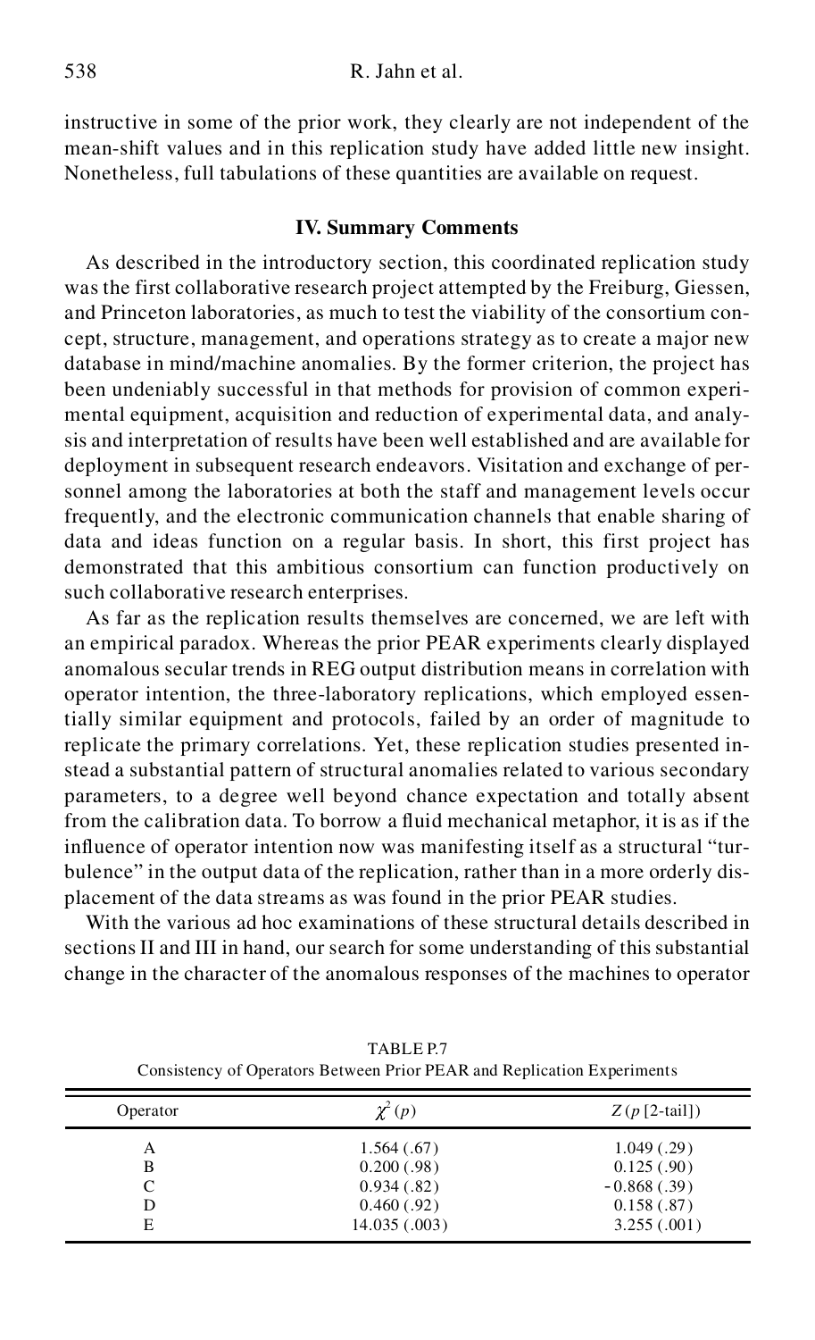instructive in some of the prior work, they clearly are not independent of the mean-shift values and in this replication study have added little new insight. Nonetheless, full tabulations of these quantities are available on request.

## IV. Summary Comments

As described in the introductory section, this coordinated replication study was the first collaborative research project attempted by the Freiburg, Giessen, and Princeton laboratories, as much to test the viability of the consortium concept, structure, management, and operations strategy as to create a major new database in mind/machine anomalies. By the former criterion, the project has been undeniably successful in that methods for provision of common experimental equipment, acquisition and reduction of experimental data, and analysis and interpretation of results have been well established and are available for deployment in subsequent research endeavors. Visitation and exchange of personnel among the laboratories at both the staff and management levels occur frequently, and the electronic communication channels that enable sharing of data and ideas function on a regular basis. In short, this first project has demonstrated that this ambitious consortium can function productively on such collaborative research enterprises.

As far as the replication results themselves are concerned, we are left with an empirical paradox. Whereas the prior PEAR experiments clearly displayed anomalous secular trends in REG output distribution means in correlation with operator intention, the three-laboratory replications, which employed essentially similar equipment and protocols, failed by an order of magnitude to replicate the primary correlations. Yet, these replication studies presented instead a substantial pattern of structural anomalies related to various secondary parameters, to a degree well beyond chance expectation and totally absent from the calibration data. To borrow a fluid mechanical metaphor, it is as if the influence of operator intention now was manifesting itself as a structural "turbulence" in the output data of the replication, rather than in a more orderly displacement of the data streams as was found in the prior PEAR studies.

With the various ad hoc examinations of these structural details described in sections II and III in hand, our search for some understanding of this substantial change in the character of the anomalous responses of the machines to operator

TABLE P.7
Consistency of Operators Between Prior PEAR and Replication Experiments

| Operator | $\chi^2$ ($p$) | $Z$ ($p$ [2-tail]) |
|---|---|---|
| A | 1.564 (.67) | 1.049 (.29) |
| B | 0.200 (.98) | 0.125 (.90) |
| C | 0.934 (.82) | -0.868 (.39) |
| D | 0.460 (.92) | 0.158 (.87) |
| E | 14.035 (.003) | 3.255 (.001) |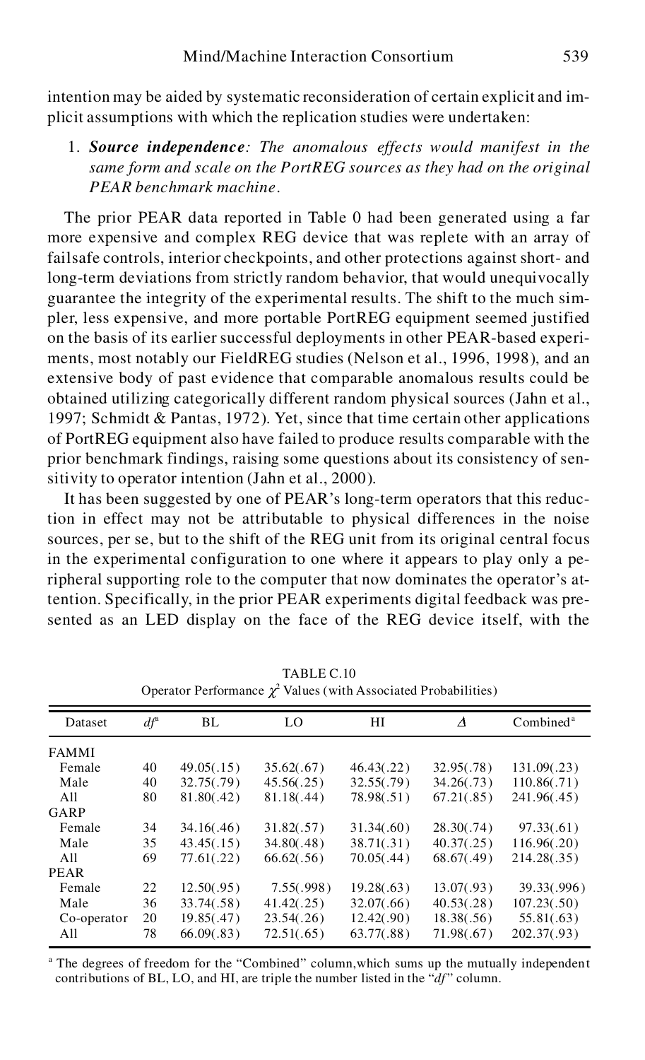intention may be aided by systematic reconsideration of certain explicit and implicit assumptions with which the replication studies were undertaken:

1. ***Source independence****: The anomalous effects would manifest in the same form and scale on the PortREG sources as they had on the original PEAR benchmark machine.*

The prior PEAR data reported in Table 0 had been generated using a far more expensive and complex REG device that was replete with an array of failsafe controls, interior checkpoints, and other protections against short- and long-term deviations from strictly random behavior, that would unequivocally guarantee the integrity of the experimental results. The shift to the much simpler, less expensive, and more portable PortREG equipment seemed justified on the basis of its earlier successful deployments in other PEAR-based experiments, most notably our FieldREG studies (Nelson et al., 1996, 1998), and an extensive body of past evidence that comparable anomalous results could be obtained utilizing categorically different random physical sources (Jahn et al., 1997; Schmidt & Pantas, 1972). Yet, since that time certain other applications of PortREG equipment also have failed to produce results comparable with the prior benchmark findings, raising some questions about its consistency of sensitivity to operator intention (Jahn et al., 2000).

It has been suggested by one of PEAR's long-term operators that this reduction in effect may not be attributable to physical differences in the noise sources, per se, but to the shift of the REG unit from its original central focus in the experimental configuration to one where it appears to play only a peripheral supporting role to the computer that now dominates the operator's attention. Specifically, in the prior PEAR experiments digital feedback was presented as an LED display on the face of the REG device itself, with the

TABLE C.10
Operator Performance $\chi^2$ Values (with Associated Probabilities)

| Dataset | $df$[a] | BL | LO | HI | $\Delta$ | Combined[a] |
|---|---|---|---|---|---|---|
| FAMMI | | | | | | |
| Female | 40 | 49.05(.15) | 35.62(.67) | 46.43(.22) | 32.95(.78) | 131.09(.23) |
| Male | 40 | 32.75(.79) | 45.56(.25) | 32.55(.79) | 34.26(.73) | 110.86(.71) |
| All | 80 | 81.80(.42) | 81.18(.44) | 78.98(.51) | 67.21(.85) | 241.96(.45) |
| GARP | | | | | | |
| Female | 34 | 34.16(.46) | 31.82(.57) | 31.34(.60) | 28.30(.74) | 97.33(.61) |
| Male | 35 | 43.45(.15) | 34.80(.48) | 38.71(.31) | 40.37(.25) | 116.96(.20) |
| All | 69 | 77.61(.22) | 66.62(.56) | 70.05(.44) | 68.67(.49) | 214.28(.35) |
| PEAR | | | | | | |
| Female | 22 | 12.50(.95) | 7.55(.998) | 19.28(.63) | 13.07(.93) | 39.33(.996) |
| Male | 36 | 33.74(.58) | 41.42(.25) | 32.07(.66) | 40.53(.28) | 107.23(.50) |
| Co-operator | 20 | 19.85(.47) | 23.54(.26) | 12.42(.90) | 18.38(.56) | 55.81(.63) |
| All | 78 | 66.09(.83) | 72.51(.65) | 63.77(.88) | 71.98(.67) | 202.37(.93) |

[a] The degrees of freedom for the "Combined" column, which sums up the mutually independent contributions of BL, LO, and HI, are triple the number listed in the "$df$" column.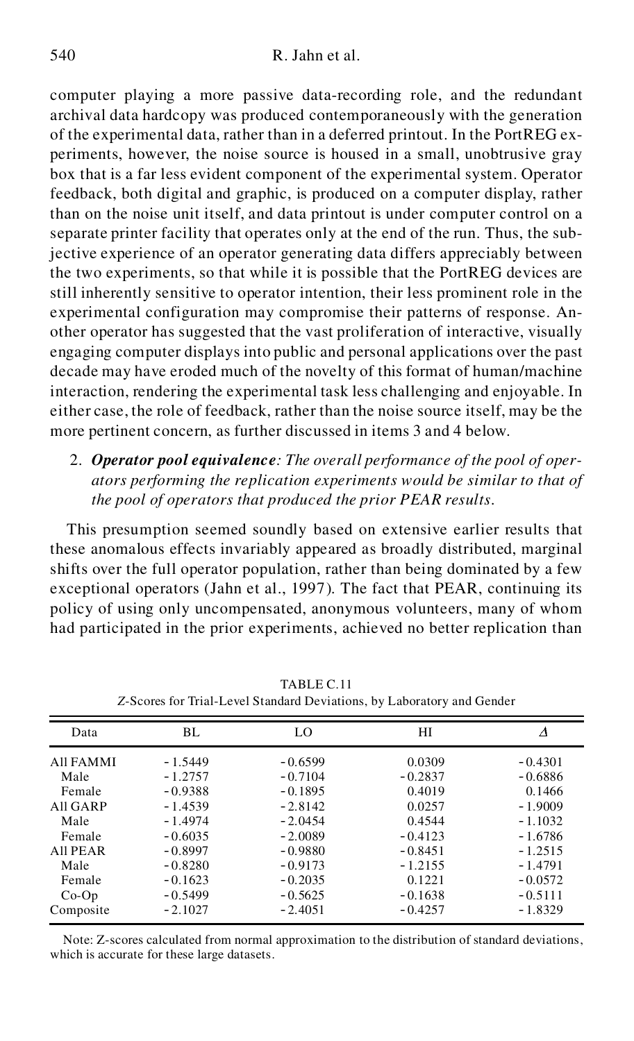computer playing a more passive data-recording role, and the redundant archival data hardcopy was produced contemporaneously with the generation of the experimental data, rather than in a deferred printout. In the PortREG experiments, however, the noise source is housed in a small, unobtrusive gray box that is a far less evident component of the experimental system. Operator feedback, both digital and graphic, is produced on a computer display, rather than on the noise unit itself, and data printout is under computer control on a separate printer facility that operates only at the end of the run. Thus, the subjective experience of an operator generating data differs appreciably between the two experiments, so that while it is possible that the PortREG devices are still inherently sensitive to operator intention, their less prominent role in the experimental configuration may compromise their patterns of response. Another operator has suggested that the vast proliferation of interactive, visually engaging computer displays into public and personal applications over the past decade may have eroded much of the novelty of this format of human/machine interaction, rendering the experimental task less challenging and enjoyable. In either case, the role of feedback, rather than the noise source itself, may be the more pertinent concern, as further discussed in items 3 and 4 below.

2. ***Operator pool equivalence****: The overall performance of the pool of operators performing the replication experiments would be similar to that of the pool of operators that produced the prior PEAR results.*

This presumption seemed soundly based on extensive earlier results that these anomalous effects invariably appeared as broadly distributed, marginal shifts over the full operator population, rather than being dominated by a few exceptional operators (Jahn et al., 1997). The fact that PEAR, continuing its policy of using only uncompensated, anonymous volunteers, many of whom had participated in the prior experiments, achieved no better replication than

TABLE C.11
*Z*-Scores for Trial-Level Standard Deviations, by Laboratory and Gender

| Data | BL | LO | HI | $\Delta$ |
|---|---|---|---|---|
| All FAMMI | -1.5449 | -0.6599 | 0.0309 | -0.4301 |
| Male | -1.2757 | -0.7104 | -0.2837 | -0.6886 |
| Female | -0.9388 | -0.1895 | 0.4019 | 0.1466 |
| All GARP | -1.4539 | -2.8142 | 0.0257 | -1.9009 |
| Male | -1.4974 | -2.0454 | 0.4544 | -1.1032 |
| Female | -0.6035 | -2.0089 | -0.4123 | -1.6786 |
| All PEAR | -0.8997 | -0.9880 | -0.8451 | -1.2515 |
| Male | -0.8280 | -0.9173 | -1.2155 | -1.4791 |
| Female | -0.1623 | -0.2035 | 0.1221 | -0.0572 |
| Co-Op | -0.5499 | -0.5625 | -0.1638 | -0.5111 |
| Composite | -2.1027 | -2.4051 | -0.4257 | -1.8329 |

Note: Z-scores calculated from normal approximation to the distribution of standard deviations, which is accurate for these large datasets.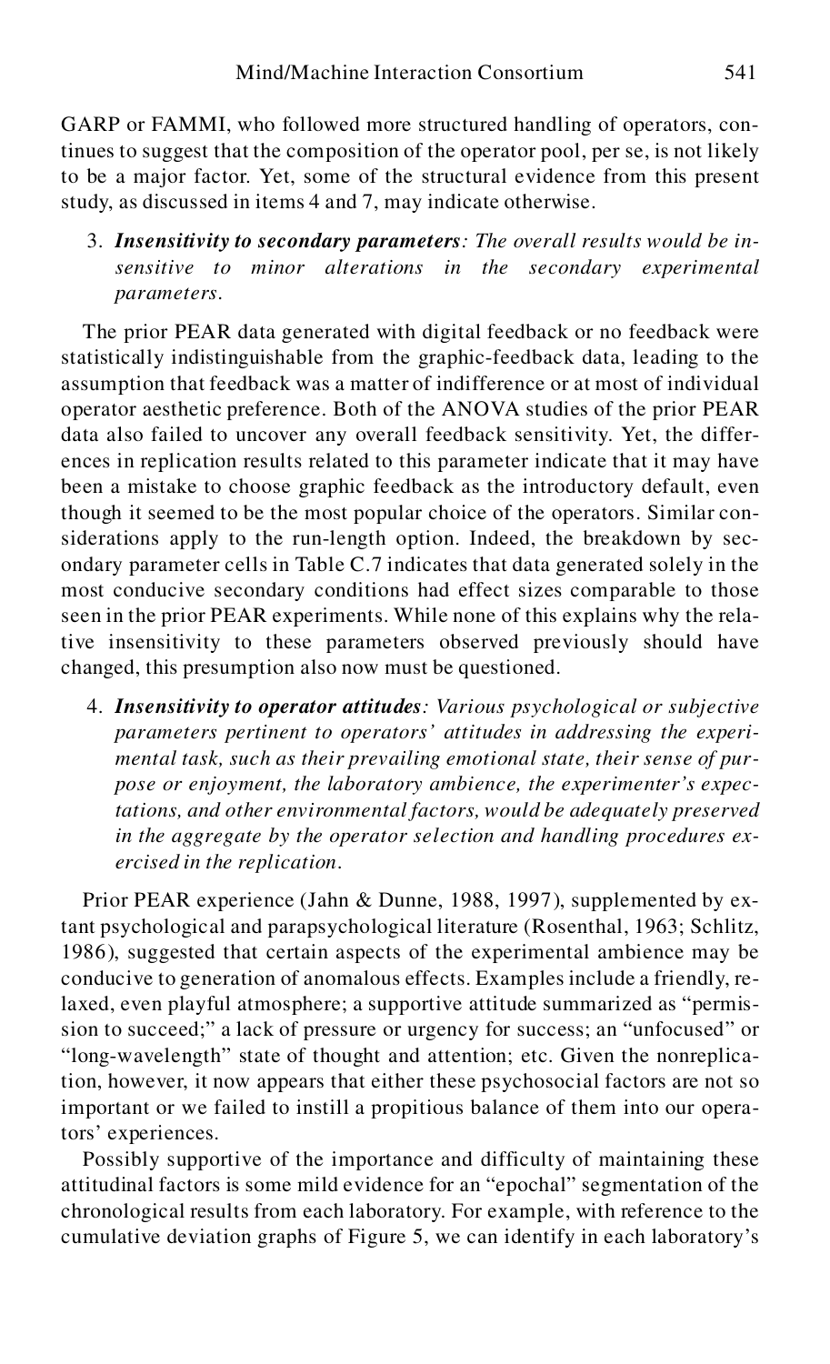GARP or FAMMI, who followed more structured handling of operators, continues to suggest that the composition of the operator pool, per se, is not likely to be a major factor. Yet, some of the structural evidence from this present study, as discussed in items 4 and 7, may indicate otherwise.

3. ***Insensitivity to secondary parameters****: The overall results would be insensitive to minor alterations in the secondary experimental parameters.*

The prior PEAR data generated with digital feedback or no feedback were statistically indistinguishable from the graphic-feedback data, leading to the assumption that feedback was a matter of indifference or at most of individual operator aesthetic preference. Both of the ANOVA studies of the prior PEAR data also failed to uncover any overall feedback sensitivity. Yet, the differences in replication results related to this parameter indicate that it may have been a mistake to choose graphic feedback as the introductory default, even though it seemed to be the most popular choice of the operators. Similar considerations apply to the run-length option. Indeed, the breakdown by secondary parameter cells in Table C.7 indicates that data generated solely in the most conducive secondary conditions had effect sizes comparable to those seen in the prior PEAR experiments. While none of this explains why the relative insensitivity to these parameters observed previously should have changed, this presumption also now must be questioned.

4. ***Insensitivity to operator attitudes****: Various psychological or subjective parameters pertinent to operators' attitudes in addressing the experimental task, such as their prevailing emotional state, their sense of purpose or enjoyment, the laboratory ambience, the experimenter's expectations, and other environmental factors, would be adequately preserved in the aggregate by the operator selection and handling procedures exercised in the replication.*

Prior PEAR experience (Jahn & Dunne, 1988, 1997), supplemented by extant psychological and parapsychological literature (Rosenthal, 1963; Schlitz, 1986), suggested that certain aspects of the experimental ambience may be conducive to generation of anomalous effects. Examples include a friendly, relaxed, even playful atmosphere; a supportive attitude summarized as "permission to succeed;" a lack of pressure or urgency for success; an "unfocused" or "long-wavelength" state of thought and attention; etc. Given the nonreplication, however, it now appears that either these psychosocial factors are not so important or we failed to instill a propitious balance of them into our operators' experiences.

Possibly supportive of the importance and difficulty of maintaining these attitudinal factors is some mild evidence for an "epochal" segmentation of the chronological results from each laboratory. For example, with reference to the cumulative deviation graphs of Figure 5, we can identify in each laboratory's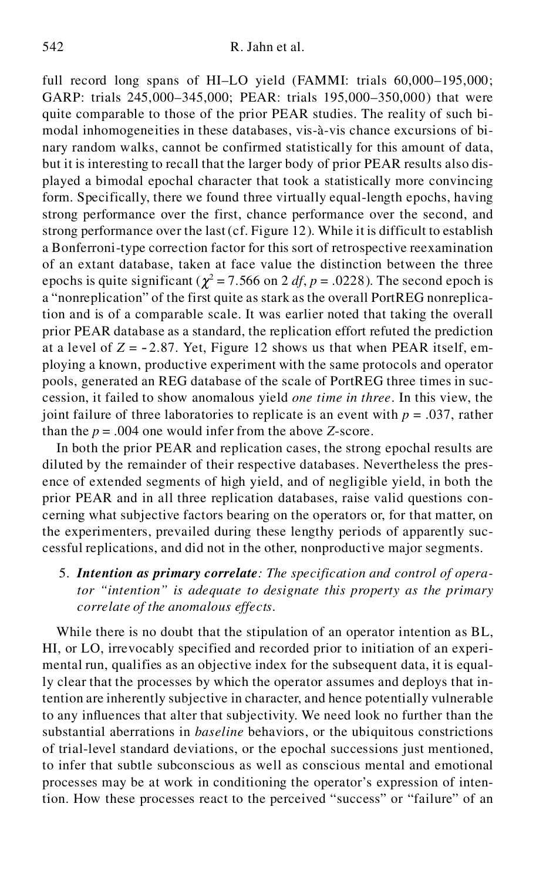full record long spans of HI–LO yield (FAMMI: trials 60,000–195,000; GARP: trials 245,000–345,000; PEAR: trials 195,000–350,000) that were quite comparable to those of the prior PEAR studies. The reality of such bimodal inhomogeneities in these databases, vis-à-vis chance excursions of binary random walks, cannot be confirmed statistically for this amount of data, but it is interesting to recall that the larger body of prior PEAR results also displayed a bimodal epochal character that took a statistically more convincing form. Specifically, there we found three virtually equal-length epochs, having strong performance over the first, chance performance over the second, and strong performance over the last (cf. Figure 12). While it is difficult to establish a Bonferroni-type correction factor for this sort of retrospective reexamination of an extant database, taken at face value the distinction between the three epochs is quite significant ($\chi^2 = 7.566$ on 2 *df*, $p = .0228$). The second epoch is a "nonreplication" of the first quite as stark as the overall PortREG nonreplication and is of a comparable scale. It was earlier noted that taking the overall prior PEAR database as a standard, the replication effort refuted the prediction at a level of $Z = -2.87$. Yet, Figure 12 shows us that when PEAR itself, employing a known, productive experiment with the same protocols and operator pools, generated an REG database of the scale of PortREG three times in succession, it failed to show anomalous yield *one time in three*. In this view, the joint failure of three laboratories to replicate is an event with $p = .037$, rather than the $p = .004$ one would infer from the above $Z$-score.

In both the prior PEAR and replication cases, the strong epochal results are diluted by the remainder of their respective databases. Nevertheless the presence of extended segments of high yield, and of negligible yield, in both the prior PEAR and in all three replication databases, raise valid questions concerning what subjective factors bearing on the operators or, for that matter, on the experimenters, prevailed during these lengthy periods of apparently successful replications, and did not in the other, nonproductive major segments.

5. ***Intention as primary correlate****: The specification and control of operator "intention" is adequate to designate this property as the primary correlate of the anomalous effects.*

While there is no doubt that the stipulation of an operator intention as BL, HI, or LO, irrevocably specified and recorded prior to initiation of an experimental run, qualifies as an objective index for the subsequent data, it is equally clear that the processes by which the operator assumes and deploys that intention are inherently subjective in character, and hence potentially vulnerable to any influences that alter that subjectivity. We need look no further than the substantial aberrations in *baseline* behaviors, or the ubiquitous constrictions of trial-level standard deviations, or the epochal successions just mentioned, to infer that subtle subconscious as well as conscious mental and emotional processes may be at work in conditioning the operator's expression of intention. How these processes react to the perceived "success" or "failure" of an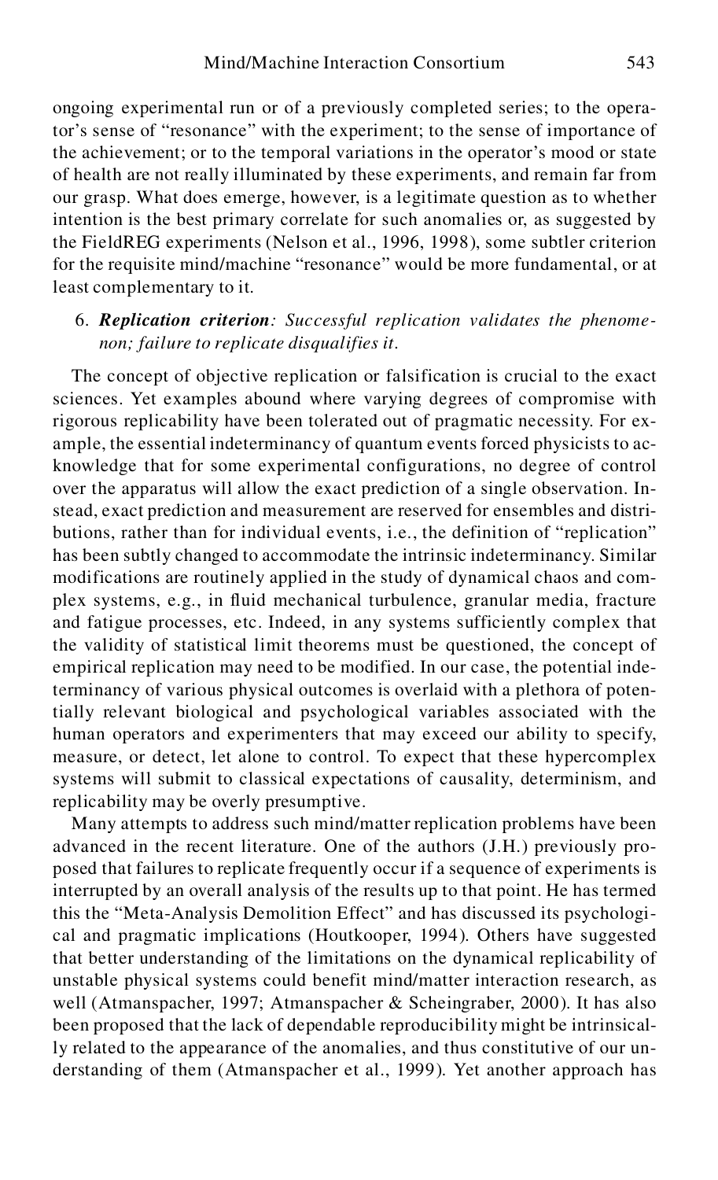ongoing experimental run or of a previously completed series; to the operator's sense of "resonance" with the experiment; to the sense of importance of the achievement; or to the temporal variations in the operator's mood or state of health are not really illuminated by these experiments, and remain far from our grasp. What does emerge, however, is a legitimate question as to whether intention is the best primary correlate for such anomalies or, as suggested by the FieldREG experiments (Nelson et al., 1996, 1998), some subtler criterion for the requisite mind/machine "resonance" would be more fundamental, or at least complementary to it.

6. ***Replication criterion****: Successful replication validates the phenomenon; failure to replicate disqualifies it.*

The concept of objective replication or falsification is crucial to the exact sciences. Yet examples abound where varying degrees of compromise with rigorous replicability have been tolerated out of pragmatic necessity. For example, the essential indeterminancy of quantum events forced physicists to acknowledge that for some experimental configurations, no degree of control over the apparatus will allow the exact prediction of a single observation. Instead, exact prediction and measurement are reserved for ensembles and distributions, rather than for individual events, i.e., the definition of "replication" has been subtly changed to accommodate the intrinsic indeterminancy. Similar modifications are routinely applied in the study of dynamical chaos and complex systems, e.g., in fluid mechanical turbulence, granular media, fracture and fatigue processes, etc. Indeed, in any systems sufficiently complex that the validity of statistical limit theorems must be questioned, the concept of empirical replication may need to be modified. In our case, the potential indeterminancy of various physical outcomes is overlaid with a plethora of potentially relevant biological and psychological variables associated with the human operators and experimenters that may exceed our ability to specify, measure, or detect, let alone to control. To expect that these hypercomplex systems will submit to classical expectations of causality, determinism, and replicability may be overly presumptive.

Many attempts to address such mind/matter replication problems have been advanced in the recent literature. One of the authors (J.H.) previously proposed that failures to replicate frequently occur if a sequence of experiments is interrupted by an overall analysis of the results up to that point. He has termed this the "Meta-Analysis Demolition Effect" and has discussed its psychological and pragmatic implications (Houtkooper, 1994). Others have suggested that better understanding of the limitations on the dynamical replicability of unstable physical systems could benefit mind/matter interaction research, as well (Atmanspacher, 1997; Atmanspacher & Scheingraber, 2000). It has also been proposed that the lack of dependable reproducibility might be intrinsically related to the appearance of the anomalies, and thus constitutive of our understanding of them (Atmanspacher et al., 1999). Yet another approach has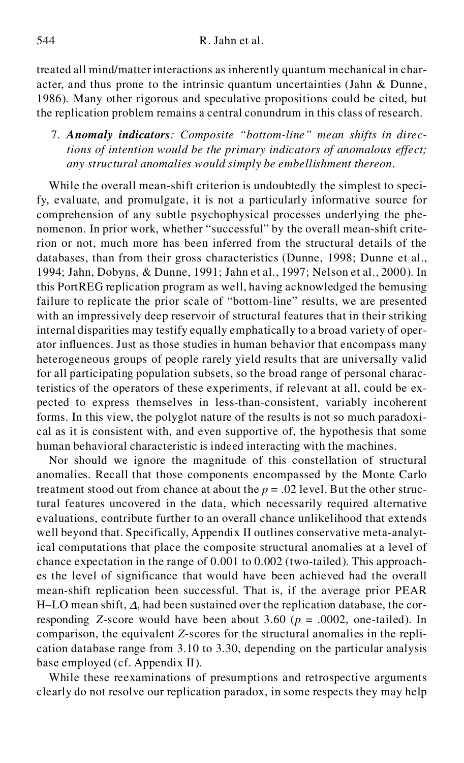treated all mind/matter interactions as inherently quantum mechanical in character, and thus prone to the intrinsic quantum uncertainties (Jahn & Dunne, 1986). Many other rigorous and speculative propositions could be cited, but the replication problem remains a central conundrum in this class of research.

7. ***Anomaly indicators****: Composite "bottom-line" mean shifts in directions of intention would be the primary indicators of anomalous effect; any structural anomalies would simply be embellishment thereon.*

While the overall mean-shift criterion is undoubtedly the simplest to specify, evaluate, and promulgate, it is not a particularly informative source for comprehension of any subtle psychophysical processes underlying the phenomenon. In prior work, whether "successful" by the overall mean-shift criterion or not, much more has been inferred from the structural details of the databases, than from their gross characteristics (Dunne, 1998; Dunne et al., 1994; Jahn, Dobyns, & Dunne, 1991; Jahn et al., 1997; Nelson et al., 2000). In this PortREG replication program as well, having acknowledged the bemusing failure to replicate the prior scale of "bottom-line" results, we are presented with an impressively deep reservoir of structural features that in their striking internal disparities may testify equally emphatically to a broad variety of operator influences. Just as those studies in human behavior that encompass many heterogeneous groups of people rarely yield results that are universally valid for all participating population subsets, so the broad range of personal characteristics of the operators of these experiments, if relevant at all, could be expected to express themselves in less-than-consistent, variably incoherent forms. In this view, the polyglot nature of the results is not so much paradoxical as it is consistent with, and even supportive of, the hypothesis that some human behavioral characteristic is indeed interacting with the machines.

Nor should we ignore the magnitude of this constellation of structural anomalies. Recall that those components encompassed by the Monte Carlo treatment stood out from chance at about the $p = .02$ level. But the other structural features uncovered in the data, which necessarily required alternative evaluations, contribute further to an overall chance unlikelihood that extends well beyond that. Specifically, Appendix II outlines conservative meta-analytical computations that place the composite structural anomalies at a level of chance expectation in the range of 0.001 to 0.002 (two-tailed). This approaches the level of significance that would have been achieved had the overall mean-shift replication been successful. That is, if the average prior PEAR H–LO mean shift, $\Delta$, had been sustained over the replication database, the corresponding $Z$-score would have been about 3.60 ($p = .0002$, one-tailed). In comparison, the equivalent $Z$-scores for the structural anomalies in the replication database range from 3.10 to 3.30, depending on the particular analysis base employed (cf. Appendix II).

While these reexaminations of presumptions and retrospective arguments clearly do not resolve our replication paradox, in some respects they may help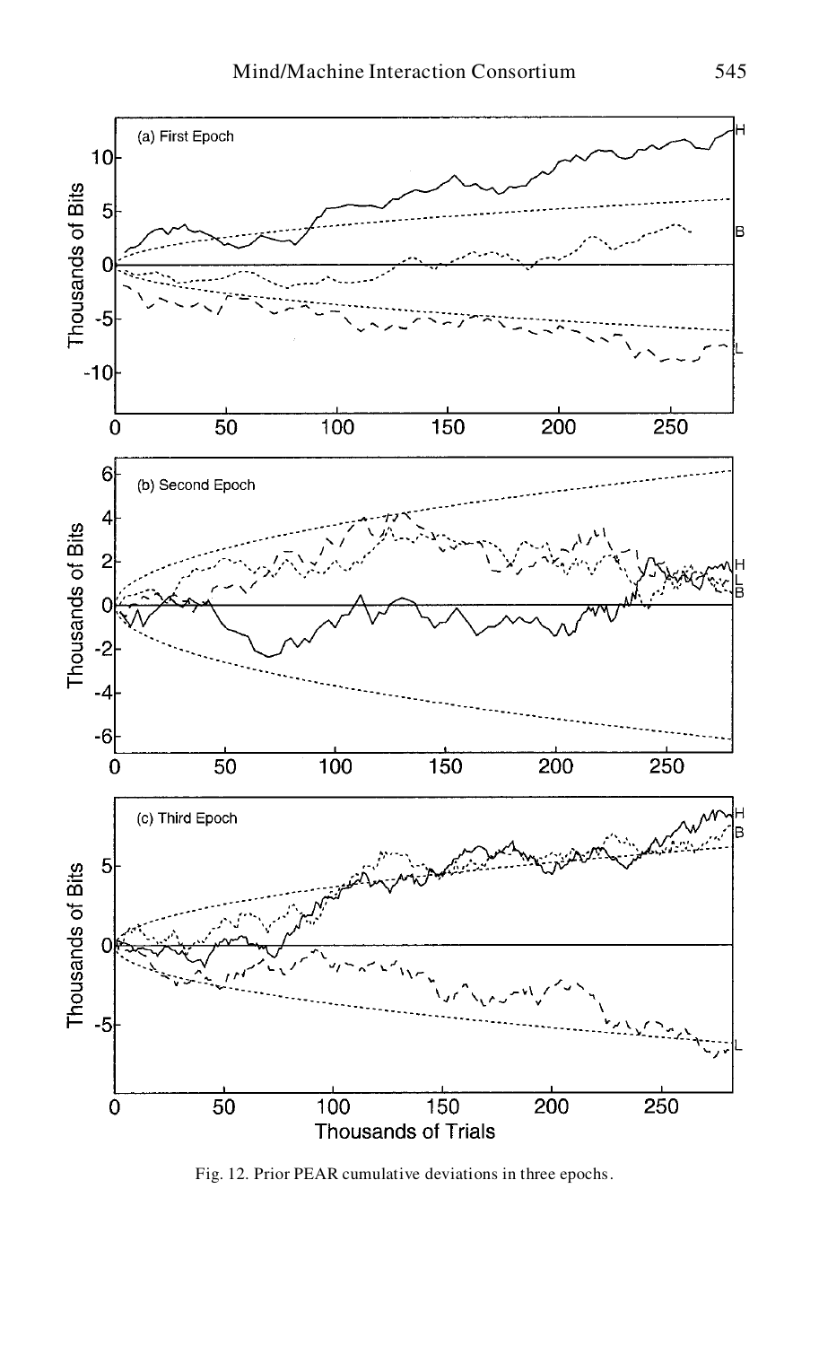Fig. 12. Prior PEAR cumulative deviations in three epochs.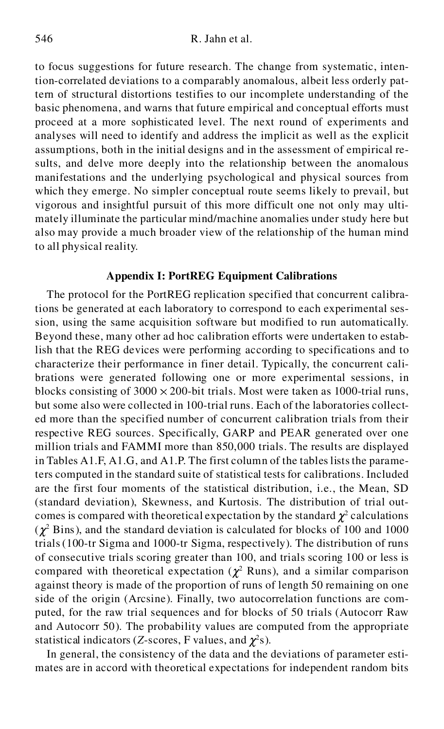to focus suggestions for future research. The change from systematic, intention-correlated deviations to a comparably anomalous, albeit less orderly pattern of structural distortions testifies to our incomplete understanding of the basic phenomena, and warns that future empirical and conceptual efforts must proceed at a more sophisticated level. The next round of experiments and analyses will need to identify and address the implicit as well as the explicit assumptions, both in the initial designs and in the assessment of empirical results, and delve more deeply into the relationship between the anomalous manifestations and the underlying psychological and physical sources from which they emerge. No simpler conceptual route seems likely to prevail, but vigorous and insightful pursuit of this more difficult one not only may ultimately illuminate the particular mind/machine anomalies under study here but also may provide a much broader view of the relationship of the human mind to all physical reality.

## Appendix I: PortREG Equipment Calibrations

The protocol for the PortREG replication specified that concurrent calibrations be generated at each laboratory to correspond to each experimental session, using the same acquisition software but modified to run automatically. Beyond these, many other ad hoc calibration efforts were undertaken to establish that the REG devices were performing according to specifications and to characterize their performance in finer detail. Typically, the concurrent calibrations were generated following one or more experimental sessions, in blocks consisting of $3000 \times 200$-bit trials. Most were taken as 1000-trial runs, but some also were collected in 100-trial runs. Each of the laboratories collected more than the specified number of concurrent calibration trials from their respective REG sources. Specifically, GARP and PEAR generated over one million trials and FAMMI more than 850,000 trials. The results are displayed in Tables A1.F, A1.G, and A1.P. The first column of the tables lists the parameters computed in the standard suite of statistical tests for calibrations. Included are the first four moments of the statistical distribution, i.e., the Mean, SD (standard deviation), Skewness, and Kurtosis. The distribution of trial outcomes is compared with theoretical expectation by the standard $\chi^2$ calculations ($\chi^2$ Bins), and the standard deviation is calculated for blocks of 100 and 1000 trials (100-tr Sigma and 1000-tr Sigma, respectively). The distribution of runs of consecutive trials scoring greater than 100, and trials scoring 100 or less is compared with theoretical expectation ($\chi^2$ Runs), and a similar comparison against theory is made of the proportion of runs of length 50 remaining on one side of the origin (Arcsine). Finally, two autocorrelation functions are computed, for the raw trial sequences and for blocks of 50 trials (Autocorr Raw and Autocorr 50). The probability values are computed from the appropriate statistical indicators ($Z$-scores, F values, and $\chi^2$s).

In general, the consistency of the data and the deviations of parameter estimates are in accord with theoretical expectations for independent random bits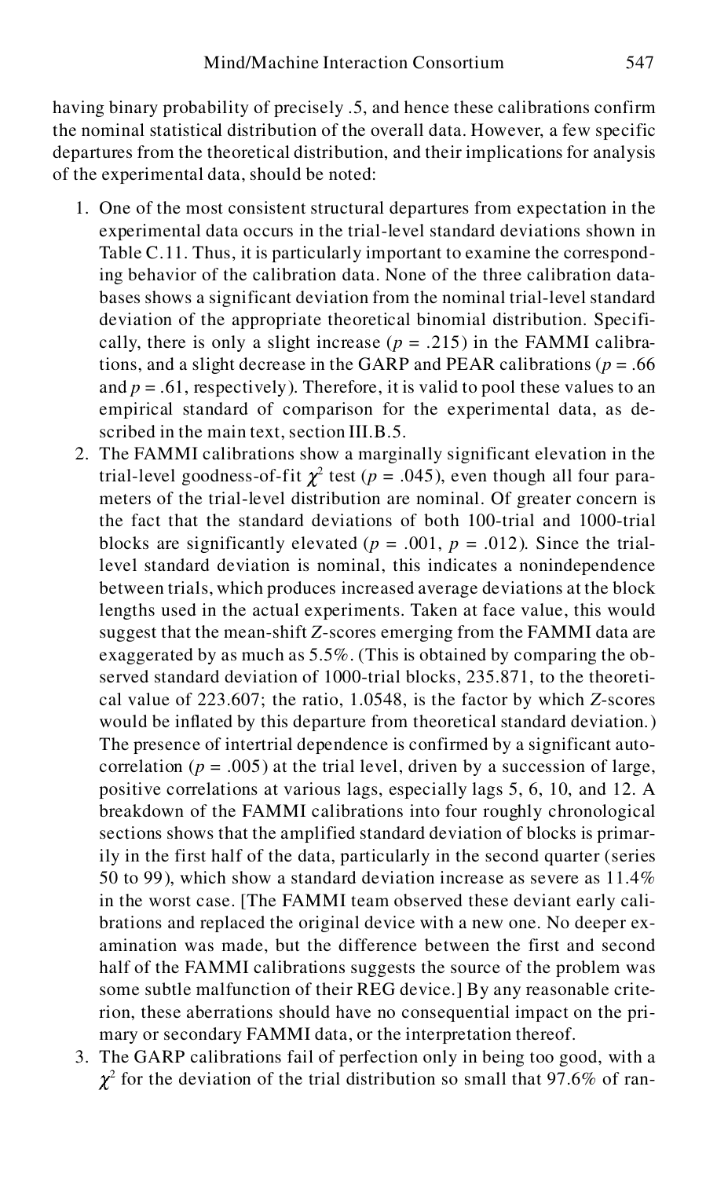having binary probability of precisely .5, and hence these calibrations confirm the nominal statistical distribution of the overall data. However, a few specific departures from the theoretical distribution, and their implications for analysis of the experimental data, should be noted:

1. One of the most consistent structural departures from expectation in the experimental data occurs in the trial-level standard deviations shown in Table C.11. Thus, it is particularly important to examine the corresponding behavior of the calibration data. None of the three calibration databases shows a significant deviation from the nominal trial-level standard deviation of the appropriate theoretical binomial distribution. Specifically, there is only a slight increase ($p = .215$) in the FAMMI calibrations, and a slight decrease in the GARP and PEAR calibrations ($p = .66$ and $p = .61$, respectively). Therefore, it is valid to pool these values to an empirical standard of comparison for the experimental data, as described in the main text, section III.B.5.
2. The FAMMI calibrations show a marginally significant elevation in the trial-level goodness-of-fit $\chi^2$ test ($p = .045$), even though all four parameters of the trial-level distribution are nominal. Of greater concern is the fact that the standard deviations of both 100-trial and 1000-trial blocks are significantly elevated ($p = .001$, $p = .012$). Since the trial-level standard deviation is nominal, this indicates a nonindependence between trials, which produces increased average deviations at the block lengths used in the actual experiments. Taken at face value, this would suggest that the mean-shift $Z$-scores emerging from the FAMMI data are exaggerated by as much as 5.5%. (This is obtained by comparing the observed standard deviation of 1000-trial blocks, 235.871, to the theoretical value of 223.607; the ratio, 1.0548, is the factor by which $Z$-scores would be inflated by this departure from theoretical standard deviation.) The presence of intertrial dependence is confirmed by a significant autocorrelation ($p = .005$) at the trial level, driven by a succession of large, positive correlations at various lags, especially lags 5, 6, 10, and 12. A breakdown of the FAMMI calibrations into four roughly chronological sections shows that the amplified standard deviation of blocks is primarily in the first half of the data, particularly in the second quarter (series 50 to 99), which show a standard deviation increase as severe as 11.4% in the worst case. [The FAMMI team observed these deviant early calibrations and replaced the original device with a new one. No deeper examination was made, but the difference between the first and second half of the FAMMI calibrations suggests the source of the problem was some subtle malfunction of their REG device.] By any reasonable criterion, these aberrations should have no consequential impact on the primary or secondary FAMMI data, or the interpretation thereof.
3. The GARP calibrations fail of perfection only in being too good, with a $\chi^2$ for the deviation of the trial distribution so small that 97.6% of ran-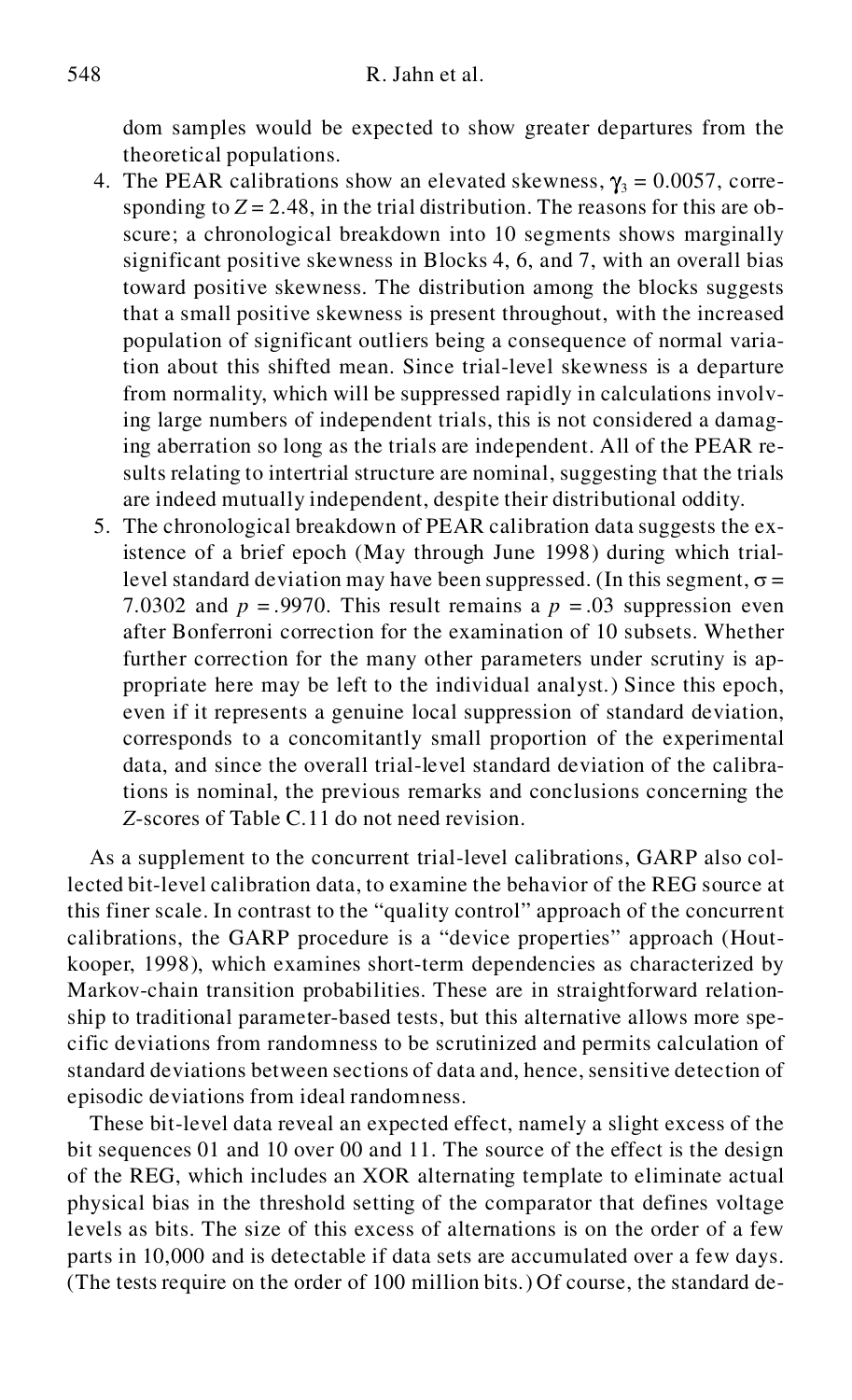dom samples would be expected to show greater departures from the theoretical populations.

4. The PEAR calibrations show an elevated skewness, $\gamma_3 = 0.0057$, corresponding to $Z = 2.48$, in the trial distribution. The reasons for this are obscure; a chronological breakdown into 10 segments shows marginally significant positive skewness in Blocks 4, 6, and 7, with an overall bias toward positive skewness. The distribution among the blocks suggests that a small positive skewness is present throughout, with the increased population of significant outliers being a consequence of normal variation about this shifted mean. Since trial-level skewness is a departure from normality, which will be suppressed rapidly in calculations involving large numbers of independent trials, this is not considered a damaging aberration so long as the trials are independent. All of the PEAR results relating to intertrial structure are nominal, suggesting that the trials are indeed mutually independent, despite their distributional oddity.
5. The chronological breakdown of PEAR calibration data suggests the existence of a brief epoch (May through June 1998) during which trial-level standard deviation may have been suppressed. (In this segment, $\sigma = 7.0302$ and $p = .9970$. This result remains a $p = .03$ suppression even after Bonferroni correction for the examination of 10 subsets. Whether further correction for the many other parameters under scrutiny is appropriate here may be left to the individual analyst.) Since this epoch, even if it represents a genuine local suppression of standard deviation, corresponds to a concomitantly small proportion of the experimental data, and since the overall trial-level standard deviation of the calibrations is nominal, the previous remarks and conclusions concerning the $Z$-scores of Table C.11 do not need revision.

As a supplement to the concurrent trial-level calibrations, GARP also collected bit-level calibration data, to examine the behavior of the REG source at this finer scale. In contrast to the "quality control" approach of the concurrent calibrations, the GARP procedure is a "device properties" approach (Houtkooper, 1998), which examines short-term dependencies as characterized by Markov-chain transition probabilities. These are in straightforward relationship to traditional parameter-based tests, but this alternative allows more specific deviations from randomness to be scrutinized and permits calculation of standard deviations between sections of data and, hence, sensitive detection of episodic deviations from ideal randomness.

These bit-level data reveal an expected effect, namely a slight excess of the bit sequences 01 and 10 over 00 and 11. The source of the effect is the design of the REG, which includes an XOR alternating template to eliminate actual physical bias in the threshold setting of the comparator that defines voltage levels as bits. The size of this excess of alternations is on the order of a few parts in 10,000 and is detectable if data sets are accumulated over a few days. (The tests require on the order of 100 million bits.) Of course, the standard de-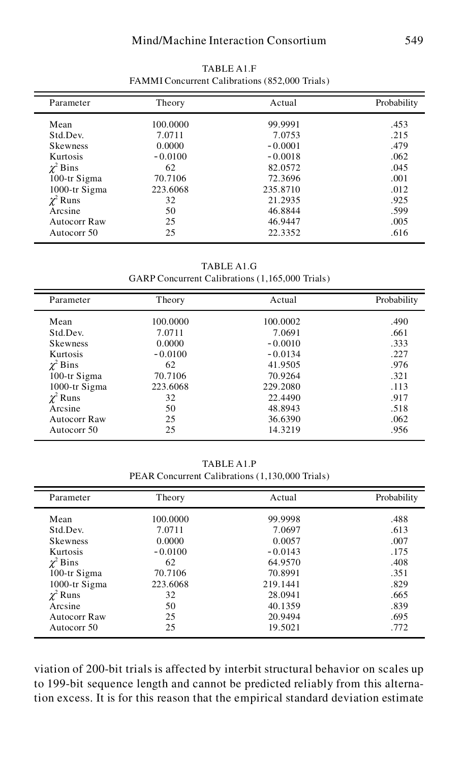TABLE A1.F
FAMMI Concurrent Calibrations (852,000 Trials)

| Parameter | Theory | Actual | Probability |
|---|---|---|---|
| Mean | 100.0000 | 99.9991 | .453 |
| Std.Dev. | 7.0711 | 7.0753 | .215 |
| Skewness | 0.0000 | -0.0001 | .479 |
| Kurtosis | -0.0100 | -0.0018 | .062 |
| $\chi^2$ Bins | 62 | 82.0572 | .045 |
| 100-tr Sigma | 70.7106 | 72.3696 | .001 |
| 1000-tr Sigma | 223.6068 | 235.8710 | .012 |
| $\chi^2$ Runs | 32 | 21.2935 | .925 |
| Arcsine | 50 | 46.8844 | .599 |
| Autocorr Raw | 25 | 46.9447 | .005 |
| Autocorr 50 | 25 | 22.3352 | .616 |

TABLE A1.G
GARP Concurrent Calibrations (1,165,000 Trials)

| Parameter | Theory | Actual | Probability |
|---|---|---|---|
| Mean | 100.0000 | 100.0002 | .490 |
| Std.Dev. | 7.0711 | 7.0691 | .661 |
| Skewness | 0.0000 | -0.0010 | .333 |
| Kurtosis | -0.0100 | -0.0134 | .227 |
| $\chi^2$ Bins | 62 | 41.9505 | .976 |
| 100-tr Sigma | 70.7106 | 70.9264 | .321 |
| 1000-tr Sigma | 223.6068 | 229.2080 | .113 |
| $\chi^2$ Runs | 32 | 22.4490 | .917 |
| Arcsine | 50 | 48.8943 | .518 |
| Autocorr Raw | 25 | 36.6390 | .062 |
| Autocorr 50 | 25 | 14.3219 | .956 |

TABLE A1.P
PEAR Concurrent Calibrations (1,130,000 Trials)

| Parameter | Theory | Actual | Probability |
|---|---|---|---|
| Mean | 100.0000 | 99.9998 | .488 |
| Std.Dev. | 7.0711 | 7.0697 | .613 |
| Skewness | 0.0000 | 0.0057 | .007 |
| Kurtosis | -0.0100 | -0.0143 | .175 |
| $\chi^2$ Bins | 62 | 64.9570 | .408 |
| 100-tr Sigma | 70.7106 | 70.8991 | .351 |
| 1000-tr Sigma | 223.6068 | 219.1441 | .829 |
| $\chi^2$ Runs | 32 | 28.0941 | .665 |
| Arcsine | 50 | 40.1359 | .839 |
| Autocorr Raw | 25 | 20.9494 | .695 |
| Autocorr 50 | 25 | 19.5021 | .772 |

viation of 200-bit trials is affected by interbit structural behavior on scales up to 199-bit sequence length and cannot be predicted reliably from this alternation excess. It is for this reason that the empirical standard deviation estimate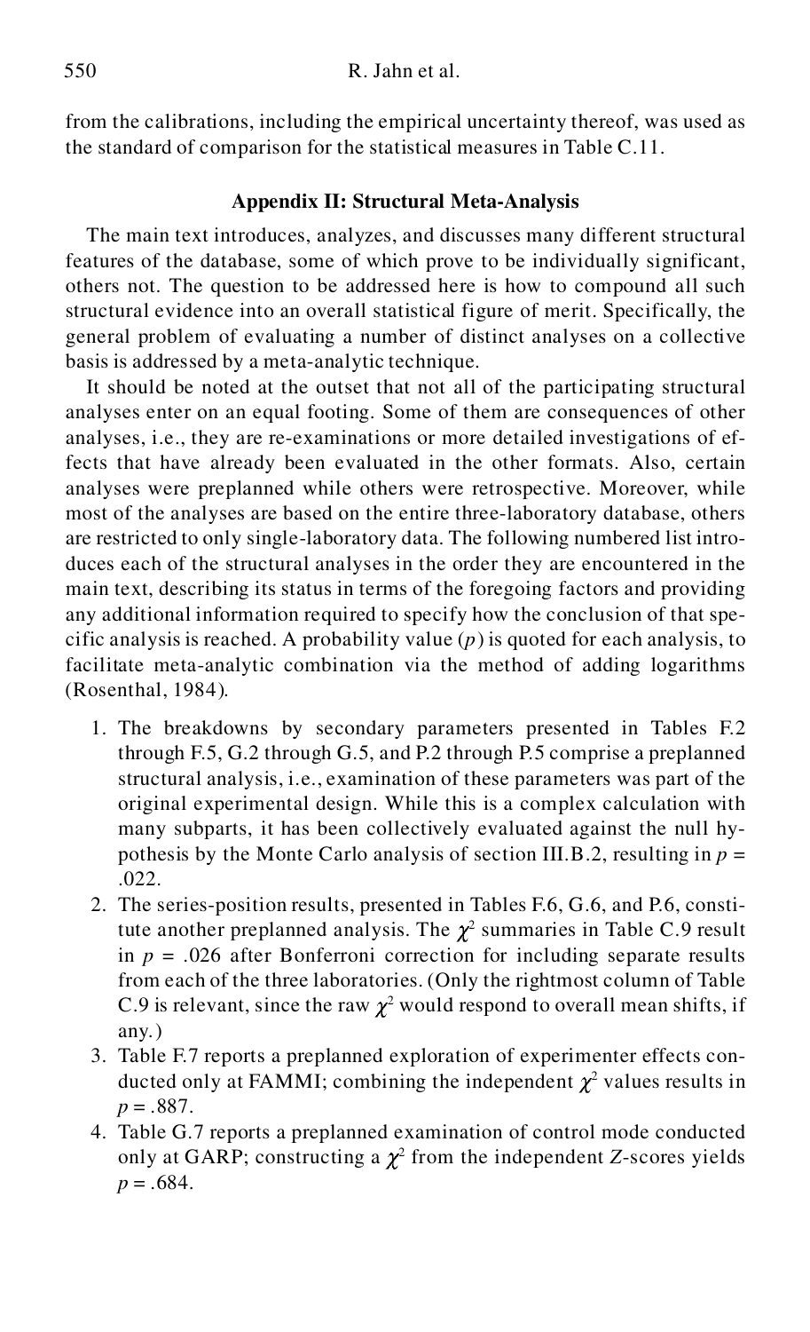from the calibrations, including the empirical uncertainty thereof, was used as the standard of comparison for the statistical measures in Table C.11.

## Appendix II: Structural Meta-Analysis

The main text introduces, analyzes, and discusses many different structural features of the database, some of which prove to be individually significant, others not. The question to be addressed here is how to compound all such structural evidence into an overall statistical figure of merit. Specifically, the general problem of evaluating a number of distinct analyses on a collective basis is addressed by a meta-analytic technique.

It should be noted at the outset that not all of the participating structural analyses enter on an equal footing. Some of them are consequences of other analyses, i.e., they are re-examinations or more detailed investigations of effects that have already been evaluated in the other formats. Also, certain analyses were preplanned while others were retrospective. Moreover, while most of the analyses are based on the entire three-laboratory database, others are restricted to only single-laboratory data. The following numbered list introduces each of the structural analyses in the order they are encountered in the main text, describing its status in terms of the foregoing factors and providing any additional information required to specify how the conclusion of that specific analysis is reached. A probability value ($p$) is quoted for each analysis, to facilitate meta-analytic combination via the method of adding logarithms (Rosenthal, 1984).

1. The breakdowns by secondary parameters presented in Tables F.2 through F.5, G.2 through G.5, and P.2 through P.5 comprise a preplanned structural analysis, i.e., examination of these parameters was part of the original experimental design. While this is a complex calculation with many subparts, it has been collectively evaluated against the null hypothesis by the Monte Carlo analysis of section III.B.2, resulting in $p = .022$.
2. The series-position results, presented in Tables F.6, G.6, and P.6, constitute another preplanned analysis. The $\chi^2$ summaries in Table C.9 result in $p = .026$ after Bonferroni correction for including separate results from each of the three laboratories. (Only the rightmost column of Table C.9 is relevant, since the raw $\chi^2$ would respond to overall mean shifts, if any.)
3. Table F.7 reports a preplanned exploration of experimenter effects conducted only at FAMMI; combining the independent $\chi^2$ values results in $p = .887$.
4. Table G.7 reports a preplanned examination of control mode conducted only at GARP; constructing a $\chi^2$ from the independent $Z$-scores yields $p = .684$.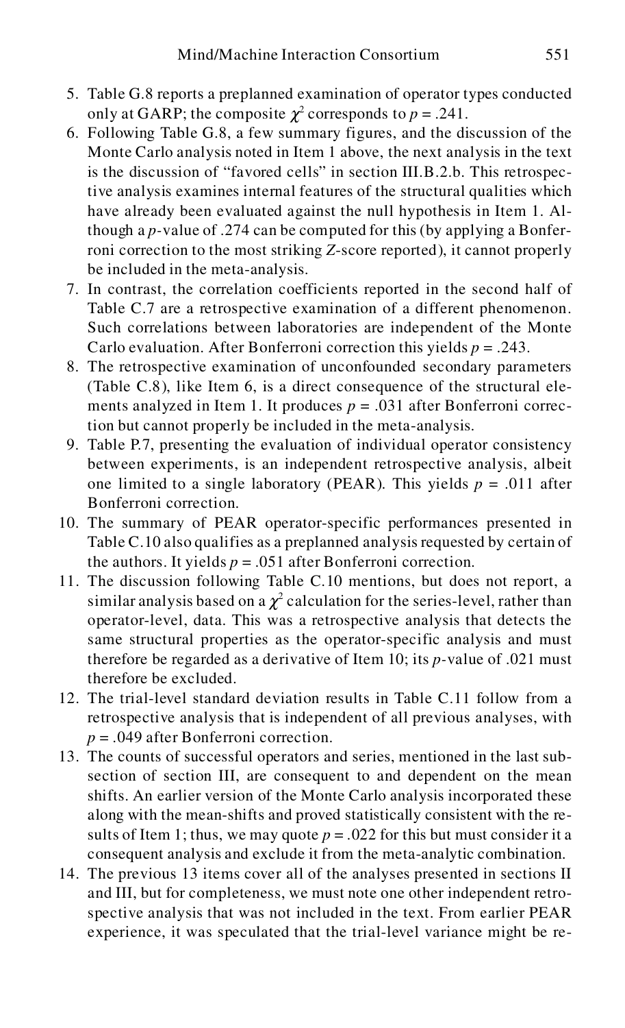5. Table G.8 reports a preplanned examination of operator types conducted only at GARP; the composite $\chi^2$ corresponds to $p = .241$.
6. Following Table G.8, a few summary figures, and the discussion of the Monte Carlo analysis noted in Item 1 above, the next analysis in the text is the discussion of "favored cells" in section III.B.2.b. This retrospective analysis examines internal features of the structural qualities which have already been evaluated against the null hypothesis in Item 1. Although a $p$-value of .274 can be computed for this (by applying a Bonferroni correction to the most striking $Z$-score reported), it cannot properly be included in the meta-analysis.
7. In contrast, the correlation coefficients reported in the second half of Table C.7 are a retrospective examination of a different phenomenon. Such correlations between laboratories are independent of the Monte Carlo evaluation. After Bonferroni correction this yields $p = .243$.
8. The retrospective examination of unconfounded secondary parameters (Table C.8), like Item 6, is a direct consequence of the structural elements analyzed in Item 1. It produces $p = .031$ after Bonferroni correction but cannot properly be included in the meta-analysis.
9. Table P.7, presenting the evaluation of individual operator consistency between experiments, is an independent retrospective analysis, albeit one limited to a single laboratory (PEAR). This yields $p = .011$ after Bonferroni correction.
10. The summary of PEAR operator-specific performances presented in Table C.10 also qualifies as a preplanned analysis requested by certain of the authors. It yields $p = .051$ after Bonferroni correction.
11. The discussion following Table C.10 mentions, but does not report, a similar analysis based on a $\chi^2$ calculation for the series-level, rather than operator-level, data. This was a retrospective analysis that detects the same structural properties as the operator-specific analysis and must therefore be regarded as a derivative of Item 10; its $p$-value of .021 must therefore be excluded.
12. The trial-level standard deviation results in Table C.11 follow from a retrospective analysis that is independent of all previous analyses, with $p = .049$ after Bonferroni correction.
13. The counts of successful operators and series, mentioned in the last subsection of section III, are consequent to and dependent on the mean shifts. An earlier version of the Monte Carlo analysis incorporated these along with the mean-shifts and proved statistically consistent with the results of Item 1; thus, we may quote $p = .022$ for this but must consider it a consequent analysis and exclude it from the meta-analytic combination.
14. The previous 13 items cover all of the analyses presented in sections II and III, but for completeness, we must note one other independent retrospective analysis that was not included in the text. From earlier PEAR experience, it was speculated that the trial-level variance might be re-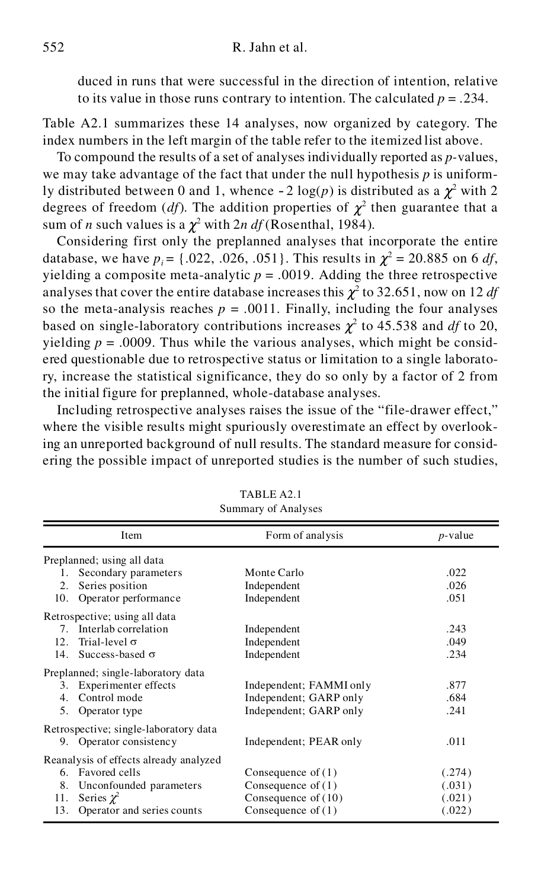duced in runs that were successful in the direction of intention, relative to its value in those runs contrary to intention. The calculated $p = .234$.

Table A2.1 summarizes these 14 analyses, now organized by category. The index numbers in the left margin of the table refer to the itemized list above.

To compound the results of a set of analyses individually reported as $p$-values, we may take advantage of the fact that under the null hypothesis $p$ is uniformly distributed between 0 and 1, whence $-2\log(p)$ is distributed as a $\chi^2$ with 2 degrees of freedom ($df$). The addition properties of $\chi^2$ then guarantee that a sum of $n$ such values is a $\chi^2$ with $2n$ $df$ (Rosenthal, 1984).

Considering first only the preplanned analyses that incorporate the entire database, we have $p_i = \{.022, .026, .051\}$. This results in $\chi^2 = 20.885$ on 6 $df$, yielding a composite meta-analytic $p = .0019$. Adding the three retrospective analyses that cover the entire database increases this $\chi^2$ to 32.651, now on 12 $df$ so the meta-analysis reaches $p = .0011$. Finally, including the four analyses based on single-laboratory contributions increases $\chi^2$ to 45.538 and $df$ to 20, yielding $p = .0009$. Thus while the various analyses, which might be considered questionable due to retrospective status or limitation to a single laboratory, increase the statistical significance, they do so only by a factor of 2 from the initial figure for preplanned, whole-database analyses.

Including retrospective analyses raises the issue of the "file-drawer effect," where the visible results might spuriously overestimate an effect by overlooking an unreported background of null results. The standard measure for considering the possible impact of unreported studies is the number of such studies,

TABLE A2.1
Summary of Analyses

| Item | Form of analysis | $p$-value |
|---|---|---|
| Preplanned; using all data | | |
| 1. Secondary parameters | Monte Carlo | .022 |
| 2. Series position | Independent | .026 |
| 10. Operator performance | Independent | .051 |
| Retrospective; using all data | | |
| 7. Interlab correlation | Independent | .243 |
| 12. Trial-level $\sigma$ | Independent | .049 |
| 14. Success-based $\sigma$ | Independent | .234 |
| Preplanned; single-laboratory data | | |
| 3. Experimenter effects | Independent; FAMMI only | .877 |
| 4. Control mode | Independent; GARP only | .684 |
| 5. Operator type | Independent; GARP only | .241 |
| Retrospective; single-laboratory data | | |
| 9. Operator consistency | Independent; PEAR only | .011 |
| Reanalysis of effects already analyzed | | |
| 6. Favored cells | Consequence of (1) | (.274) |
| 8. Unconfounded parameters | Consequence of (1) | (.031) |
| 11. Series $\chi^2$ | Consequence of (10) | (.021) |
| 13. Operator and series counts | Consequence of (1) | (.022) |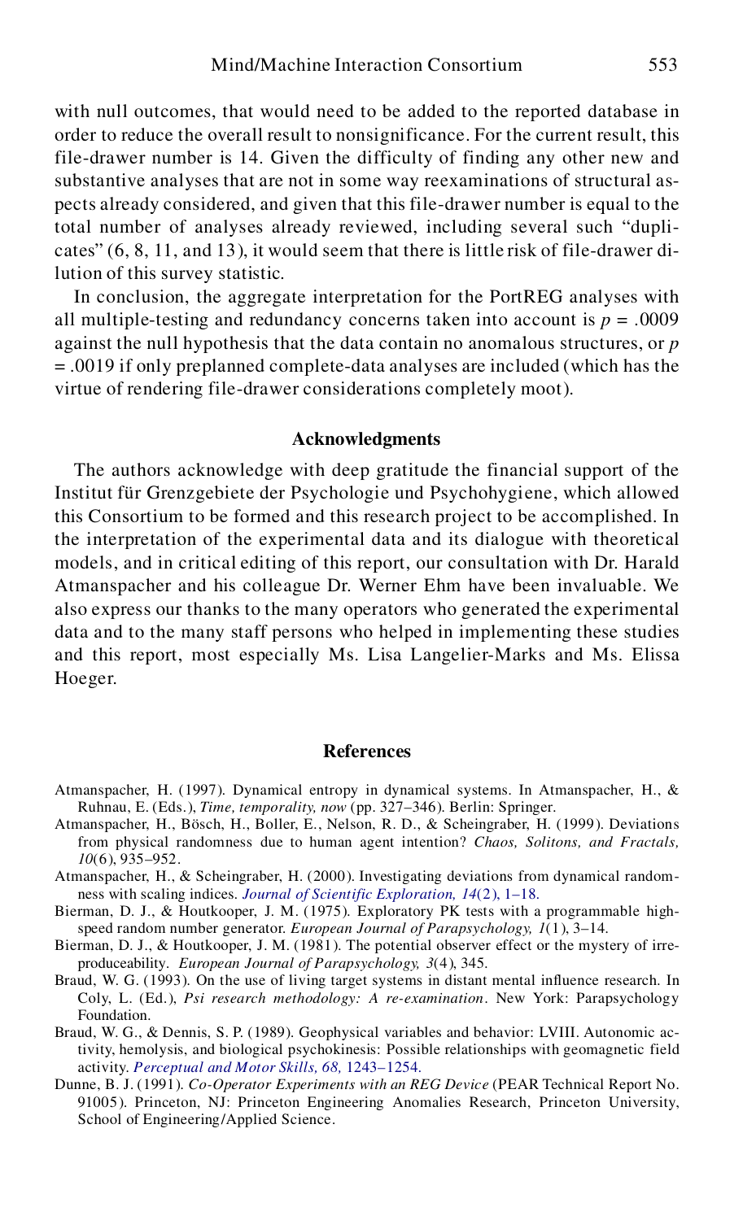with null outcomes, that would need to be added to the reported database in order to reduce the overall result to nonsignificance. For the current result, this file-drawer number is 14. Given the difficulty of finding any other new and substantive analyses that are not in some way reexaminations of structural aspects already considered, and given that this file-drawer number is equal to the total number of analyses already reviewed, including several such "duplicates" (6, 8, 11, and 13), it would seem that there is little risk of file-drawer dilution of this survey statistic.

In conclusion, the aggregate interpretation for the PortREG analyses with all multiple-testing and redundancy concerns taken into account is $p = .0009$ against the null hypothesis that the data contain no anomalous structures, or $p = .0019$ if only preplanned complete-data analyses are included (which has the virtue of rendering file-drawer considerations completely moot).

## Acknowledgments

The authors acknowledge with deep gratitude the financial support of the Institut für Grenzgebiete der Psychologie und Psychohygiene, which allowed this Consortium to be formed and this research project to be accomplished. In the interpretation of the experimental data and its dialogue with theoretical models, and in critical editing of this report, our consultation with Dr. Harald Atmanspacher and his colleague Dr. Werner Ehm have been invaluable. We also express our thanks to the many operators who generated the experimental data and to the many staff persons who helped in implementing these studies and this report, most especially Ms. Lisa Langelier-Marks and Ms. Elissa Hoeger.

## References

Atmanspacher, H. (1997). Dynamical entropy in dynamical systems. In Atmanspacher, H., & Ruhnau, E. (Eds.), *Time, temporality, now* (pp. 327–346). Berlin: Springer.

Atmanspacher, H., Bösch, H., Boller, E., Nelson, R. D., & Scheingraber, H. (1999). Deviations from physical randomness due to human agent intention? *Chaos, Solitons, and Fractals, 10*(6), 935–952.

Atmanspacher, H., & Scheingraber, H. (2000). Investigating deviations from dynamical randomness with scaling indices. *Journal of Scientific Exploration, 14*(2), 1–18.

Bierman, D. J., & Houtkooper, J. M. (1975). Exploratory PK tests with a programmable high-speed random number generator. *European Journal of Parapsychology, 1*(1), 3–14.

Bierman, D. J., & Houtkooper, J. M. (1981). The potential observer effect or the mystery of irreproduceability. *European Journal of Parapsychology, 3*(4), 345.

Braud, W. G. (1993). On the use of living target systems in distant mental influence research. In Coly, L. (Ed.), *Psi research methodology: A re-examination*. New York: Parapsychology Foundation.

Braud, W. G., & Dennis, S. P. (1989). Geophysical variables and behavior: LVIII. Autonomic activity, hemolysis, and biological psychokinesis: Possible relationships with geomagnetic field activity. *Perceptual and Motor Skills, 68,* 1243–1254.

Dunne, B. J. (1991). *Co-Operator Experiments with an REG Device* (PEAR Technical Report No. 91005). Princeton, NJ: Princeton Engineering Anomalies Research, Princeton University, School of Engineering/Applied Science.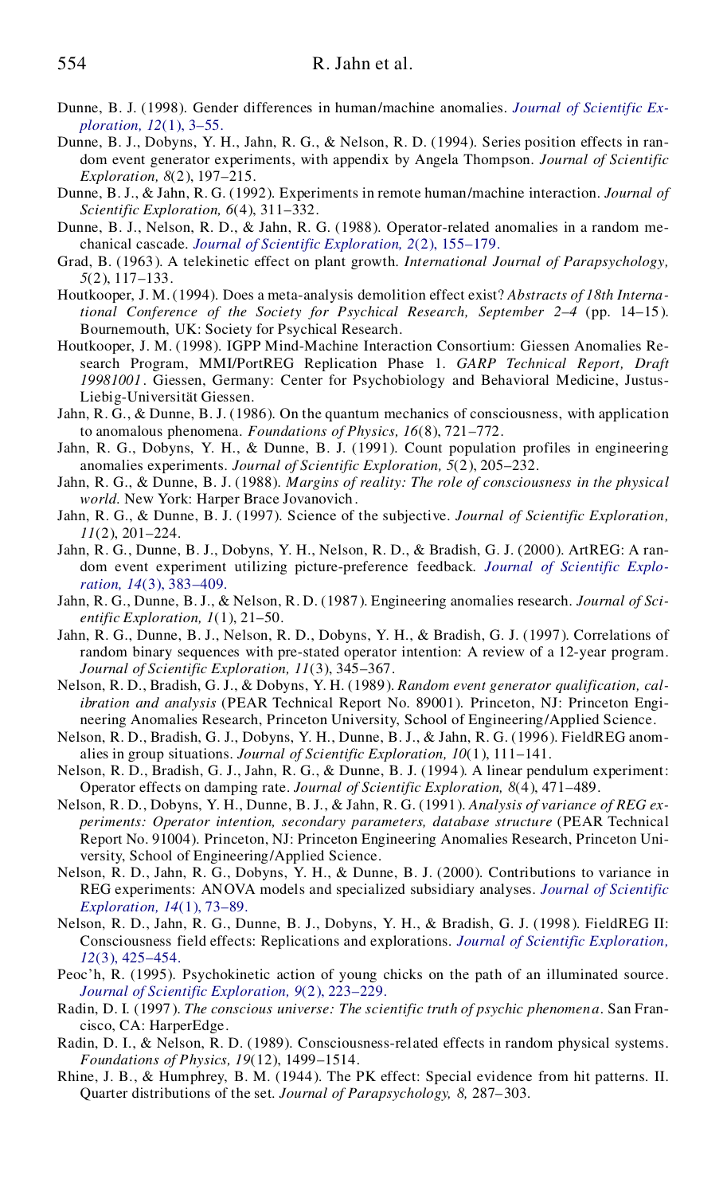Dunne, B. J. (1998). Gender differences in human/machine anomalies. *Journal of Scientific Exploration, 12*(1), 3–55.

Dunne, B. J., Dobyns, Y. H., Jahn, R. G., & Nelson, R. D. (1994). Series position effects in random event generator experiments, with appendix by Angela Thompson. *Journal of Scientific Exploration, 8*(2), 197–215.

Dunne, B. J., & Jahn, R. G. (1992). Experiments in remote human/machine interaction. *Journal of Scientific Exploration, 6*(4), 311–332.

Dunne, B. J., Nelson, R. D., & Jahn, R. G. (1988). Operator-related anomalies in a random mechanical cascade. *Journal of Scientific Exploration, 2*(2), 155–179.

Grad, B. (1963). A telekinetic effect on plant growth. *International Journal of Parapsychology, 5*(2), 117–133.

Houtkooper, J. M. (1994). Does a meta-analysis demolition effect exist? *Abstracts of 18th International Conference of the Society for Psychical Research, September 2–4* (pp. 14–15). Bournemouth, UK: Society for Psychical Research.

Houtkooper, J. M. (1998). IGPP Mind-Machine Interaction Consortium: Giessen Anomalies Research Program, MMI/PortREG Replication Phase 1. *GARP Technical Report, Draft 19981001*. Giessen, Germany: Center for Psychobiology and Behavioral Medicine, Justus-Liebig-Universität Giessen.

Jahn, R. G., & Dunne, B. J. (1986). On the quantum mechanics of consciousness, with application to anomalous phenomena. *Foundations of Physics, 16*(8), 721–772.

Jahn, R. G., Dobyns, Y. H., & Dunne, B. J. (1991). Count population profiles in engineering anomalies experiments. *Journal of Scientific Exploration, 5*(2), 205–232.

Jahn, R. G., & Dunne, B. J. (1988). *Margins of reality: The role of consciousness in the physical world.* New York: Harper Brace Jovanovich.

Jahn, R. G., & Dunne, B. J. (1997). Science of the subjective. *Journal of Scientific Exploration, 11*(2), 201–224.

Jahn, R. G., Dunne, B. J., Dobyns, Y. H., Nelson, R. D., & Bradish, G. J. (2000). ArtREG: A random event experiment utilizing picture-preference feedback. *Journal of Scientific Exploration, 14*(3), 383–409.

Jahn, R. G., Dunne, B. J., & Nelson, R. D. (1987). Engineering anomalies research. *Journal of Scientific Exploration, 1*(1), 21–50.

Jahn, R. G., Dunne, B. J., Nelson, R. D., Dobyns, Y. H., & Bradish, G. J. (1997). Correlations of random binary sequences with pre-stated operator intention: A review of a 12-year program. *Journal of Scientific Exploration, 11*(3), 345–367.

Nelson, R. D., Bradish, G. J., & Dobyns, Y. H. (1989). *Random event generator qualification, calibration and analysis* (PEAR Technical Report No. 89001). Princeton, NJ: Princeton Engineering Anomalies Research, Princeton University, School of Engineering/Applied Science.

Nelson, R. D., Bradish, G. J., Dobyns, Y. H., Dunne, B. J., & Jahn, R. G. (1996). FieldREG anomalies in group situations. *Journal of Scientific Exploration, 10*(1), 111–141.

Nelson, R. D., Bradish, G. J., Jahn, R. G., & Dunne, B. J. (1994). A linear pendulum experiment: Operator effects on damping rate. *Journal of Scientific Exploration, 8*(4), 471–489.

Nelson, R. D., Dobyns, Y. H., Dunne, B. J., & Jahn, R. G. (1991). *Analysis of variance of REG experiments: Operator intention, secondary parameters, database structure* (PEAR Technical Report No. 91004). Princeton, NJ: Princeton Engineering Anomalies Research, Princeton University, School of Engineering/Applied Science.

Nelson, R. D., Jahn, R. G., Dobyns, Y. H., & Dunne, B. J. (2000). Contributions to variance in REG experiments: ANOVA models and specialized subsidiary analyses. *Journal of Scientific Exploration, 14*(1), 73–89.

Nelson, R. D., Jahn, R. G., Dunne, B. J., Dobyns, Y. H., & Bradish, G. J. (1998). FieldREG II: Consciousness field effects: Replications and explorations. *Journal of Scientific Exploration, 12*(3), 425–454.

Peoc'h, R. (1995). Psychokinetic action of young chicks on the path of an illuminated source. *Journal of Scientific Exploration, 9*(2), 223–229.

Radin, D. I. (1997). *The conscious universe: The scientific truth of psychic phenomena*. San Francisco, CA: HarperEdge.

Radin, D. I., & Nelson, R. D. (1989). Consciousness-related effects in random physical systems. *Foundations of Physics, 19*(12), 1499–1514.

Rhine, J. B., & Humphrey, B. M. (1944). The PK effect: Special evidence from hit patterns. II. Quarter distributions of the set. *Journal of Parapsychology, 8,* 287–303.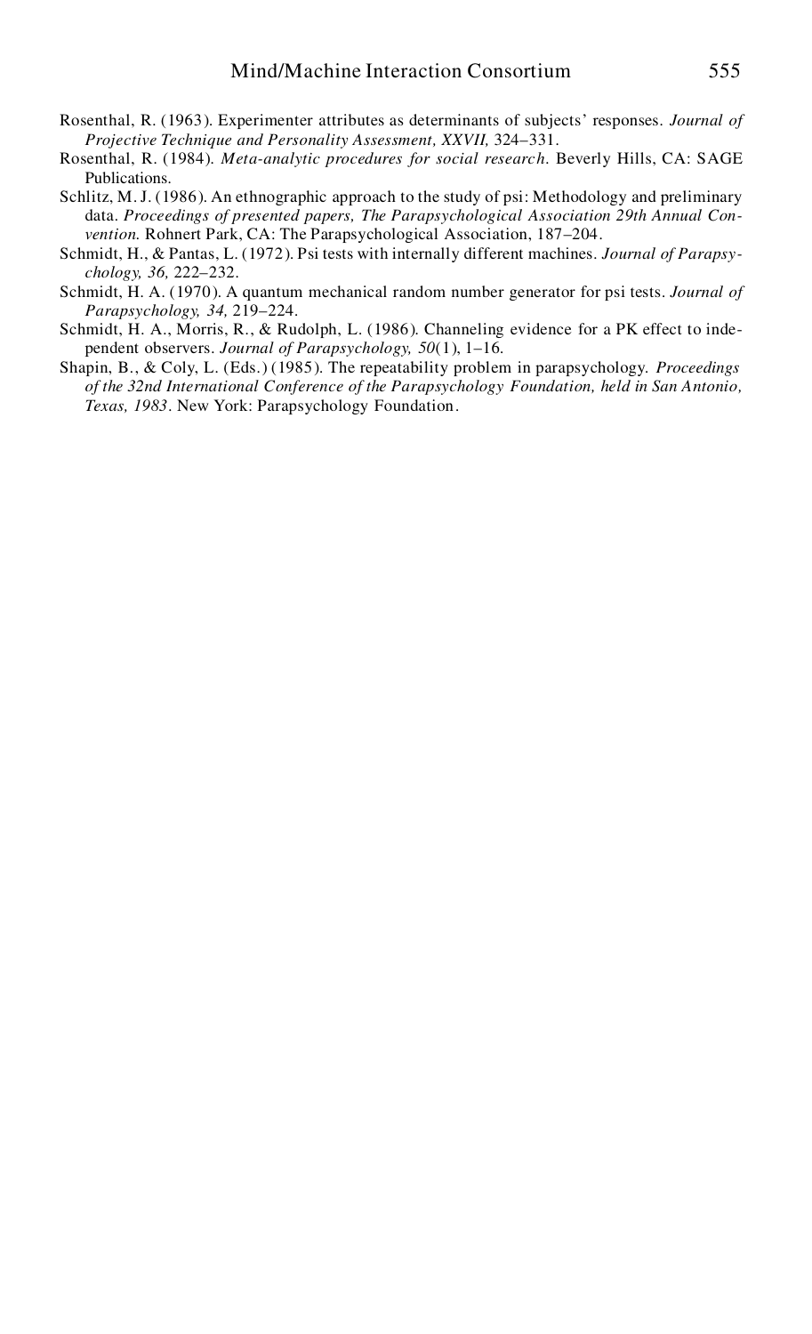Rosenthal, R. (1963). Experimenter attributes as determinants of subjects' responses. *Journal of Projective Technique and Personality Assessment, XXVII,* 324–331.

Rosenthal, R. (1984). *Meta-analytic procedures for social research*. Beverly Hills, CA: SAGE Publications.

Schlitz, M. J. (1986). An ethnographic approach to the study of psi: Methodology and preliminary data. *Proceedings of presented papers, The Parapsychological Association 29th Annual Convention.* Rohnert Park, CA: The Parapsychological Association, 187–204.

Schmidt, H., & Pantas, L. (1972). Psi tests with internally different machines. *Journal of Parapsychology, 36,* 222–232.

Schmidt, H. A. (1970). A quantum mechanical random number generator for psi tests. *Journal of Parapsychology, 34,* 219–224.

Schmidt, H. A., Morris, R., & Rudolph, L. (1986). Channeling evidence for a PK effect to independent observers. *Journal of Parapsychology, 50*(1), 1–16.

Shapin, B., & Coly, L. (Eds.) (1985). The repeatability problem in parapsychology. *Proceedings of the 32nd International Conference of the Parapsychology Foundation, held in San Antonio, Texas, 1983*. New York: Parapsychology Foundation.